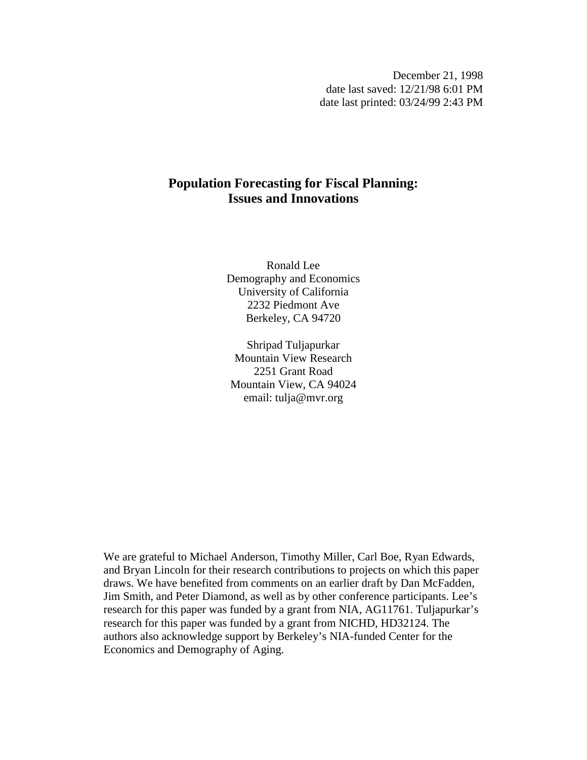December 21, 1998
date last saved: 12/21/98 6:01 PM
date last printed: 03/24/99 2:43 PM

# Population Forecasting for Fiscal Planning: Issues and Innovations

Ronald Lee
Demography and Economics
University of California
2232 Piedmont Ave
Berkeley, CA 94720

Shripad Tuljapurkar
Mountain View Research
2251 Grant Road
Mountain View, CA 94024
email: tulja@mvr.org

We are grateful to Michael Anderson, Timothy Miller, Carl Boe, Ryan Edwards, and Bryan Lincoln for their research contributions to projects on which this paper draws. We have benefited from comments on an earlier draft by Dan McFadden, Jim Smith, and Peter Diamond, as well as by other conference participants. Lee's research for this paper was funded by a grant from NIA, AG11761. Tuljapurkar's research for this paper was funded by a grant from NICHD, HD32124. The authors also acknowledge support by Berkeley's NIA-funded Center for the Economics and Demography of Aging.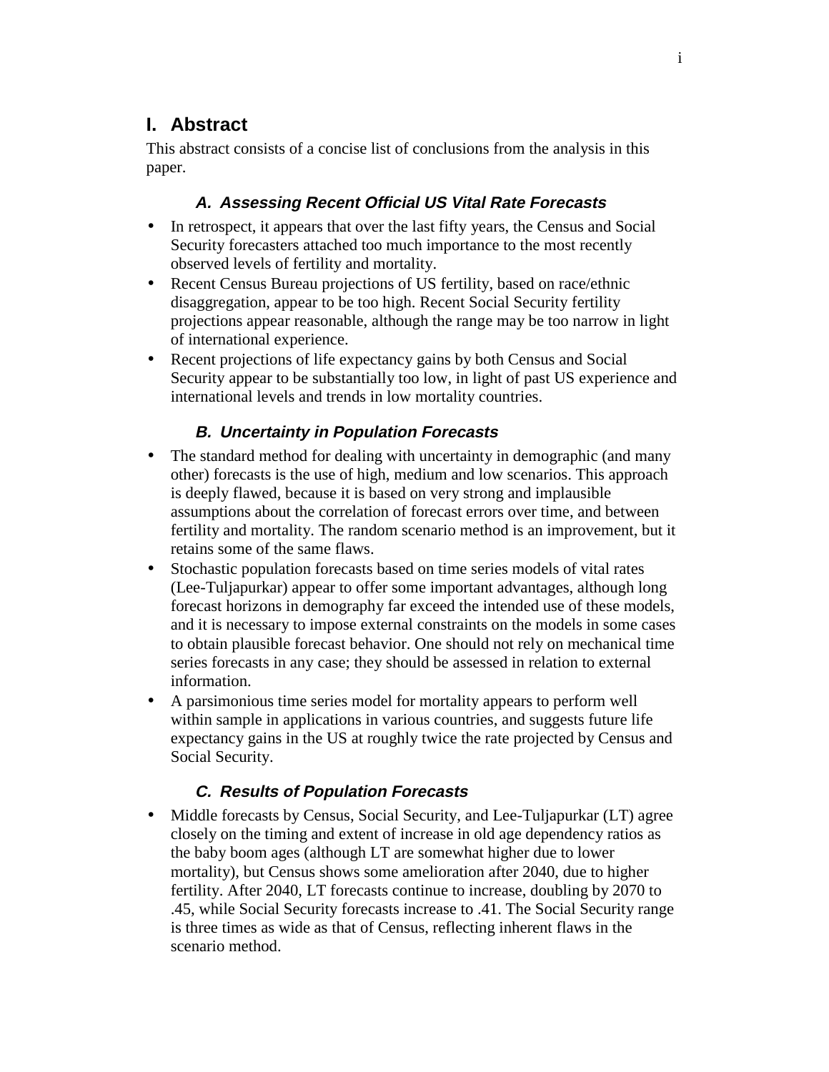## I. Abstract

This abstract consists of a concise list of conclusions from the analysis in this paper.

### *A. Assessing Recent Official US Vital Rate Forecasts*

- In retrospect, it appears that over the last fifty years, the Census and Social Security forecasters attached too much importance to the most recently observed levels of fertility and mortality.
- Recent Census Bureau projections of US fertility, based on race/ethnic disaggregation, appear to be too high. Recent Social Security fertility projections appear reasonable, although the range may be too narrow in light of international experience.
- Recent projections of life expectancy gains by both Census and Social Security appear to be substantially too low, in light of past US experience and international levels and trends in low mortality countries.

### *B. Uncertainty in Population Forecasts*

- The standard method for dealing with uncertainty in demographic (and many other) forecasts is the use of high, medium and low scenarios. This approach is deeply flawed, because it is based on very strong and implausible assumptions about the correlation of forecast errors over time, and between fertility and mortality. The random scenario method is an improvement, but it retains some of the same flaws.
- Stochastic population forecasts based on time series models of vital rates (Lee-Tuljapurkar) appear to offer some important advantages, although long forecast horizons in demography far exceed the intended use of these models, and it is necessary to impose external constraints on the models in some cases to obtain plausible forecast behavior. One should not rely on mechanical time series forecasts in any case; they should be assessed in relation to external information.
- A parsimonious time series model for mortality appears to perform well within sample in applications in various countries, and suggests future life expectancy gains in the US at roughly twice the rate projected by Census and Social Security.

### *C. Results of Population Forecasts*

- Middle forecasts by Census, Social Security, and Lee-Tuljapurkar (LT) agree closely on the timing and extent of increase in old age dependency ratios as the baby boom ages (although LT are somewhat higher due to lower mortality), but Census shows some amelioration after 2040, due to higher fertility. After 2040, LT forecasts continue to increase, doubling by 2070 to .45, while Social Security forecasts increase to .41. The Social Security range is three times as wide as that of Census, reflecting inherent flaws in the scenario method.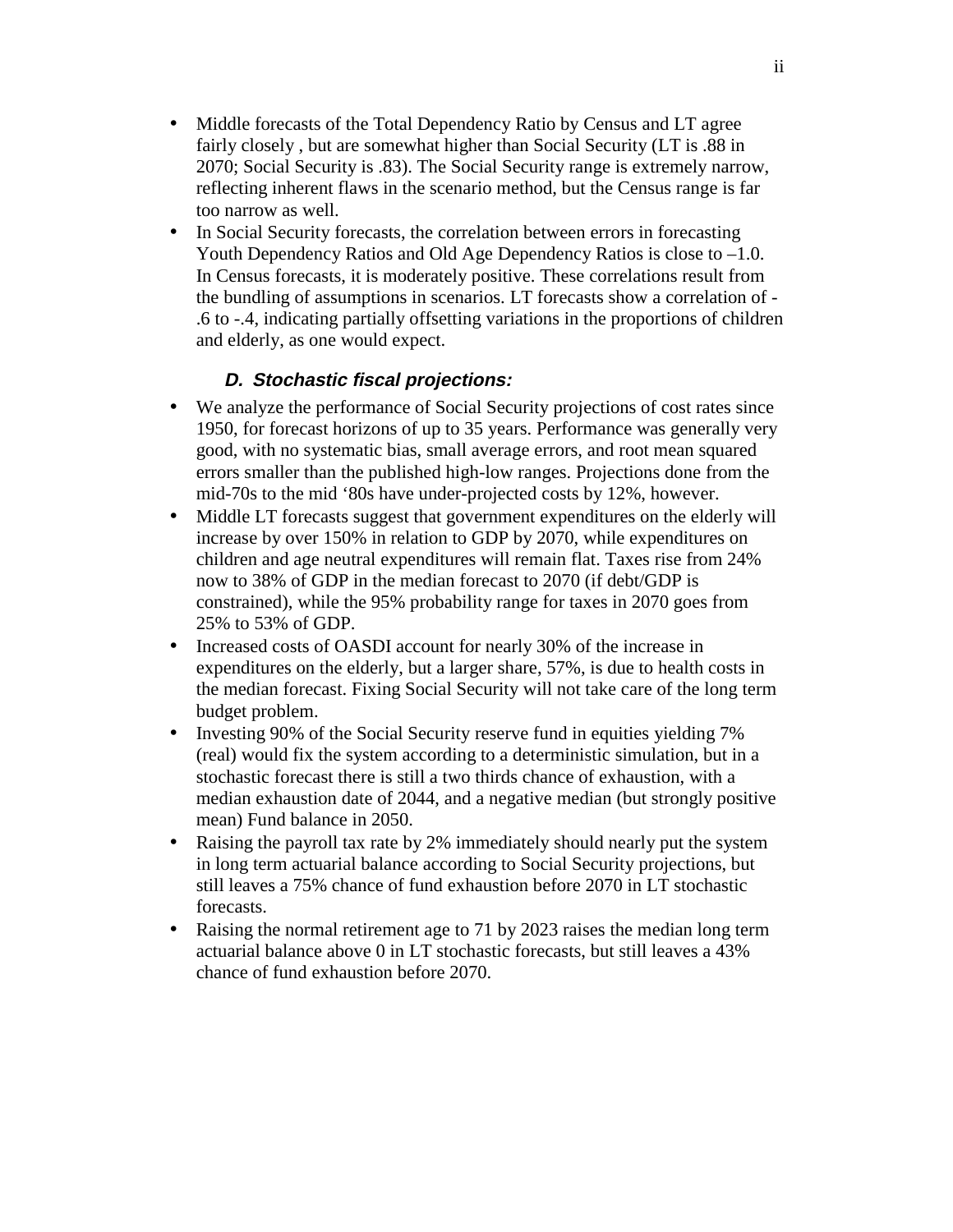- Middle forecasts of the Total Dependency Ratio by Census and LT agree fairly closely , but are somewhat higher than Social Security (LT is .88 in 2070; Social Security is .83). The Social Security range is extremely narrow, reflecting inherent flaws in the scenario method, but the Census range is far too narrow as well.
- In Social Security forecasts, the correlation between errors in forecasting Youth Dependency Ratios and Old Age Dependency Ratios is close to –1.0. In Census forecasts, it is moderately positive. These correlations result from the bundling of assumptions in scenarios. LT forecasts show a correlation of -.6 to -.4, indicating partially offsetting variations in the proportions of children and elderly, as one would expect.

### *D. Stochastic fiscal projections:*

- We analyze the performance of Social Security projections of cost rates since 1950, for forecast horizons of up to 35 years. Performance was generally very good, with no systematic bias, small average errors, and root mean squared errors smaller than the published high-low ranges. Projections done from the mid-70s to the mid ‘80s have under-projected costs by 12%, however.
- Middle LT forecasts suggest that government expenditures on the elderly will increase by over 150% in relation to GDP by 2070, while expenditures on children and age neutral expenditures will remain flat. Taxes rise from 24% now to 38% of GDP in the median forecast to 2070 (if debt/GDP is constrained), while the 95% probability range for taxes in 2070 goes from 25% to 53% of GDP.
- Increased costs of OASDI account for nearly 30% of the increase in expenditures on the elderly, but a larger share, 57%, is due to health costs in the median forecast. Fixing Social Security will not take care of the long term budget problem.
- Investing 90% of the Social Security reserve fund in equities yielding 7% (real) would fix the system according to a deterministic simulation, but in a stochastic forecast there is still a two thirds chance of exhaustion, with a median exhaustion date of 2044, and a negative median (but strongly positive mean) Fund balance in 2050.
- Raising the payroll tax rate by 2% immediately should nearly put the system in long term actuarial balance according to Social Security projections, but still leaves a 75% chance of fund exhaustion before 2070 in LT stochastic forecasts.
- Raising the normal retirement age to 71 by 2023 raises the median long term actuarial balance above 0 in LT stochastic forecasts, but still leaves a 43% chance of fund exhaustion before 2070.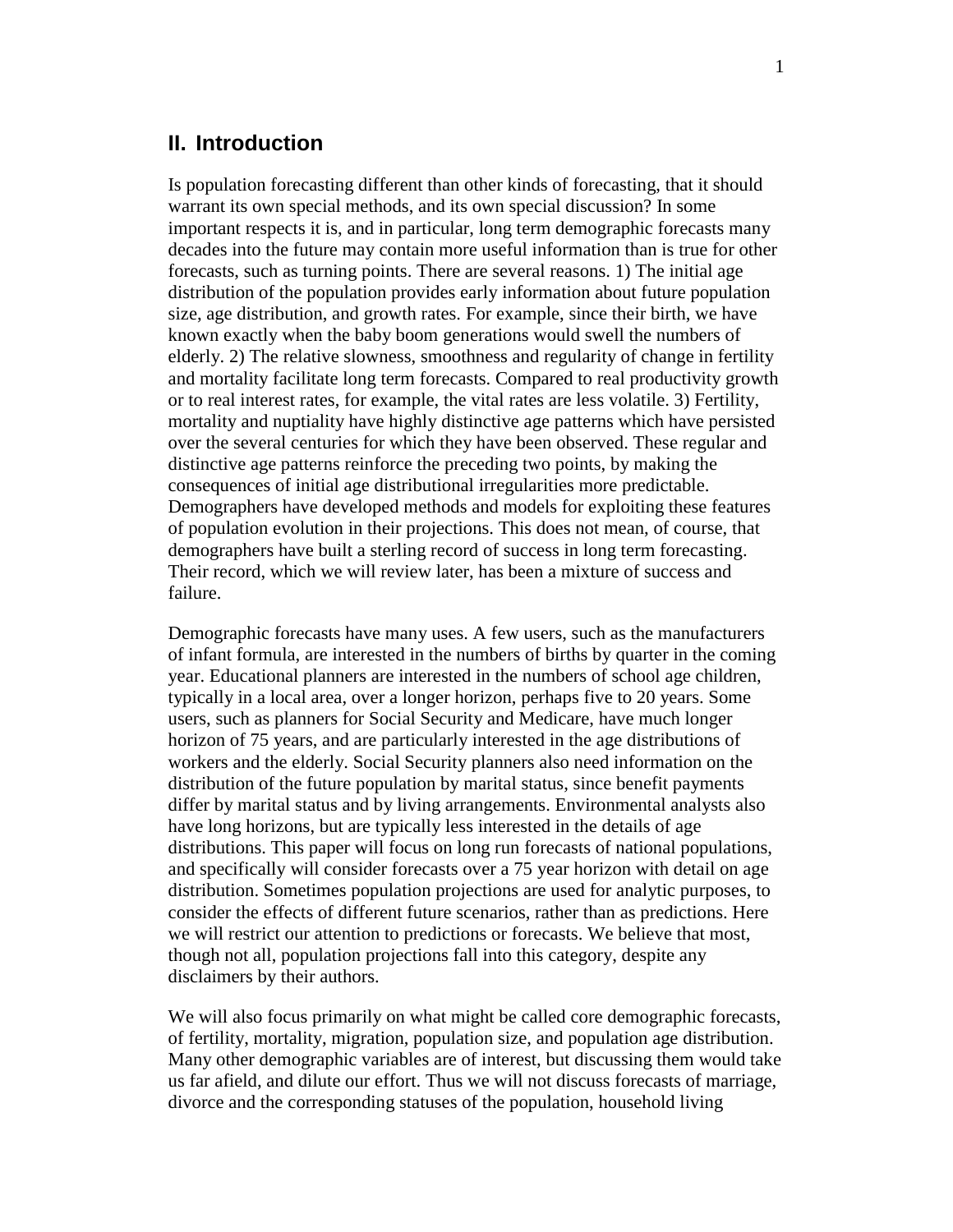## II. Introduction

Is population forecasting different than other kinds of forecasting, that it should warrant its own special methods, and its own special discussion? In some important respects it is, and in particular, long term demographic forecasts many decades into the future may contain more useful information than is true for other forecasts, such as turning points. There are several reasons. 1) The initial age distribution of the population provides early information about future population size, age distribution, and growth rates. For example, since their birth, we have known exactly when the baby boom generations would swell the numbers of elderly. 2) The relative slowness, smoothness and regularity of change in fertility and mortality facilitate long term forecasts. Compared to real productivity growth or to real interest rates, for example, the vital rates are less volatile. 3) Fertility, mortality and nuptiality have highly distinctive age patterns which have persisted over the several centuries for which they have been observed. These regular and distinctive age patterns reinforce the preceding two points, by making the consequences of initial age distributional irregularities more predictable. Demographers have developed methods and models for exploiting these features of population evolution in their projections. This does not mean, of course, that demographers have built a sterling record of success in long term forecasting. Their record, which we will review later, has been a mixture of success and failure.

Demographic forecasts have many uses. A few users, such as the manufacturers of infant formula, are interested in the numbers of births by quarter in the coming year. Educational planners are interested in the numbers of school age children, typically in a local area, over a longer horizon, perhaps five to 20 years. Some users, such as planners for Social Security and Medicare, have much longer horizon of 75 years, and are particularly interested in the age distributions of workers and the elderly. Social Security planners also need information on the distribution of the future population by marital status, since benefit payments differ by marital status and by living arrangements. Environmental analysts also have long horizons, but are typically less interested in the details of age distributions. This paper will focus on long run forecasts of national populations, and specifically will consider forecasts over a 75 year horizon with detail on age distribution. Sometimes population projections are used for analytic purposes, to consider the effects of different future scenarios, rather than as predictions. Here we will restrict our attention to predictions or forecasts. We believe that most, though not all, population projections fall into this category, despite any disclaimers by their authors.

We will also focus primarily on what might be called core demographic forecasts, of fertility, mortality, migration, population size, and population age distribution. Many other demographic variables are of interest, but discussing them would take us far afield, and dilute our effort. Thus we will not discuss forecasts of marriage, divorce and the corresponding statuses of the population, household living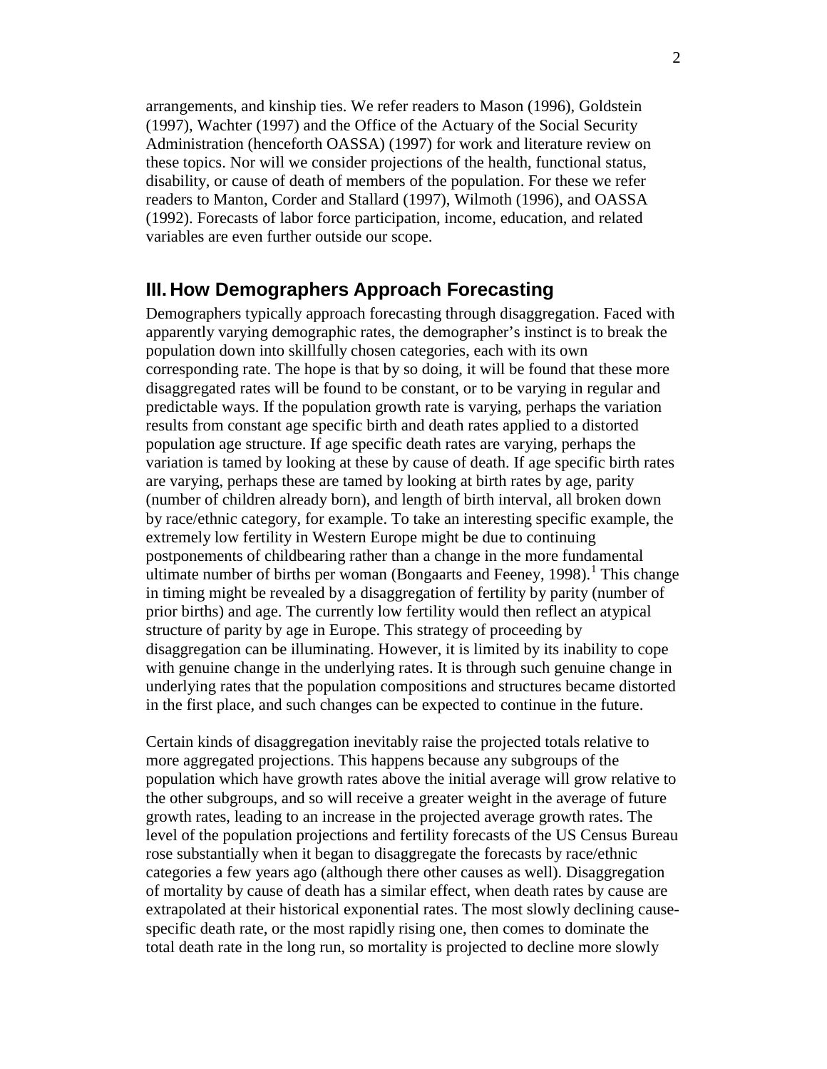arrangements, and kinship ties. We refer readers to Mason (1996), Goldstein (1997), Wachter (1997) and the Office of the Actuary of the Social Security Administration (henceforth OASSA) (1997) for work and literature review on these topics. Nor will we consider projections of the health, functional status, disability, or cause of death of members of the population. For these we refer readers to Manton, Corder and Stallard (1997), Wilmoth (1996), and OASSA (1992). Forecasts of labor force participation, income, education, and related variables are even further outside our scope.

## III. How Demographers Approach Forecasting

Demographers typically approach forecasting through disaggregation. Faced with apparently varying demographic rates, the demographer's instinct is to break the population down into skillfully chosen categories, each with its own corresponding rate. The hope is that by so doing, it will be found that these more disaggregated rates will be found to be constant, or to be varying in regular and predictable ways. If the population growth rate is varying, perhaps the variation results from constant age specific birth and death rates applied to a distorted population age structure. If age specific death rates are varying, perhaps the variation is tamed by looking at these by cause of death. If age specific birth rates are varying, perhaps these are tamed by looking at birth rates by age, parity (number of children already born), and length of birth interval, all broken down by race/ethnic category, for example. To take an interesting specific example, the extremely low fertility in Western Europe might be due to continuing postponements of childbearing rather than a change in the more fundamental ultimate number of births per woman (Bongaarts and Feeney, 1998).[1] This change in timing might be revealed by a disaggregation of fertility by parity (number of prior births) and age. The currently low fertility would then reflect an atypical structure of parity by age in Europe. This strategy of proceeding by disaggregation can be illuminating. However, it is limited by its inability to cope with genuine change in the underlying rates. It is through such genuine change in underlying rates that the population compositions and structures became distorted in the first place, and such changes can be expected to continue in the future.

Certain kinds of disaggregation inevitably raise the projected totals relative to more aggregated projections. This happens because any subgroups of the population which have growth rates above the initial average will grow relative to the other subgroups, and so will receive a greater weight in the average of future growth rates, leading to an increase in the projected average growth rates. The level of the population projections and fertility forecasts of the US Census Bureau rose substantially when it began to disaggregate the forecasts by race/ethnic categories a few years ago (although there other causes as well). Disaggregation of mortality by cause of death has a similar effect, when death rates by cause are extrapolated at their historical exponential rates. The most slowly declining cause-specific death rate, or the most rapidly rising one, then comes to dominate the total death rate in the long run, so mortality is projected to decline more slowly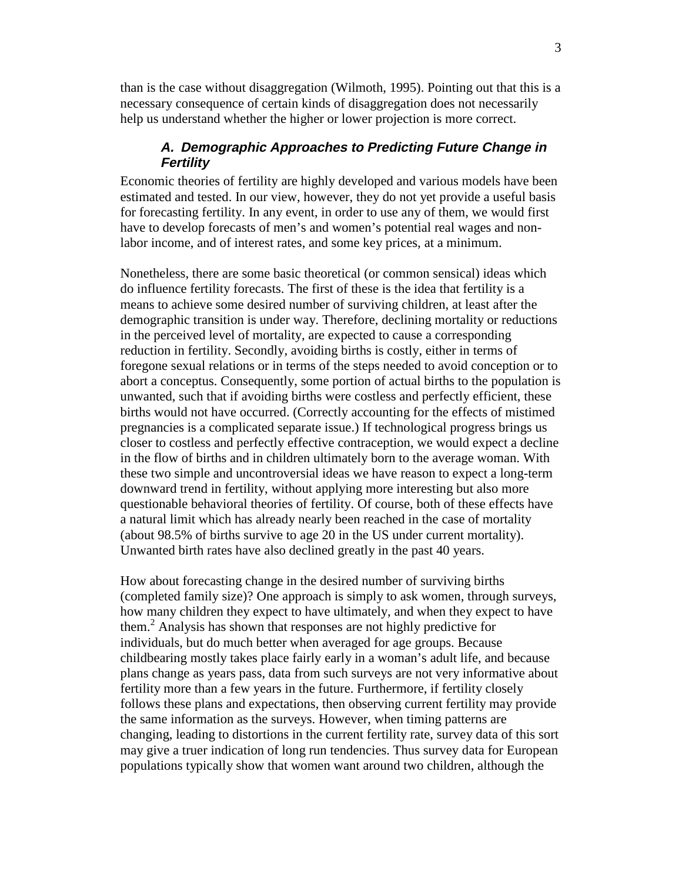than is the case without disaggregation (Wilmoth, 1995). Pointing out that this is a necessary consequence of certain kinds of disaggregation does not necessarily help us understand whether the higher or lower projection is more correct.

### *A. Demographic Approaches to Predicting Future Change in Fertility*

Economic theories of fertility are highly developed and various models have been estimated and tested. In our view, however, they do not yet provide a useful basis for forecasting fertility. In any event, in order to use any of them, we would first have to develop forecasts of men's and women's potential real wages and non-labor income, and of interest rates, and some key prices, at a minimum.

Nonetheless, there are some basic theoretical (or common sensical) ideas which do influence fertility forecasts. The first of these is the idea that fertility is a means to achieve some desired number of surviving children, at least after the demographic transition is under way. Therefore, declining mortality or reductions in the perceived level of mortality, are expected to cause a corresponding reduction in fertility. Secondly, avoiding births is costly, either in terms of foregone sexual relations or in terms of the steps needed to avoid conception or to abort a conceptus. Consequently, some portion of actual births to the population is unwanted, such that if avoiding births were costless and perfectly efficient, these births would not have occurred. (Correctly accounting for the effects of mistimed pregnancies is a complicated separate issue.) If technological progress brings us closer to costless and perfectly effective contraception, we would expect a decline in the flow of births and in children ultimately born to the average woman. With these two simple and uncontroversial ideas we have reason to expect a long-term downward trend in fertility, without applying more interesting but also more questionable behavioral theories of fertility. Of course, both of these effects have a natural limit which has already nearly been reached in the case of mortality (about 98.5% of births survive to age 20 in the US under current mortality). Unwanted birth rates have also declined greatly in the past 40 years.

How about forecasting change in the desired number of surviving births (completed family size)? One approach is simply to ask women, through surveys, how many children they expect to have ultimately, and when they expect to have them.[2] Analysis has shown that responses are not highly predictive for individuals, but do much better when averaged for age groups. Because childbearing mostly takes place fairly early in a woman's adult life, and because plans change as years pass, data from such surveys are not very informative about fertility more than a few years in the future. Furthermore, if fertility closely follows these plans and expectations, then observing current fertility may provide the same information as the surveys. However, when timing patterns are changing, leading to distortions in the current fertility rate, survey data of this sort may give a truer indication of long run tendencies. Thus survey data for European populations typically show that women want around two children, although the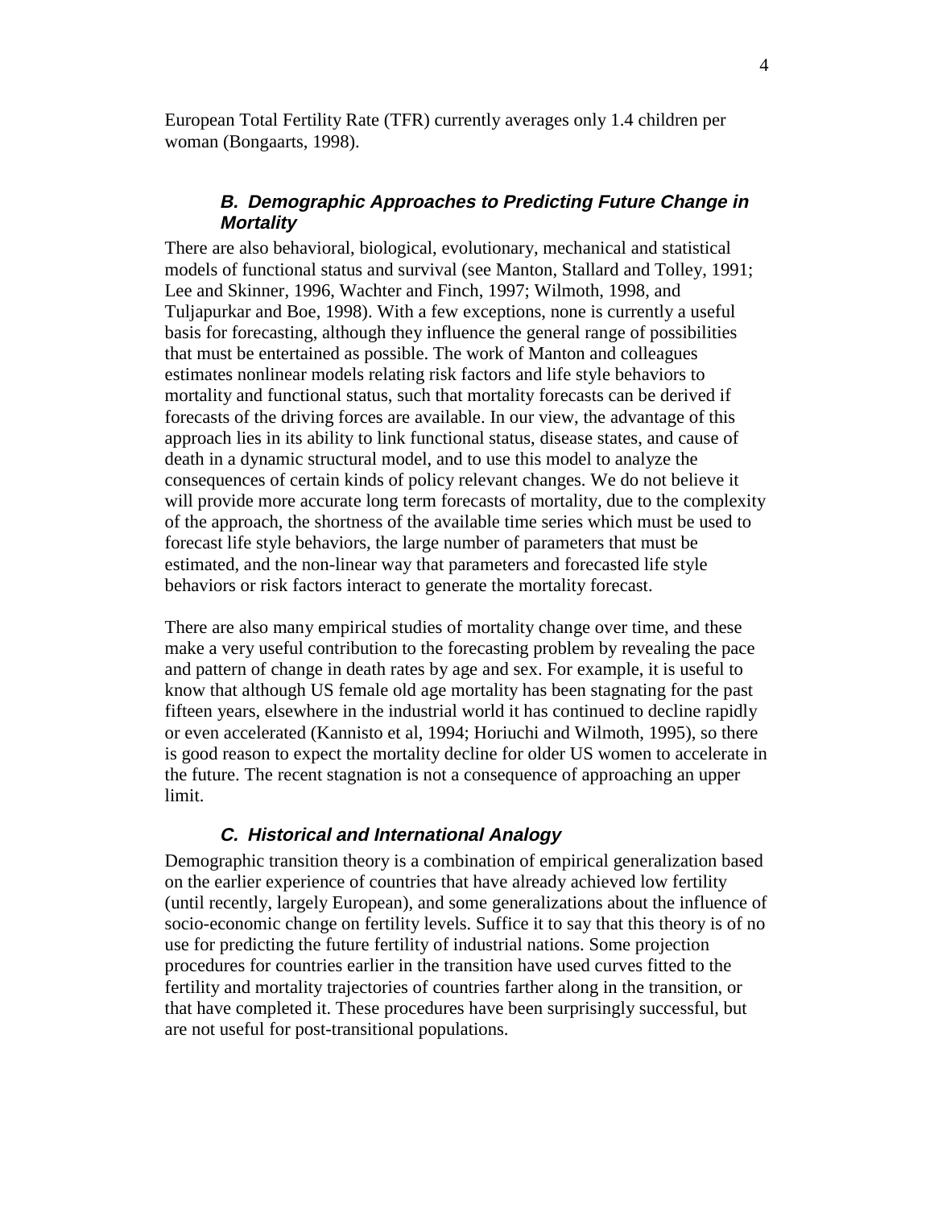European Total Fertility Rate (TFR) currently averages only 1.4 children per woman (Bongaarts, 1998).

### *B. Demographic Approaches to Predicting Future Change in Mortality*

There are also behavioral, biological, evolutionary, mechanical and statistical models of functional status and survival (see Manton, Stallard and Tolley, 1991; Lee and Skinner, 1996, Wachter and Finch, 1997; Wilmoth, 1998, and Tuljapurkar and Boe, 1998). With a few exceptions, none is currently a useful basis for forecasting, although they influence the general range of possibilities that must be entertained as possible. The work of Manton and colleagues estimates nonlinear models relating risk factors and life style behaviors to mortality and functional status, such that mortality forecasts can be derived if forecasts of the driving forces are available. In our view, the advantage of this approach lies in its ability to link functional status, disease states, and cause of death in a dynamic structural model, and to use this model to analyze the consequences of certain kinds of policy relevant changes. We do not believe it will provide more accurate long term forecasts of mortality, due to the complexity of the approach, the shortness of the available time series which must be used to forecast life style behaviors, the large number of parameters that must be estimated, and the non-linear way that parameters and forecasted life style behaviors or risk factors interact to generate the mortality forecast.

There are also many empirical studies of mortality change over time, and these make a very useful contribution to the forecasting problem by revealing the pace and pattern of change in death rates by age and sex. For example, it is useful to know that although US female old age mortality has been stagnating for the past fifteen years, elsewhere in the industrial world it has continued to decline rapidly or even accelerated (Kannisto et al, 1994; Horiuchi and Wilmoth, 1995), so there is good reason to expect the mortality decline for older US women to accelerate in the future. The recent stagnation is not a consequence of approaching an upper limit.

### *C. Historical and International Analogy*

Demographic transition theory is a combination of empirical generalization based on the earlier experience of countries that have already achieved low fertility (until recently, largely European), and some generalizations about the influence of socio-economic change on fertility levels. Suffice it to say that this theory is of no use for predicting the future fertility of industrial nations. Some projection procedures for countries earlier in the transition have used curves fitted to the fertility and mortality trajectories of countries farther along in the transition, or that have completed it. These procedures have been surprisingly successful, but are not useful for post-transitional populations.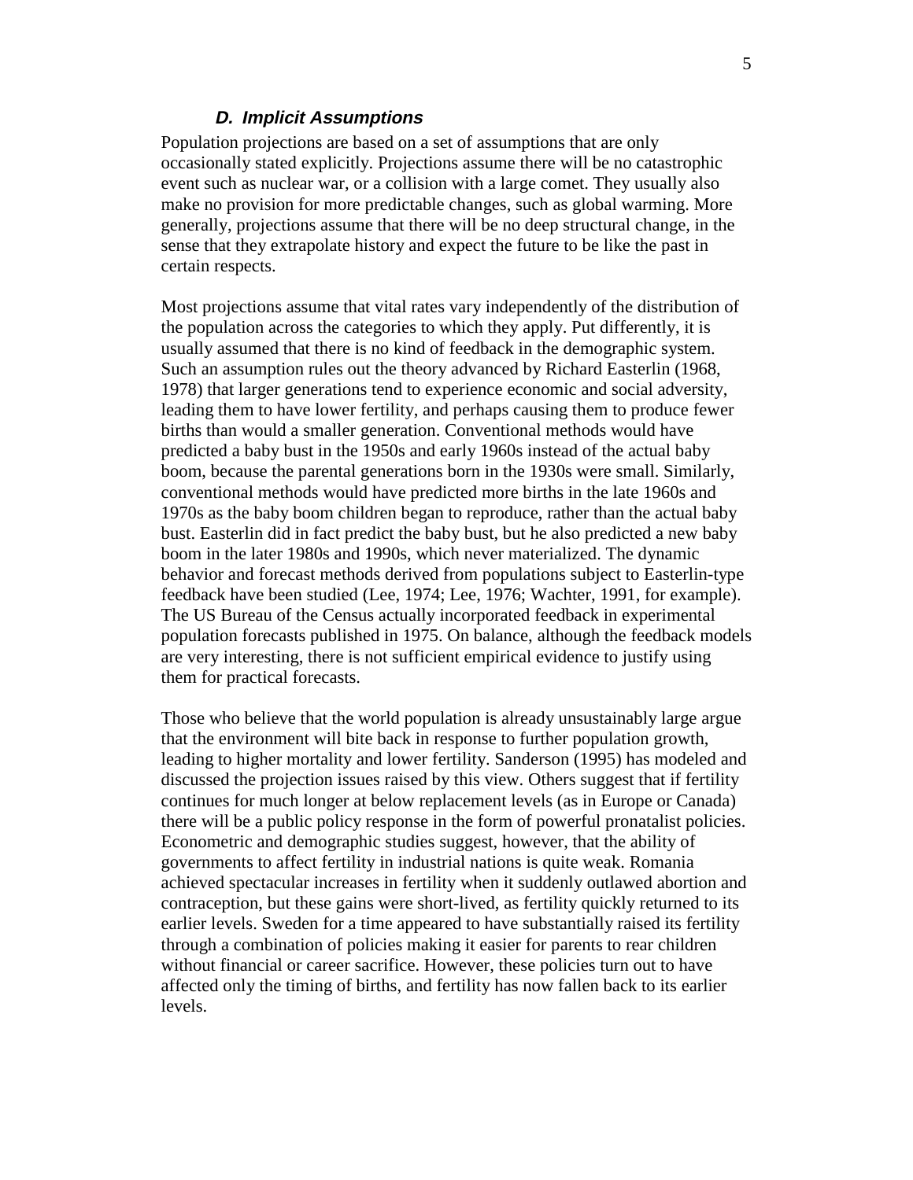### *D. Implicit Assumptions*

Population projections are based on a set of assumptions that are only occasionally stated explicitly. Projections assume there will be no catastrophic event such as nuclear war, or a collision with a large comet. They usually also make no provision for more predictable changes, such as global warming. More generally, projections assume that there will be no deep structural change, in the sense that they extrapolate history and expect the future to be like the past in certain respects.

Most projections assume that vital rates vary independently of the distribution of the population across the categories to which they apply. Put differently, it is usually assumed that there is no kind of feedback in the demographic system. Such an assumption rules out the theory advanced by Richard Easterlin (1968, 1978) that larger generations tend to experience economic and social adversity, leading them to have lower fertility, and perhaps causing them to produce fewer births than would a smaller generation. Conventional methods would have predicted a baby bust in the 1950s and early 1960s instead of the actual baby boom, because the parental generations born in the 1930s were small. Similarly, conventional methods would have predicted more births in the late 1960s and 1970s as the baby boom children began to reproduce, rather than the actual baby bust. Easterlin did in fact predict the baby bust, but he also predicted a new baby boom in the later 1980s and 1990s, which never materialized. The dynamic behavior and forecast methods derived from populations subject to Easterlin-type feedback have been studied (Lee, 1974; Lee, 1976; Wachter, 1991, for example). The US Bureau of the Census actually incorporated feedback in experimental population forecasts published in 1975. On balance, although the feedback models are very interesting, there is not sufficient empirical evidence to justify using them for practical forecasts.

Those who believe that the world population is already unsustainably large argue that the environment will bite back in response to further population growth, leading to higher mortality and lower fertility. Sanderson (1995) has modeled and discussed the projection issues raised by this view. Others suggest that if fertility continues for much longer at below replacement levels (as in Europe or Canada) there will be a public policy response in the form of powerful pronatalist policies. Econometric and demographic studies suggest, however, that the ability of governments to affect fertility in industrial nations is quite weak. Romania achieved spectacular increases in fertility when it suddenly outlawed abortion and contraception, but these gains were short-lived, as fertility quickly returned to its earlier levels. Sweden for a time appeared to have substantially raised its fertility through a combination of policies making it easier for parents to rear children without financial or career sacrifice. However, these policies turn out to have affected only the timing of births, and fertility has now fallen back to its earlier levels.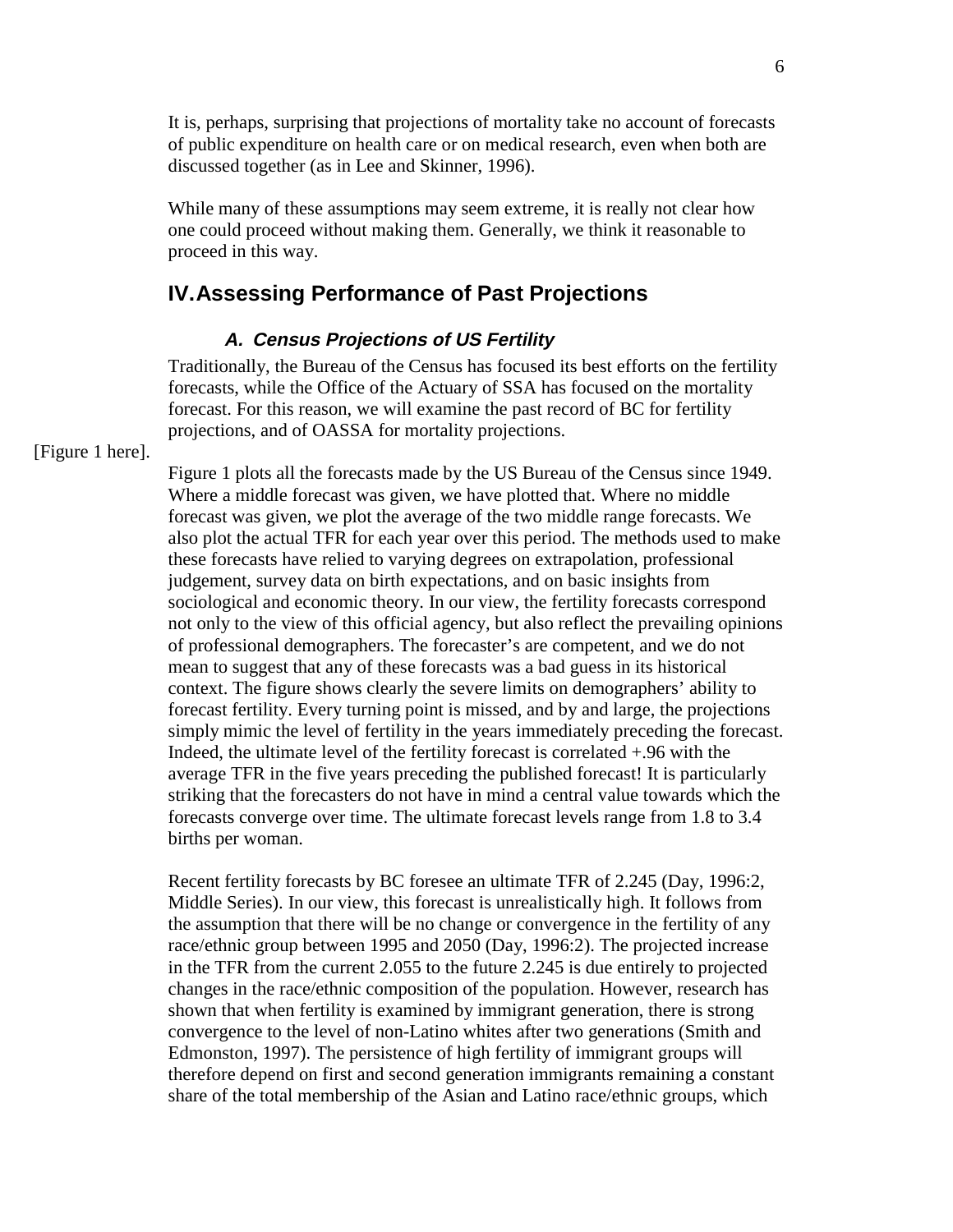It is, perhaps, surprising that projections of mortality take no account of forecasts of public expenditure on health care or on medical research, even when both are discussed together (as in Lee and Skinner, 1996).

While many of these assumptions may seem extreme, it is really not clear how one could proceed without making them. Generally, we think it reasonable to proceed in this way.

## IV. Assessing Performance of Past Projections

### *A. Census Projections of US Fertility*

Traditionally, the Bureau of the Census has focused its best efforts on the fertility forecasts, while the Office of the Actuary of SSA has focused on the mortality forecast. For this reason, we will examine the past record of BC for fertility projections, and of OASSA for mortality projections.

[Figure 1 here].

Figure 1 plots all the forecasts made by the US Bureau of the Census since 1949. Where a middle forecast was given, we have plotted that. Where no middle forecast was given, we plot the average of the two middle range forecasts. We also plot the actual TFR for each year over this period. The methods used to make these forecasts have relied to varying degrees on extrapolation, professional judgement, survey data on birth expectations, and on basic insights from sociological and economic theory. In our view, the fertility forecasts correspond not only to the view of this official agency, but also reflect the prevailing opinions of professional demographers. The forecaster's are competent, and we do not mean to suggest that any of these forecasts was a bad guess in its historical context. The figure shows clearly the severe limits on demographers' ability to forecast fertility. Every turning point is missed, and by and large, the projections simply mimic the level of fertility in the years immediately preceding the forecast. Indeed, the ultimate level of the fertility forecast is correlated +.96 with the average TFR in the five years preceding the published forecast! It is particularly striking that the forecasters do not have in mind a central value towards which the forecasts converge over time. The ultimate forecast levels range from 1.8 to 3.4 births per woman.

Recent fertility forecasts by BC foresee an ultimate TFR of 2.245 (Day, 1996:2, Middle Series). In our view, this forecast is unrealistically high. It follows from the assumption that there will be no change or convergence in the fertility of any race/ethnic group between 1995 and 2050 (Day, 1996:2). The projected increase in the TFR from the current 2.055 to the future 2.245 is due entirely to projected changes in the race/ethnic composition of the population. However, research has shown that when fertility is examined by immigrant generation, there is strong convergence to the level of non-Latino whites after two generations (Smith and Edmonston, 1997). The persistence of high fertility of immigrant groups will therefore depend on first and second generation immigrants remaining a constant share of the total membership of the Asian and Latino race/ethnic groups, which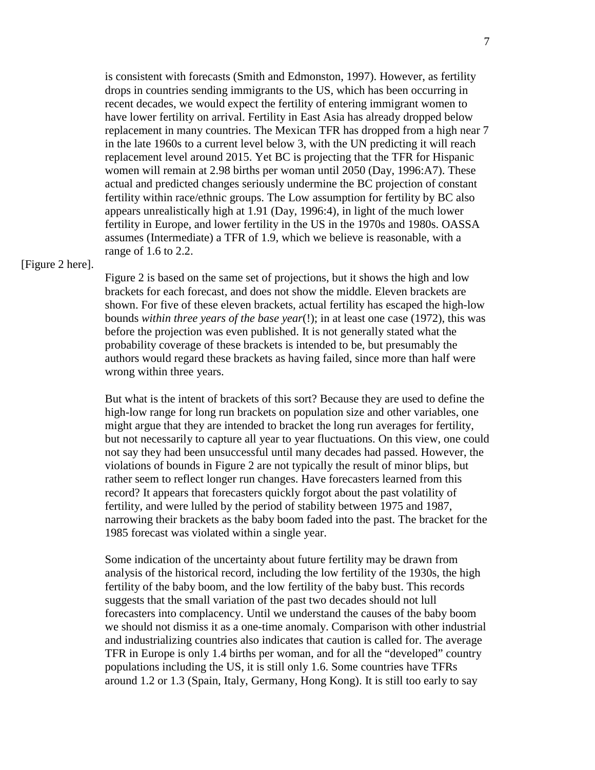is consistent with forecasts (Smith and Edmonston, 1997). However, as fertility drops in countries sending immigrants to the US, which has been occurring in recent decades, we would expect the fertility of entering immigrant women to have lower fertility on arrival. Fertility in East Asia has already dropped below replacement in many countries. The Mexican TFR has dropped from a high near 7 in the late 1960s to a current level below 3, with the UN predicting it will reach replacement level around 2015. Yet BC is projecting that the TFR for Hispanic women will remain at 2.98 births per woman until 2050 (Day, 1996:A7). These actual and predicted changes seriously undermine the BC projection of constant fertility within race/ethnic groups. The Low assumption for fertility by BC also appears unrealistically high at 1.91 (Day, 1996:4), in light of the much lower fertility in Europe, and lower fertility in the US in the 1970s and 1980s. OASSA assumes (Intermediate) a TFR of 1.9, which we believe is reasonable, with a range of 1.6 to 2.2.

[Figure 2 here].

Figure 2 is based on the same set of projections, but it shows the high and low brackets for each forecast, and does not show the middle. Eleven brackets are shown. For five of these eleven brackets, actual fertility has escaped the high-low bounds *within three years of the base year*(!); in at least one case (1972), this was before the projection was even published. It is not generally stated what the probability coverage of these brackets is intended to be, but presumably the authors would regard these brackets as having failed, since more than half were wrong within three years.

But what is the intent of brackets of this sort? Because they are used to define the high-low range for long run brackets on population size and other variables, one might argue that they are intended to bracket the long run averages for fertility, but not necessarily to capture all year to year fluctuations. On this view, one could not say they had been unsuccessful until many decades had passed. However, the violations of bounds in Figure 2 are not typically the result of minor blips, but rather seem to reflect longer run changes. Have forecasters learned from this record? It appears that forecasters quickly forgot about the past volatility of fertility, and were lulled by the period of stability between 1975 and 1987, narrowing their brackets as the baby boom faded into the past. The bracket for the 1985 forecast was violated within a single year.

Some indication of the uncertainty about future fertility may be drawn from analysis of the historical record, including the low fertility of the 1930s, the high fertility of the baby boom, and the low fertility of the baby bust. This records suggests that the small variation of the past two decades should not lull forecasters into complacency. Until we understand the causes of the baby boom we should not dismiss it as a one-time anomaly. Comparison with other industrial and industrializing countries also indicates that caution is called for. The average TFR in Europe is only 1.4 births per woman, and for all the "developed" country populations including the US, it is still only 1.6. Some countries have TFRs around 1.2 or 1.3 (Spain, Italy, Germany, Hong Kong). It is still too early to say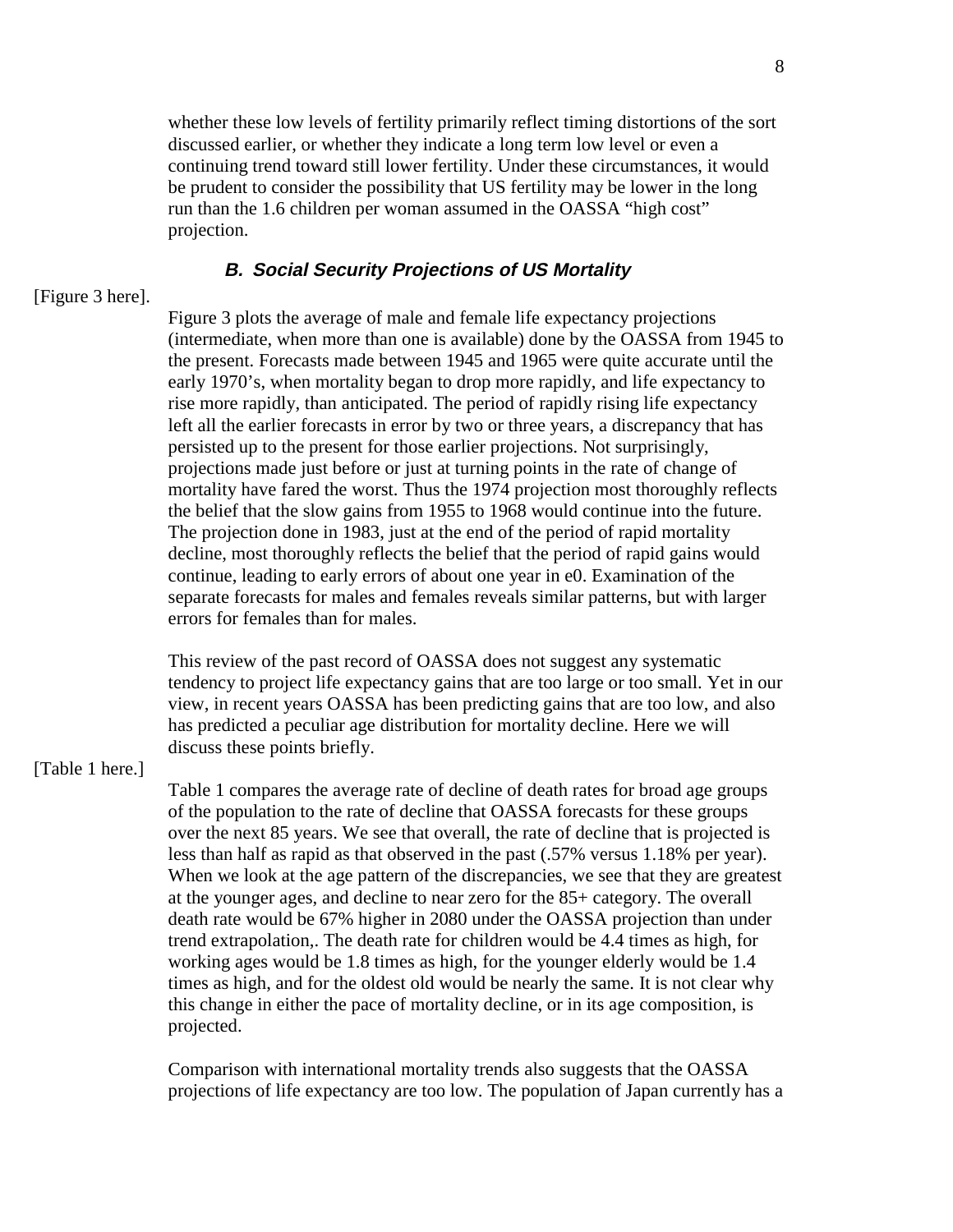whether these low levels of fertility primarily reflect timing distortions of the sort discussed earlier, or whether they indicate a long term low level or even a continuing trend toward still lower fertility. Under these circumstances, it would be prudent to consider the possibility that US fertility may be lower in the long run than the 1.6 children per woman assumed in the OASSA "high cost" projection.

### *B. Social Security Projections of US Mortality*

[Figure 3 here].

Figure 3 plots the average of male and female life expectancy projections (intermediate, when more than one is available) done by the OASSA from 1945 to the present. Forecasts made between 1945 and 1965 were quite accurate until the early 1970's, when mortality began to drop more rapidly, and life expectancy to rise more rapidly, than anticipated. The period of rapidly rising life expectancy left all the earlier forecasts in error by two or three years, a discrepancy that has persisted up to the present for those earlier projections. Not surprisingly, projections made just before or just at turning points in the rate of change of mortality have fared the worst. Thus the 1974 projection most thoroughly reflects the belief that the slow gains from 1955 to 1968 would continue into the future. The projection done in 1983, just at the end of the period of rapid mortality decline, most thoroughly reflects the belief that the period of rapid gains would continue, leading to early errors of about one year in e0. Examination of the separate forecasts for males and females reveals similar patterns, but with larger errors for females than for males.

This review of the past record of OASSA does not suggest any systematic tendency to project life expectancy gains that are too large or too small. Yet in our view, in recent years OASSA has been predicting gains that are too low, and also has predicted a peculiar age distribution for mortality decline. Here we will discuss these points briefly.

[Table 1 here.]

Table 1 compares the average rate of decline of death rates for broad age groups of the population to the rate of decline that OASSA forecasts for these groups over the next 85 years. We see that overall, the rate of decline that is projected is less than half as rapid as that observed in the past (.57% versus 1.18% per year). When we look at the age pattern of the discrepancies, we see that they are greatest at the younger ages, and decline to near zero for the 85+ category. The overall death rate would be 67% higher in 2080 under the OASSA projection than under trend extrapolation,. The death rate for children would be 4.4 times as high, for working ages would be 1.8 times as high, for the younger elderly would be 1.4 times as high, and for the oldest old would be nearly the same. It is not clear why this change in either the pace of mortality decline, or in its age composition, is projected.

Comparison with international mortality trends also suggests that the OASSA projections of life expectancy are too low. The population of Japan currently has a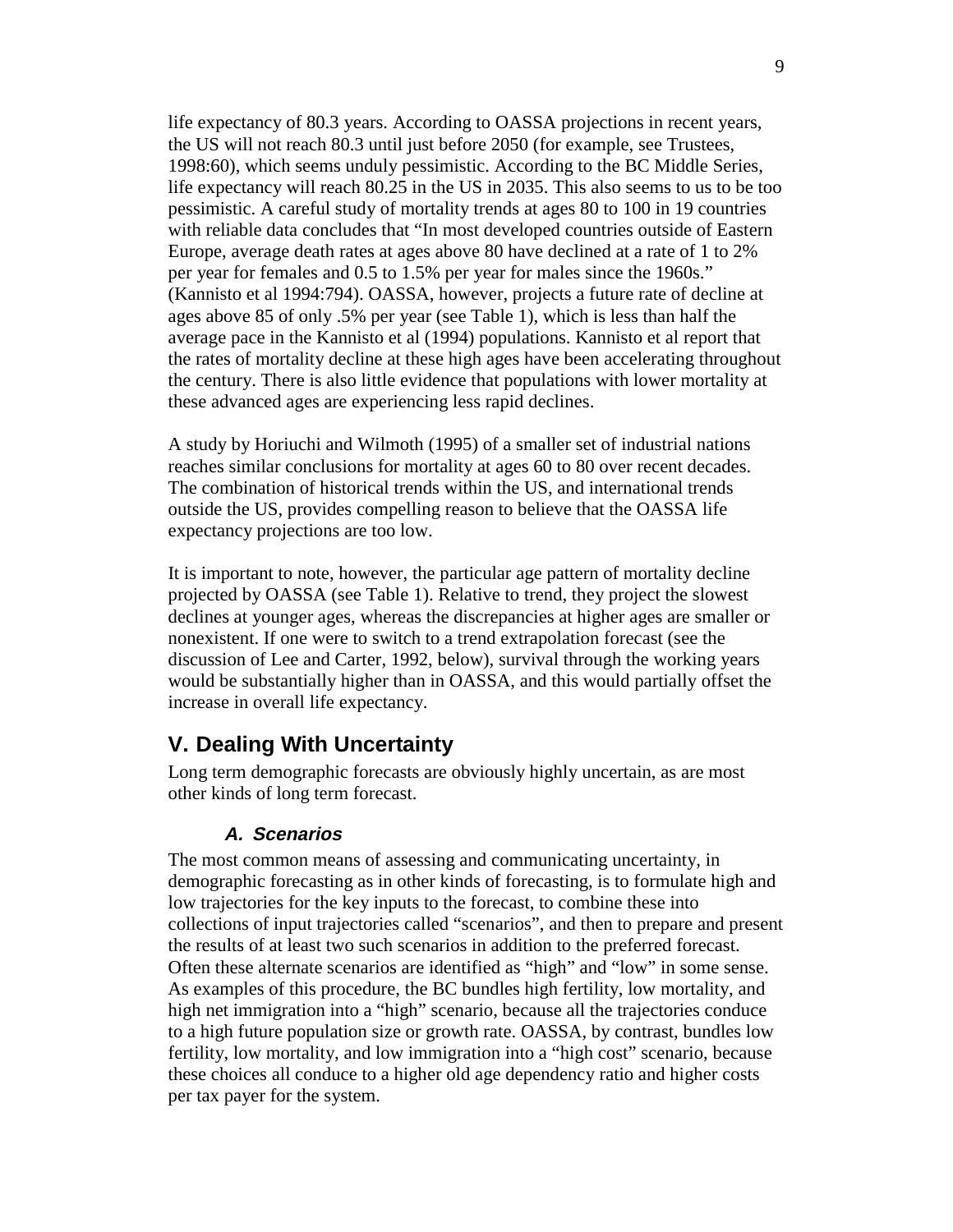life expectancy of 80.3 years. According to OASSA projections in recent years, the US will not reach 80.3 until just before 2050 (for example, see Trustees, 1998:60), which seems unduly pessimistic. According to the BC Middle Series, life expectancy will reach 80.25 in the US in 2035. This also seems to us to be too pessimistic. A careful study of mortality trends at ages 80 to 100 in 19 countries with reliable data concludes that "In most developed countries outside of Eastern Europe, average death rates at ages above 80 have declined at a rate of 1 to 2% per year for females and 0.5 to 1.5% per year for males since the 1960s." (Kannisto et al 1994:794). OASSA, however, projects a future rate of decline at ages above 85 of only .5% per year (see Table 1), which is less than half the average pace in the Kannisto et al (1994) populations. Kannisto et al report that the rates of mortality decline at these high ages have been accelerating throughout the century. There is also little evidence that populations with lower mortality at these advanced ages are experiencing less rapid declines.

A study by Horiuchi and Wilmoth (1995) of a smaller set of industrial nations reaches similar conclusions for mortality at ages 60 to 80 over recent decades. The combination of historical trends within the US, and international trends outside the US, provides compelling reason to believe that the OASSA life expectancy projections are too low.

It is important to note, however, the particular age pattern of mortality decline projected by OASSA (see Table 1). Relative to trend, they project the slowest declines at younger ages, whereas the discrepancies at higher ages are smaller or nonexistent. If one were to switch to a trend extrapolation forecast (see the discussion of Lee and Carter, 1992, below), survival through the working years would be substantially higher than in OASSA, and this would partially offset the increase in overall life expectancy.

## V. Dealing With Uncertainty

Long term demographic forecasts are obviously highly uncertain, as are most other kinds of long term forecast.

### *A. Scenarios*

The most common means of assessing and communicating uncertainty, in demographic forecasting as in other kinds of forecasting, is to formulate high and low trajectories for the key inputs to the forecast, to combine these into collections of input trajectories called "scenarios", and then to prepare and present the results of at least two such scenarios in addition to the preferred forecast. Often these alternate scenarios are identified as "high" and "low" in some sense. As examples of this procedure, the BC bundles high fertility, low mortality, and high net immigration into a "high" scenario, because all the trajectories conduce to a high future population size or growth rate. OASSA, by contrast, bundles low fertility, low mortality, and low immigration into a "high cost" scenario, because these choices all conduce to a higher old age dependency ratio and higher costs per tax payer for the system.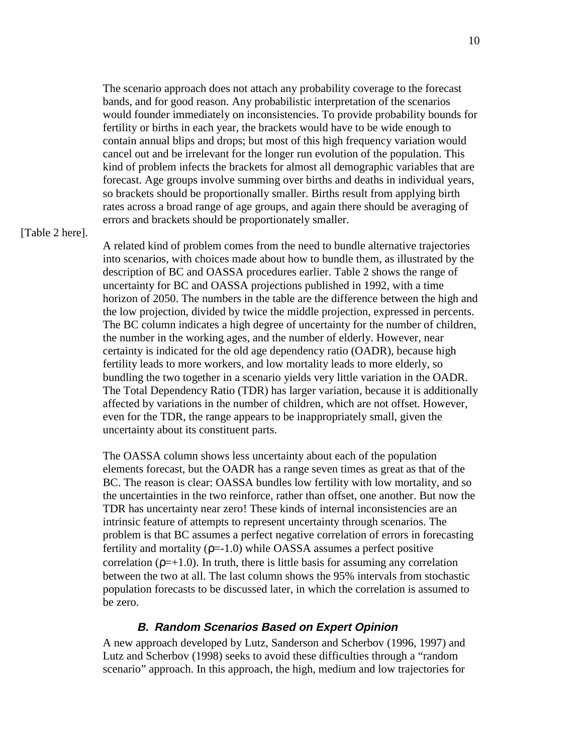The scenario approach does not attach any probability coverage to the forecast bands, and for good reason. Any probabilistic interpretation of the scenarios would founder immediately on inconsistencies. To provide probability bounds for fertility or births in each year, the brackets would have to be wide enough to contain annual blips and drops; but most of this high frequency variation would cancel out and be irrelevant for the longer run evolution of the population. This kind of problem infects the brackets for almost all demographic variables that are forecast. Age groups involve summing over births and deaths in individual years, so brackets should be proportionally smaller. Births result from applying birth rates across a broad range of age groups, and again there should be averaging of errors and brackets should be proportionately smaller.

[Table 2 here].

A related kind of problem comes from the need to bundle alternative trajectories into scenarios, with choices made about how to bundle them, as illustrated by the description of BC and OASSA procedures earlier. Table 2 shows the range of uncertainty for BC and OASSA projections published in 1992, with a time horizon of 2050. The numbers in the table are the difference between the high and the low projection, divided by twice the middle projection, expressed in percents. The BC column indicates a high degree of uncertainty for the number of children, the number in the working ages, and the number of elderly. However, near certainty is indicated for the old age dependency ratio (OADR), because high fertility leads to more workers, and low mortality leads to more elderly, so bundling the two together in a scenario yields very little variation in the OADR. The Total Dependency Ratio (TDR) has larger variation, because it is additionally affected by variations in the number of children, which are not offset. However, even for the TDR, the range appears to be inappropriately small, given the uncertainty about its constituent parts.

The OASSA column shows less uncertainty about each of the population elements forecast, but the OADR has a range seven times as great as that of the BC. The reason is clear: OASSA bundles low fertility with low mortality, and so the uncertainties in the two reinforce, rather than offset, one another. But now the TDR has uncertainty near zero! These kinds of internal inconsistencies are an intrinsic feature of attempts to represent uncertainty through scenarios. The problem is that BC assumes a perfect negative correlation of errors in forecasting fertility and mortality ($\rho$=-1.0) while OASSA assumes a perfect positive correlation ($\rho$=+1.0). In truth, there is little basis for assuming any correlation between the two at all. The last column shows the 95% intervals from stochastic population forecasts to be discussed later, in which the correlation is assumed to be zero.

### *B. Random Scenarios Based on Expert Opinion*

A new approach developed by Lutz, Sanderson and Scherbov (1996, 1997) and Lutz and Scherbov (1998) seeks to avoid these difficulties through a "random scenario" approach. In this approach, the high, medium and low trajectories for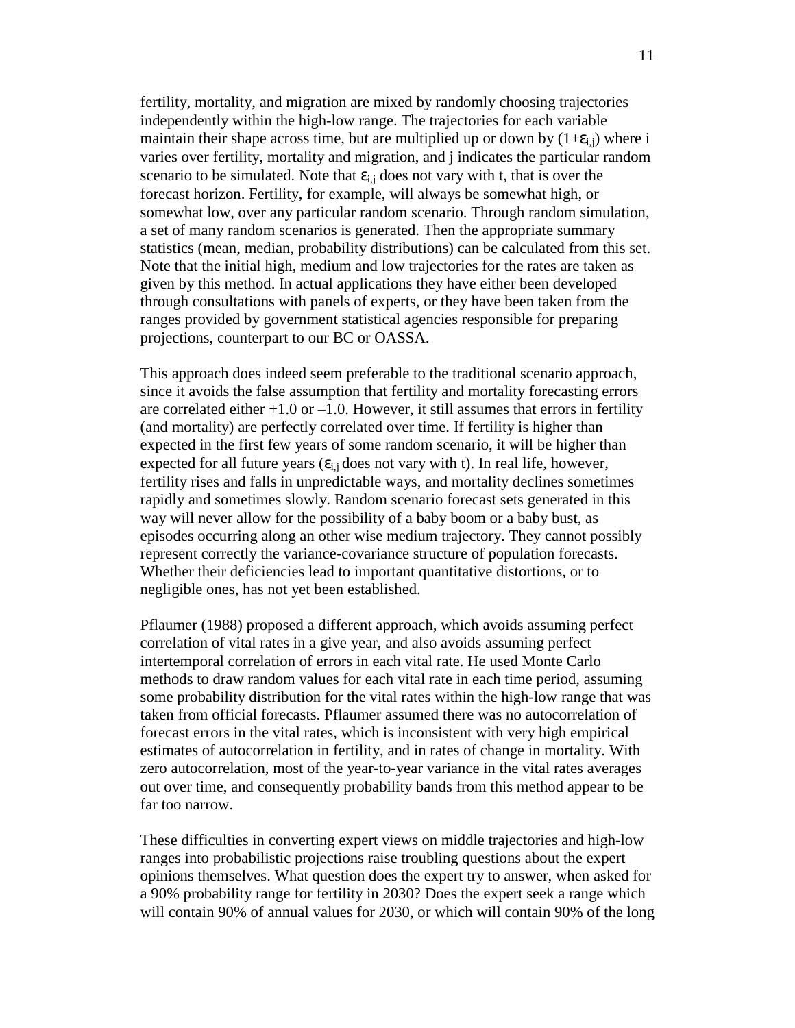fertility, mortality, and migration are mixed by randomly choosing trajectories independently within the high-low range. The trajectories for each variable maintain their shape across time, but are multiplied up or down by $(1+\varepsilon_{i,j})$ where i varies over fertility, mortality and migration, and j indicates the particular random scenario to be simulated. Note that $\varepsilon_{i,j}$ does not vary with t, that is over the forecast horizon. Fertility, for example, will always be somewhat high, or somewhat low, over any particular random scenario. Through random simulation, a set of many random scenarios is generated. Then the appropriate summary statistics (mean, median, probability distributions) can be calculated from this set. Note that the initial high, medium and low trajectories for the rates are taken as given by this method. In actual applications they have either been developed through consultations with panels of experts, or they have been taken from the ranges provided by government statistical agencies responsible for preparing projections, counterpart to our BC or OASSA.

This approach does indeed seem preferable to the traditional scenario approach, since it avoids the false assumption that fertility and mortality forecasting errors are correlated either +1.0 or –1.0. However, it still assumes that errors in fertility (and mortality) are perfectly correlated over time. If fertility is higher than expected in the first few years of some random scenario, it will be higher than expected for all future years ($\varepsilon_{i,j}$ does not vary with t). In real life, however, fertility rises and falls in unpredictable ways, and mortality declines sometimes rapidly and sometimes slowly. Random scenario forecast sets generated in this way will never allow for the possibility of a baby boom or a baby bust, as episodes occurring along an other wise medium trajectory. They cannot possibly represent correctly the variance-covariance structure of population forecasts. Whether their deficiencies lead to important quantitative distortions, or to negligible ones, has not yet been established.

Pflaumer (1988) proposed a different approach, which avoids assuming perfect correlation of vital rates in a give year, and also avoids assuming perfect intertemporal correlation of errors in each vital rate. He used Monte Carlo methods to draw random values for each vital rate in each time period, assuming some probability distribution for the vital rates within the high-low range that was taken from official forecasts. Pflaumer assumed there was no autocorrelation of forecast errors in the vital rates, which is inconsistent with very high empirical estimates of autocorrelation in fertility, and in rates of change in mortality. With zero autocorrelation, most of the year-to-year variance in the vital rates averages out over time, and consequently probability bands from this method appear to be far too narrow.

These difficulties in converting expert views on middle trajectories and high-low ranges into probabilistic projections raise troubling questions about the expert opinions themselves. What question does the expert try to answer, when asked for a 90% probability range for fertility in 2030? Does the expert seek a range which will contain 90% of annual values for 2030, or which will contain 90% of the long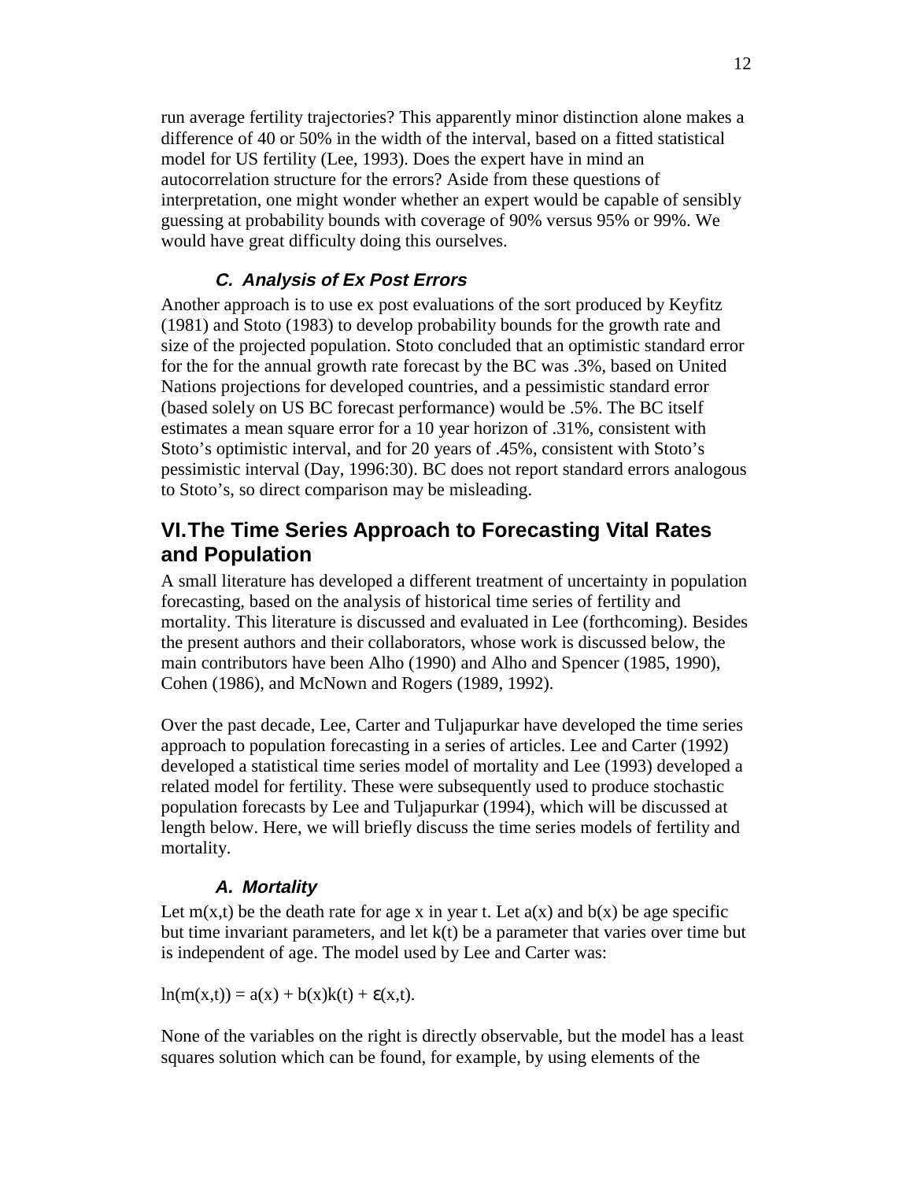run average fertility trajectories? This apparently minor distinction alone makes a difference of 40 or 50% in the width of the interval, based on a fitted statistical model for US fertility (Lee, 1993). Does the expert have in mind an autocorrelation structure for the errors? Aside from these questions of interpretation, one might wonder whether an expert would be capable of sensibly guessing at probability bounds with coverage of 90% versus 95% or 99%. We would have great difficulty doing this ourselves.

### *C. Analysis of Ex Post Errors*

Another approach is to use ex post evaluations of the sort produced by Keyfitz (1981) and Stoto (1983) to develop probability bounds for the growth rate and size of the projected population. Stoto concluded that an optimistic standard error for the for the annual growth rate forecast by the BC was .3%, based on United Nations projections for developed countries, and a pessimistic standard error (based solely on US BC forecast performance) would be .5%. The BC itself estimates a mean square error for a 10 year horizon of .31%, consistent with Stoto's optimistic interval, and for 20 years of .45%, consistent with Stoto's pessimistic interval (Day, 1996:30). BC does not report standard errors analogous to Stoto's, so direct comparison may be misleading.

## VI. The Time Series Approach to Forecasting Vital Rates and Population

A small literature has developed a different treatment of uncertainty in population forecasting, based on the analysis of historical time series of fertility and mortality. This literature is discussed and evaluated in Lee (forthcoming). Besides the present authors and their collaborators, whose work is discussed below, the main contributors have been Alho (1990) and Alho and Spencer (1985, 1990), Cohen (1986), and McNown and Rogers (1989, 1992).

Over the past decade, Lee, Carter and Tuljapurkar have developed the time series approach to population forecasting in a series of articles. Lee and Carter (1992) developed a statistical time series model of mortality and Lee (1993) developed a related model for fertility. These were subsequently used to produce stochastic population forecasts by Lee and Tuljapurkar (1994), which will be discussed at length below. Here, we will briefly discuss the time series models of fertility and mortality.

### *A. Mortality*

Let $m(x,t)$ be the death rate for age x in year t. Let $a(x)$ and $b(x)$ be age specific but time invariant parameters, and let $k(t)$ be a parameter that varies over time but is independent of age. The model used by Lee and Carter was:

$$\ln(m(x,t)) = a(x) + b(x)k(t) + \varepsilon(x,t).$$

None of the variables on the right is directly observable, but the model has a least squares solution which can be found, for example, by using elements of the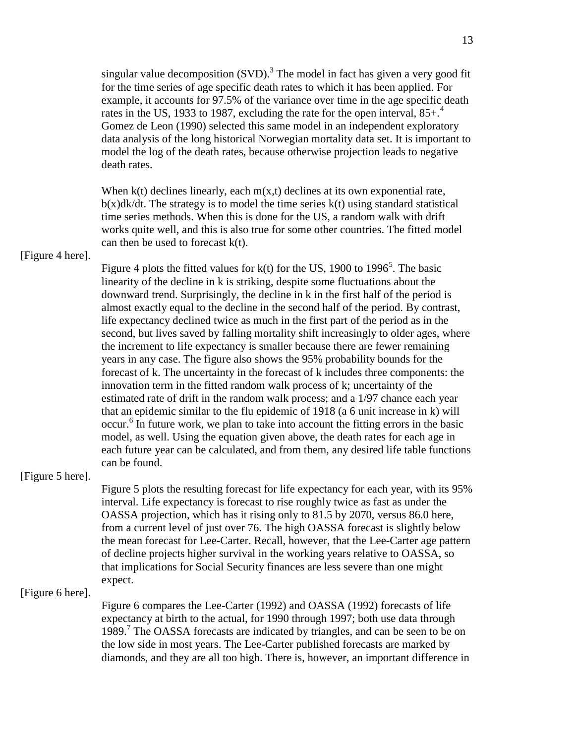singular value decomposition (SVD).[3] The model in fact has given a very good fit for the time series of age specific death rates to which it has been applied. For example, it accounts for 97.5% of the variance over time in the age specific death rates in the US, 1933 to 1987, excluding the rate for the open interval, 85+.[4] Gomez de Leon (1990) selected this same model in an independent exploratory data analysis of the long historical Norwegian mortality data set. It is important to model the log of the death rates, because otherwise projection leads to negative death rates.

When $k(t)$ declines linearly, each $m(x,t)$ declines at its own exponential rate, $b(x)dk/dt$. The strategy is to model the time series $k(t)$ using standard statistical time series methods. When this is done for the US, a random walk with drift works quite well, and this is also true for some other countries. The fitted model can then be used to forecast $k(t)$.

[Figure 4 here].

Figure 4 plots the fitted values for $k(t)$ for the US, 1900 to 1996[5]. The basic linearity of the decline in k is striking, despite some fluctuations about the downward trend. Surprisingly, the decline in k in the first half of the period is almost exactly equal to the decline in the second half of the period. By contrast, life expectancy declined twice as much in the first part of the period as in the second, but lives saved by falling mortality shift increasingly to older ages, where the increment to life expectancy is smaller because there are fewer remaining years in any case. The figure also shows the 95% probability bounds for the forecast of k. The uncertainty in the forecast of k includes three components: the innovation term in the fitted random walk process of k; uncertainty of the estimated rate of drift in the random walk process; and a 1/97 chance each year that an epidemic similar to the flu epidemic of 1918 (a 6 unit increase in k) will occur.[6] In future work, we plan to take into account the fitting errors in the basic model, as well. Using the equation given above, the death rates for each age in each future year can be calculated, and from them, any desired life table functions can be found.

[Figure 5 here].

Figure 5 plots the resulting forecast for life expectancy for each year, with its 95% interval. Life expectancy is forecast to rise roughly twice as fast as under the OASSA projection, which has it rising only to 81.5 by 2070, versus 86.0 here, from a current level of just over 76. The high OASSA forecast is slightly below the mean forecast for Lee-Carter. Recall, however, that the Lee-Carter age pattern of decline projects higher survival in the working years relative to OASSA, so that implications for Social Security finances are less severe than one might expect.

[Figure 6 here].

Figure 6 compares the Lee-Carter (1992) and OASSA (1992) forecasts of life expectancy at birth to the actual, for 1990 through 1997; both use data through 1989.[7] The OASSA forecasts are indicated by triangles, and can be seen to be on the low side in most years. The Lee-Carter published forecasts are marked by diamonds, and they are all too high. There is, however, an important difference in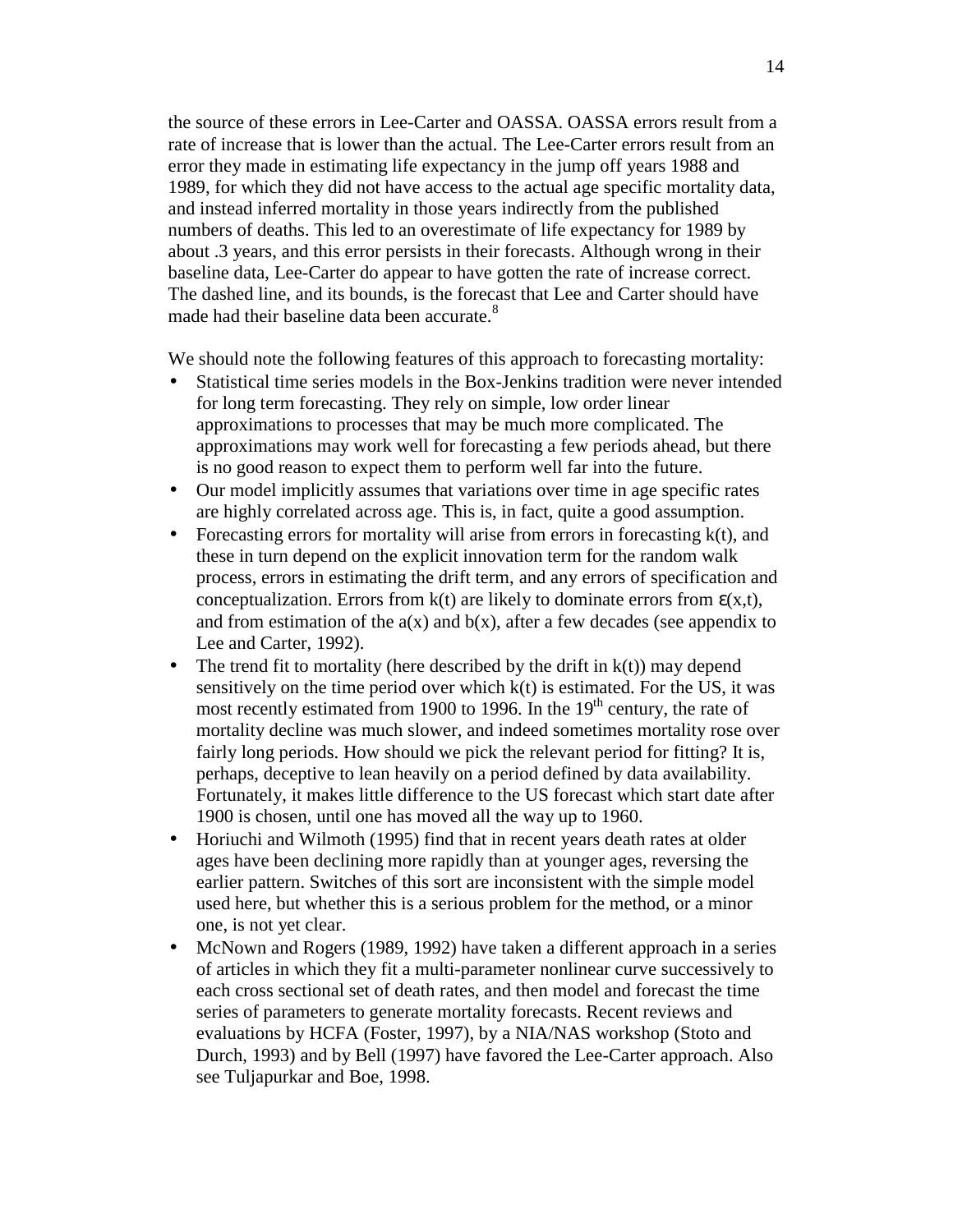the source of these errors in Lee-Carter and OASSA. OASSA errors result from a rate of increase that is lower than the actual. The Lee-Carter errors result from an error they made in estimating life expectancy in the jump off years 1988 and 1989, for which they did not have access to the actual age specific mortality data, and instead inferred mortality in those years indirectly from the published numbers of deaths. This led to an overestimate of life expectancy for 1989 by about .3 years, and this error persists in their forecasts. Although wrong in their baseline data, Lee-Carter do appear to have gotten the rate of increase correct. The dashed line, and its bounds, is the forecast that Lee and Carter should have made had their baseline data been accurate.[8]

We should note the following features of this approach to forecasting mortality:

- Statistical time series models in the Box-Jenkins tradition were never intended for long term forecasting. They rely on simple, low order linear approximations to processes that may be much more complicated. The approximations may work well for forecasting a few periods ahead, but there is no good reason to expect them to perform well far into the future.
- Our model implicitly assumes that variations over time in age specific rates are highly correlated across age. This is, in fact, quite a good assumption.
- Forecasting errors for mortality will arise from errors in forecasting $k(t)$, and these in turn depend on the explicit innovation term for the random walk process, errors in estimating the drift term, and any errors of specification and conceptualization. Errors from $k(t)$ are likely to dominate errors from $\varepsilon(x,t)$, and from estimation of the $a(x)$ and $b(x)$, after a few decades (see appendix to Lee and Carter, 1992).
- The trend fit to mortality (here described by the drift in $k(t)$) may depend sensitively on the time period over which $k(t)$ is estimated. For the US, it was most recently estimated from 1900 to 1996. In the 19th century, the rate of mortality decline was much slower, and indeed sometimes mortality rose over fairly long periods. How should we pick the relevant period for fitting? It is, perhaps, deceptive to lean heavily on a period defined by data availability. Fortunately, it makes little difference to the US forecast which start date after 1900 is chosen, until one has moved all the way up to 1960.
- Horiuchi and Wilmoth (1995) find that in recent years death rates at older ages have been declining more rapidly than at younger ages, reversing the earlier pattern. Switches of this sort are inconsistent with the simple model used here, but whether this is a serious problem for the method, or a minor one, is not yet clear.
- McNown and Rogers (1989, 1992) have taken a different approach in a series of articles in which they fit a multi-parameter nonlinear curve successively to each cross sectional set of death rates, and then model and forecast the time series of parameters to generate mortality forecasts. Recent reviews and evaluations by HCFA (Foster, 1997), by a NIA/NAS workshop (Stoto and Durch, 1993) and by Bell (1997) have favored the Lee-Carter approach. Also see Tuljapurkar and Boe, 1998.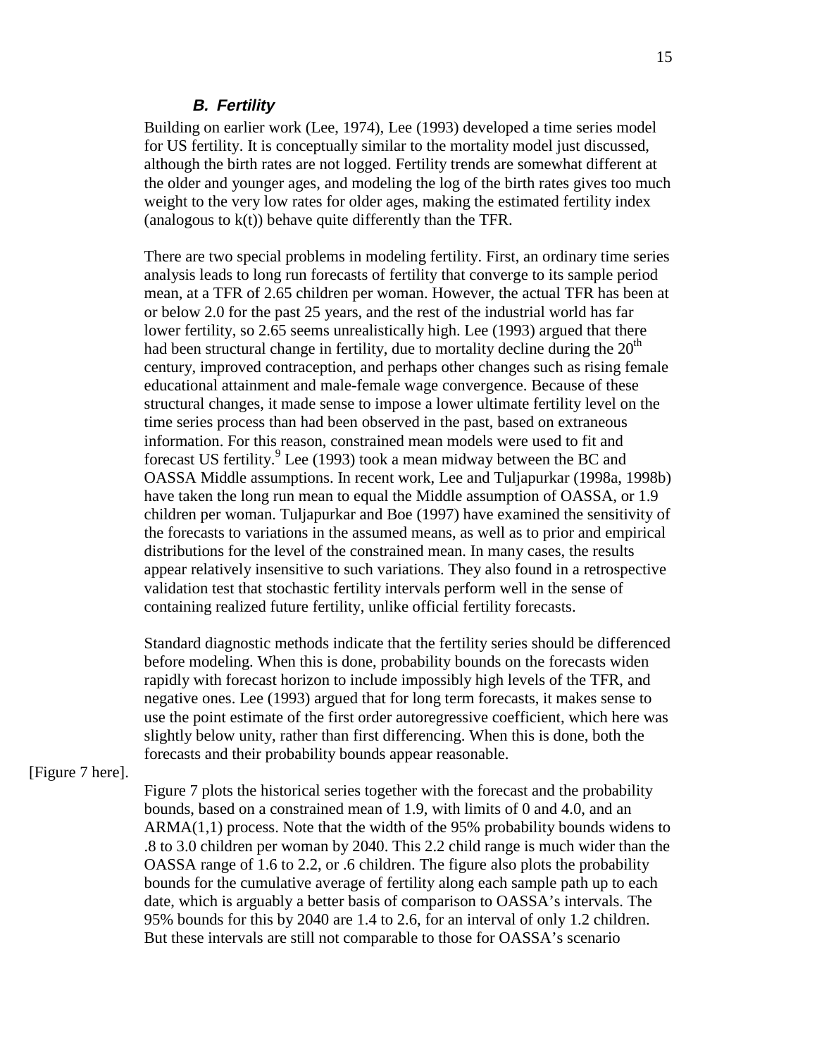### *B. Fertility*

Building on earlier work (Lee, 1974), Lee (1993) developed a time series model for US fertility. It is conceptually similar to the mortality model just discussed, although the birth rates are not logged. Fertility trends are somewhat different at the older and younger ages, and modeling the log of the birth rates gives too much weight to the very low rates for older ages, making the estimated fertility index (analogous to k(t)) behave quite differently than the TFR.

There are two special problems in modeling fertility. First, an ordinary time series analysis leads to long run forecasts of fertility that converge to its sample period mean, at a TFR of 2.65 children per woman. However, the actual TFR has been at or below 2.0 for the past 25 years, and the rest of the industrial world has far lower fertility, so 2.65 seems unrealistically high. Lee (1993) argued that there had been structural change in fertility, due to mortality decline during the 20th century, improved contraception, and perhaps other changes such as rising female educational attainment and male-female wage convergence. Because of these structural changes, it made sense to impose a lower ultimate fertility level on the time series process than had been observed in the past, based on extraneous information. For this reason, constrained mean models were used to fit and forecast US fertility.[9] Lee (1993) took a mean midway between the BC and OASSA Middle assumptions. In recent work, Lee and Tuljapurkar (1998a, 1998b) have taken the long run mean to equal the Middle assumption of OASSA, or 1.9 children per woman. Tuljapurkar and Boe (1997) have examined the sensitivity of the forecasts to variations in the assumed means, as well as to prior and empirical distributions for the level of the constrained mean. In many cases, the results appear relatively insensitive to such variations. They also found in a retrospective validation test that stochastic fertility intervals perform well in the sense of containing realized future fertility, unlike official fertility forecasts.

Standard diagnostic methods indicate that the fertility series should be differenced before modeling. When this is done, probability bounds on the forecasts widen rapidly with forecast horizon to include impossibly high levels of the TFR, and negative ones. Lee (1993) argued that for long term forecasts, it makes sense to use the point estimate of the first order autoregressive coefficient, which here was slightly below unity, rather than first differencing. When this is done, both the forecasts and their probability bounds appear reasonable.

[Figure 7 here].

Figure 7 plots the historical series together with the forecast and the probability bounds, based on a constrained mean of 1.9, with limits of 0 and 4.0, and an ARMA(1,1) process. Note that the width of the 95% probability bounds widens to .8 to 3.0 children per woman by 2040. This 2.2 child range is much wider than the OASSA range of 1.6 to 2.2, or .6 children. The figure also plots the probability bounds for the cumulative average of fertility along each sample path up to each date, which is arguably a better basis of comparison to OASSA's intervals. The 95% bounds for this by 2040 are 1.4 to 2.6, for an interval of only 1.2 children. But these intervals are still not comparable to those for OASSA's scenario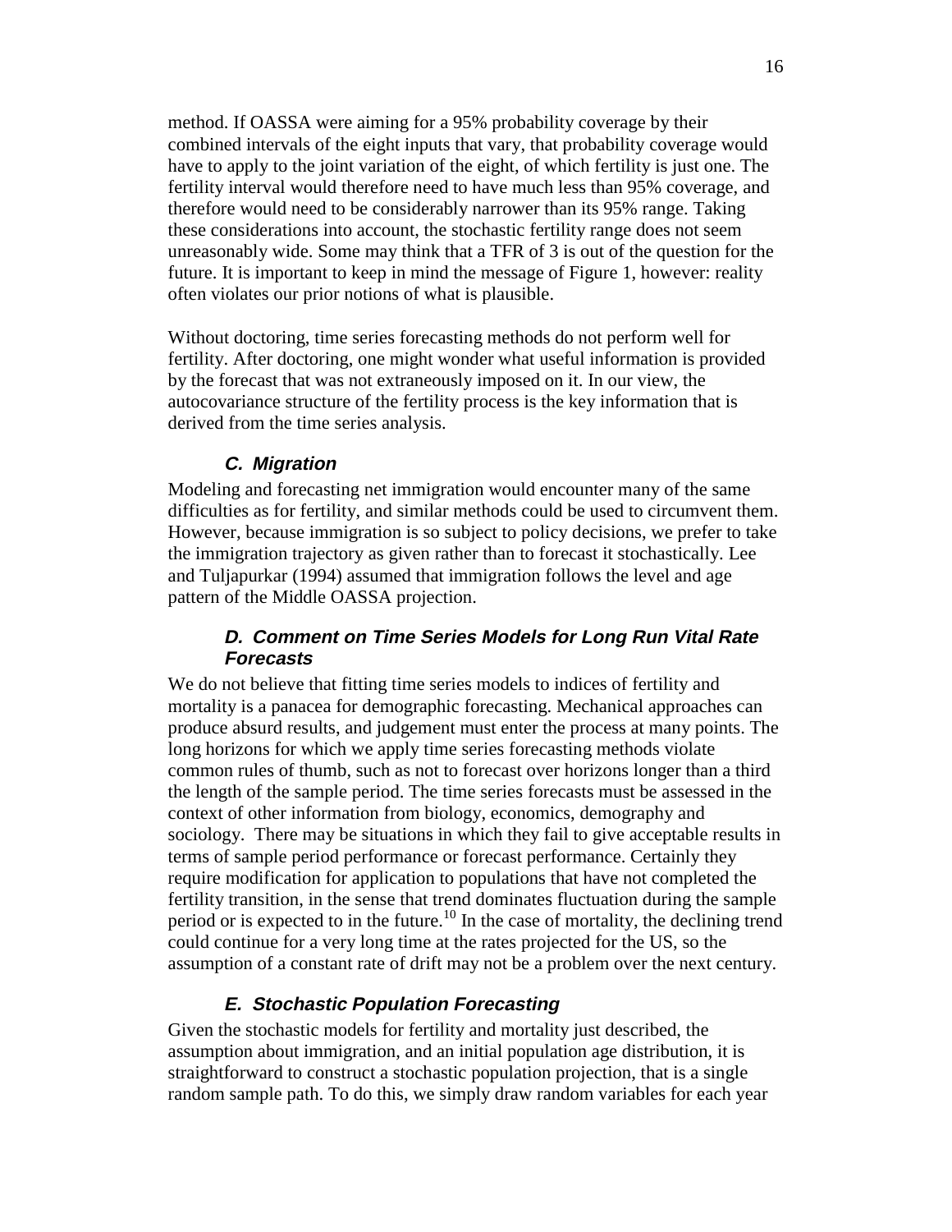method. If OASSA were aiming for a 95% probability coverage by their combined intervals of the eight inputs that vary, that probability coverage would have to apply to the joint variation of the eight, of which fertility is just one. The fertility interval would therefore need to have much less than 95% coverage, and therefore would need to be considerably narrower than its 95% range. Taking these considerations into account, the stochastic fertility range does not seem unreasonably wide. Some may think that a TFR of 3 is out of the question for the future. It is important to keep in mind the message of Figure 1, however: reality often violates our prior notions of what is plausible.

Without doctoring, time series forecasting methods do not perform well for fertility. After doctoring, one might wonder what useful information is provided by the forecast that was not extraneously imposed on it. In our view, the autocovariance structure of the fertility process is the key information that is derived from the time series analysis.

### C. Migration

Modeling and forecasting net immigration would encounter many of the same difficulties as for fertility, and similar methods could be used to circumvent them. However, because immigration is so subject to policy decisions, we prefer to take the immigration trajectory as given rather than to forecast it stochastically. Lee and Tuljapurkar (1994) assumed that immigration follows the level and age pattern of the Middle OASSA projection.

### D. Comment on Time Series Models for Long Run Vital Rate Forecasts

We do not believe that fitting time series models to indices of fertility and mortality is a panacea for demographic forecasting. Mechanical approaches can produce absurd results, and judgement must enter the process at many points. The long horizons for which we apply time series forecasting methods violate common rules of thumb, such as not to forecast over horizons longer than a third the length of the sample period. The time series forecasts must be assessed in the context of other information from biology, economics, demography and sociology. There may be situations in which they fail to give acceptable results in terms of sample period performance or forecast performance. Certainly they require modification for application to populations that have not completed the fertility transition, in the sense that trend dominates fluctuation during the sample period or is expected to in the future.[10] In the case of mortality, the declining trend could continue for a very long time at the rates projected for the US, so the assumption of a constant rate of drift may not be a problem over the next century.

### E. Stochastic Population Forecasting

Given the stochastic models for fertility and mortality just described, the assumption about immigration, and an initial population age distribution, it is straightforward to construct a stochastic population projection, that is a single random sample path. To do this, we simply draw random variables for each year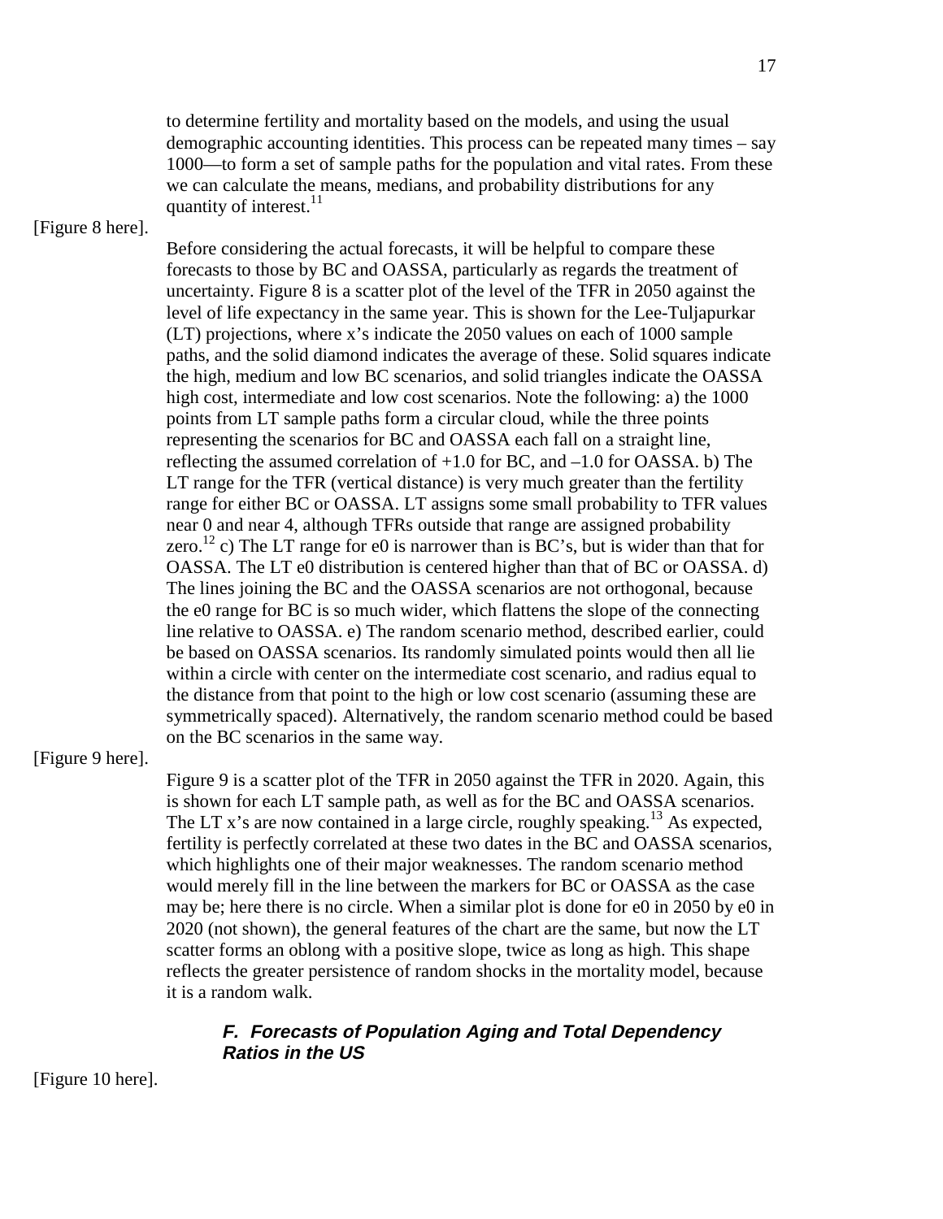to determine fertility and mortality based on the models, and using the usual demographic accounting identities. This process can be repeated many times – say 1000—to form a set of sample paths for the population and vital rates. From these we can calculate the means, medians, and probability distributions for any quantity of interest.[11]

[Figure 8 here].

Before considering the actual forecasts, it will be helpful to compare these forecasts to those by BC and OASSA, particularly as regards the treatment of uncertainty. Figure 8 is a scatter plot of the level of the TFR in 2050 against the level of life expectancy in the same year. This is shown for the Lee-Tuljapurkar (LT) projections, where x's indicate the 2050 values on each of 1000 sample paths, and the solid diamond indicates the average of these. Solid squares indicate the high, medium and low BC scenarios, and solid triangles indicate the OASSA high cost, intermediate and low cost scenarios. Note the following: a) the 1000 points from LT sample paths form a circular cloud, while the three points representing the scenarios for BC and OASSA each fall on a straight line, reflecting the assumed correlation of +1.0 for BC, and –1.0 for OASSA. b) The LT range for the TFR (vertical distance) is very much greater than the fertility range for either BC or OASSA. LT assigns some small probability to TFR values near 0 and near 4, although TFRs outside that range are assigned probability zero.[12] c) The LT range for e0 is narrower than is BC's, but is wider than that for OASSA. The LT e0 distribution is centered higher than that of BC or OASSA. d) The lines joining the BC and the OASSA scenarios are not orthogonal, because the e0 range for BC is so much wider, which flattens the slope of the connecting line relative to OASSA. e) The random scenario method, described earlier, could be based on OASSA scenarios. Its randomly simulated points would then all lie within a circle with center on the intermediate cost scenario, and radius equal to the distance from that point to the high or low cost scenario (assuming these are symmetrically spaced). Alternatively, the random scenario method could be based on the BC scenarios in the same way.

[Figure 9 here].

Figure 9 is a scatter plot of the TFR in 2050 against the TFR in 2020. Again, this is shown for each LT sample path, as well as for the BC and OASSA scenarios. The LT x's are now contained in a large circle, roughly speaking.[13] As expected, fertility is perfectly correlated at these two dates in the BC and OASSA scenarios, which highlights one of their major weaknesses. The random scenario method would merely fill in the line between the markers for BC or OASSA as the case may be; here there is no circle. When a similar plot is done for e0 in 2050 by e0 in 2020 (not shown), the general features of the chart are the same, but now the LT scatter forms an oblong with a positive slope, twice as long as high. This shape reflects the greater persistence of random shocks in the mortality model, because it is a random walk.

### *F. Forecasts of Population Aging and Total Dependency Ratios in the US*

[Figure 10 here].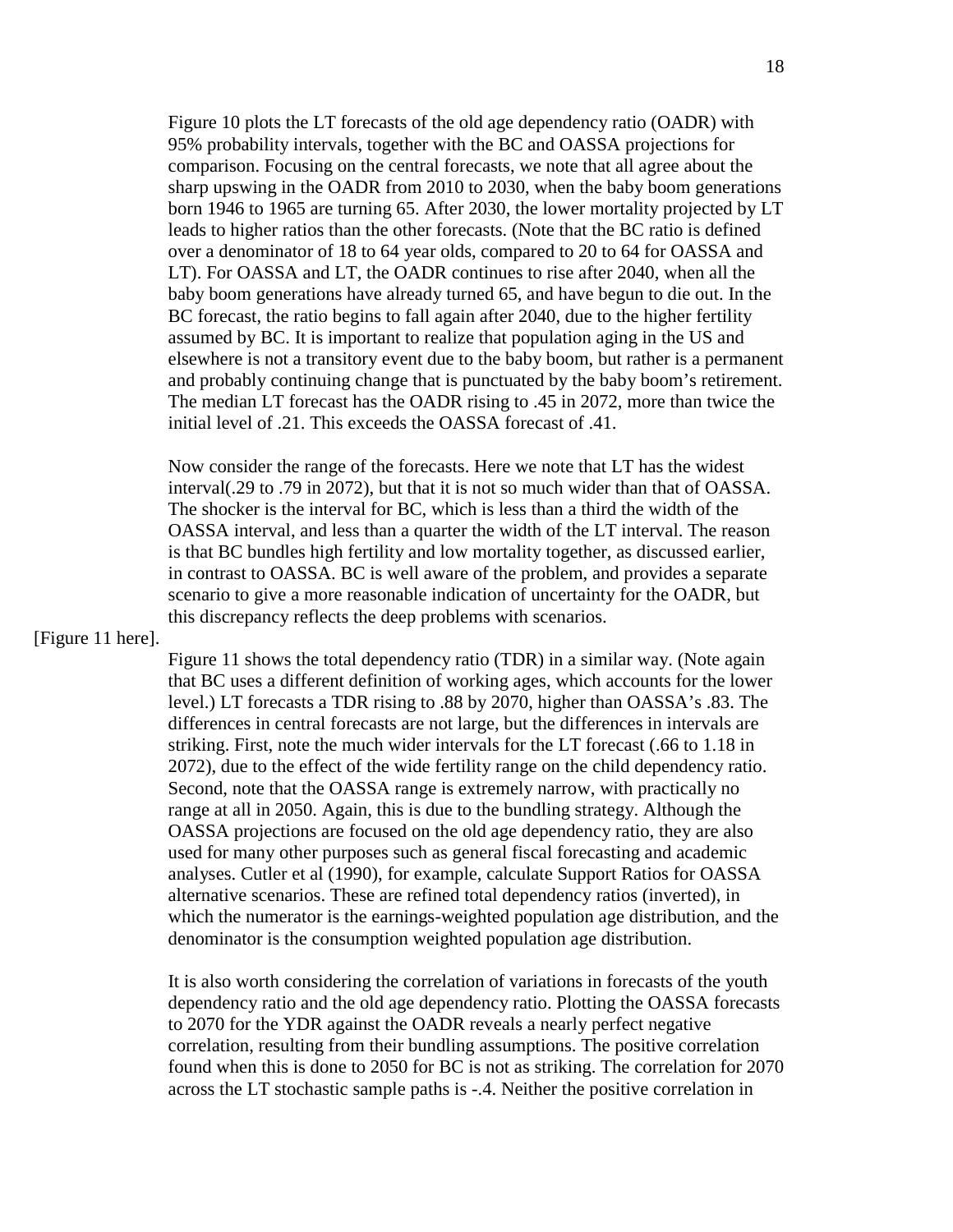Figure 10 plots the LT forecasts of the old age dependency ratio (OADR) with 95% probability intervals, together with the BC and OASSA projections for comparison. Focusing on the central forecasts, we note that all agree about the sharp upswing in the OADR from 2010 to 2030, when the baby boom generations born 1946 to 1965 are turning 65. After 2030, the lower mortality projected by LT leads to higher ratios than the other forecasts. (Note that the BC ratio is defined over a denominator of 18 to 64 year olds, compared to 20 to 64 for OASSA and LT). For OASSA and LT, the OADR continues to rise after 2040, when all the baby boom generations have already turned 65, and have begun to die out. In the BC forecast, the ratio begins to fall again after 2040, due to the higher fertility assumed by BC. It is important to realize that population aging in the US and elsewhere is not a transitory event due to the baby boom, but rather is a permanent and probably continuing change that is punctuated by the baby boom's retirement. The median LT forecast has the OADR rising to .45 in 2072, more than twice the initial level of .21. This exceeds the OASSA forecast of .41.

Now consider the range of the forecasts. Here we note that LT has the widest interval(.29 to .79 in 2072), but that it is not so much wider than that of OASSA. The shocker is the interval for BC, which is less than a third the width of the OASSA interval, and less than a quarter the width of the LT interval. The reason is that BC bundles high fertility and low mortality together, as discussed earlier, in contrast to OASSA. BC is well aware of the problem, and provides a separate scenario to give a more reasonable indication of uncertainty for the OADR, but this discrepancy reflects the deep problems with scenarios.

[Figure 11 here].

Figure 11 shows the total dependency ratio (TDR) in a similar way. (Note again that BC uses a different definition of working ages, which accounts for the lower level.) LT forecasts a TDR rising to .88 by 2070, higher than OASSA's .83. The differences in central forecasts are not large, but the differences in intervals are striking. First, note the much wider intervals for the LT forecast (.66 to 1.18 in 2072), due to the effect of the wide fertility range on the child dependency ratio. Second, note that the OASSA range is extremely narrow, with practically no range at all in 2050. Again, this is due to the bundling strategy. Although the OASSA projections are focused on the old age dependency ratio, they are also used for many other purposes such as general fiscal forecasting and academic analyses. Cutler et al (1990), for example, calculate Support Ratios for OASSA alternative scenarios. These are refined total dependency ratios (inverted), in which the numerator is the earnings-weighted population age distribution, and the denominator is the consumption weighted population age distribution.

It is also worth considering the correlation of variations in forecasts of the youth dependency ratio and the old age dependency ratio. Plotting the OASSA forecasts to 2070 for the YDR against the OADR reveals a nearly perfect negative correlation, resulting from their bundling assumptions. The positive correlation found when this is done to 2050 for BC is not as striking. The correlation for 2070 across the LT stochastic sample paths is -.4. Neither the positive correlation in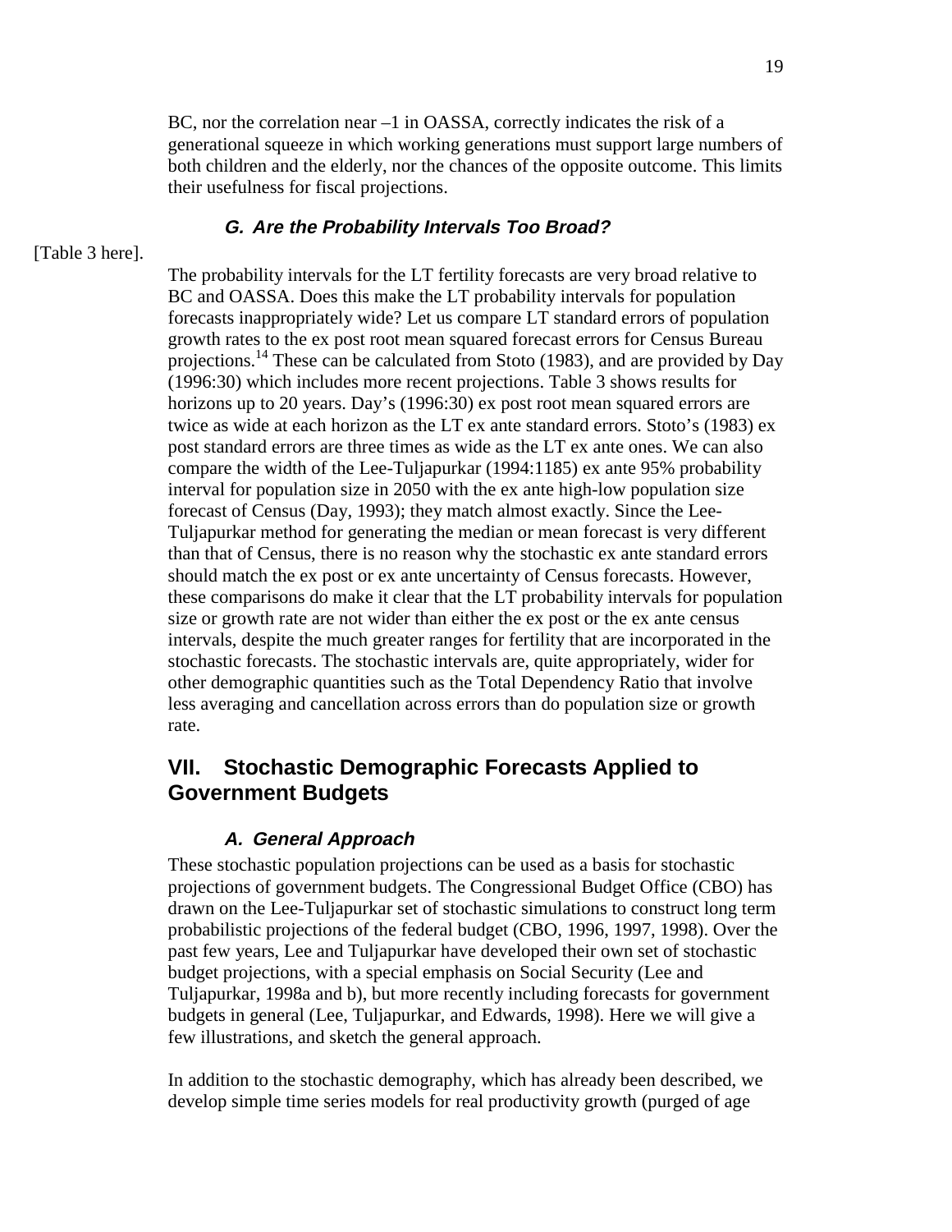BC, nor the correlation near –1 in OASSA, correctly indicates the risk of a generational squeeze in which working generations must support large numbers of both children and the elderly, nor the chances of the opposite outcome. This limits their usefulness for fiscal projections.

### *G. Are the Probability Intervals Too Broad?*

[Table 3 here].

The probability intervals for the LT fertility forecasts are very broad relative to BC and OASSA. Does this make the LT probability intervals for population forecasts inappropriately wide? Let us compare LT standard errors of population growth rates to the ex post root mean squared forecast errors for Census Bureau projections.[14] These can be calculated from Stoto (1983), and are provided by Day (1996:30) which includes more recent projections. Table 3 shows results for horizons up to 20 years. Day's (1996:30) ex post root mean squared errors are twice as wide at each horizon as the LT ex ante standard errors. Stoto's (1983) ex post standard errors are three times as wide as the LT ex ante ones. We can also compare the width of the Lee-Tuljapurkar (1994:1185) ex ante 95% probability interval for population size in 2050 with the ex ante high-low population size forecast of Census (Day, 1993); they match almost exactly. Since the Lee-Tuljapurkar method for generating the median or mean forecast is very different than that of Census, there is no reason why the stochastic ex ante standard errors should match the ex post or ex ante uncertainty of Census forecasts. However, these comparisons do make it clear that the LT probability intervals for population size or growth rate are not wider than either the ex post or the ex ante census intervals, despite the much greater ranges for fertility that are incorporated in the stochastic forecasts. The stochastic intervals are, quite appropriately, wider for other demographic quantities such as the Total Dependency Ratio that involve less averaging and cancellation across errors than do population size or growth rate.

## VII. Stochastic Demographic Forecasts Applied to Government Budgets

### *A. General Approach*

These stochastic population projections can be used as a basis for stochastic projections of government budgets. The Congressional Budget Office (CBO) has drawn on the Lee-Tuljapurkar set of stochastic simulations to construct long term probabilistic projections of the federal budget (CBO, 1996, 1997, 1998). Over the past few years, Lee and Tuljapurkar have developed their own set of stochastic budget projections, with a special emphasis on Social Security (Lee and Tuljapurkar, 1998a and b), but more recently including forecasts for government budgets in general (Lee, Tuljapurkar, and Edwards, 1998). Here we will give a few illustrations, and sketch the general approach.

In addition to the stochastic demography, which has already been described, we develop simple time series models for real productivity growth (purged of age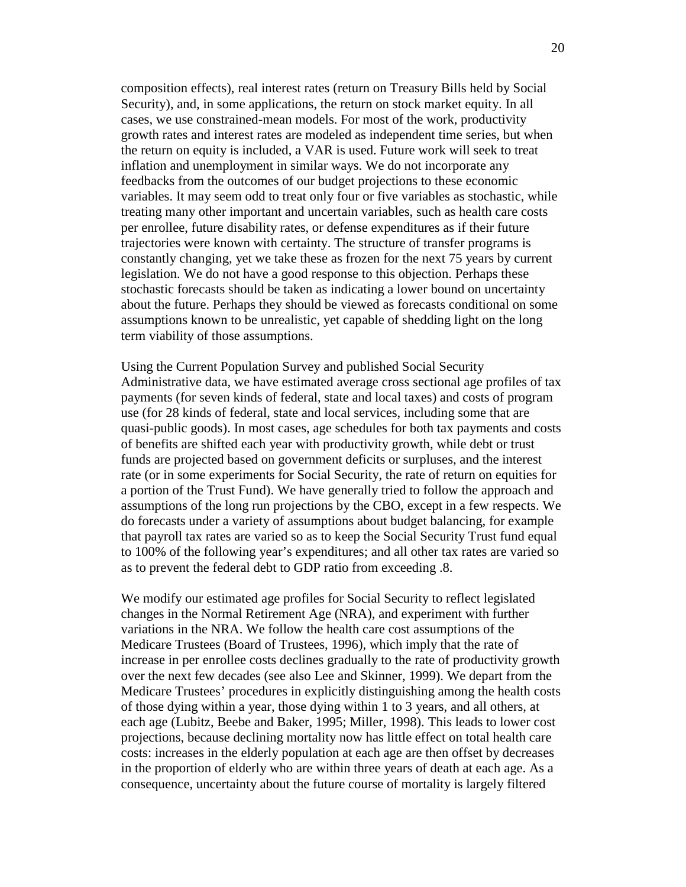composition effects), real interest rates (return on Treasury Bills held by Social Security), and, in some applications, the return on stock market equity. In all cases, we use constrained-mean models. For most of the work, productivity growth rates and interest rates are modeled as independent time series, but when the return on equity is included, a VAR is used. Future work will seek to treat inflation and unemployment in similar ways. We do not incorporate any feedbacks from the outcomes of our budget projections to these economic variables. It may seem odd to treat only four or five variables as stochastic, while treating many other important and uncertain variables, such as health care costs per enrollee, future disability rates, or defense expenditures as if their future trajectories were known with certainty. The structure of transfer programs is constantly changing, yet we take these as frozen for the next 75 years by current legislation. We do not have a good response to this objection. Perhaps these stochastic forecasts should be taken as indicating a lower bound on uncertainty about the future. Perhaps they should be viewed as forecasts conditional on some assumptions known to be unrealistic, yet capable of shedding light on the long term viability of those assumptions.

Using the Current Population Survey and published Social Security Administrative data, we have estimated average cross sectional age profiles of tax payments (for seven kinds of federal, state and local taxes) and costs of program use (for 28 kinds of federal, state and local services, including some that are quasi-public goods). In most cases, age schedules for both tax payments and costs of benefits are shifted each year with productivity growth, while debt or trust funds are projected based on government deficits or surpluses, and the interest rate (or in some experiments for Social Security, the rate of return on equities for a portion of the Trust Fund). We have generally tried to follow the approach and assumptions of the long run projections by the CBO, except in a few respects. We do forecasts under a variety of assumptions about budget balancing, for example that payroll tax rates are varied so as to keep the Social Security Trust fund equal to 100% of the following year's expenditures; and all other tax rates are varied so as to prevent the federal debt to GDP ratio from exceeding .8.

We modify our estimated age profiles for Social Security to reflect legislated changes in the Normal Retirement Age (NRA), and experiment with further variations in the NRA. We follow the health care cost assumptions of the Medicare Trustees (Board of Trustees, 1996), which imply that the rate of increase in per enrollee costs declines gradually to the rate of productivity growth over the next few decades (see also Lee and Skinner, 1999). We depart from the Medicare Trustees' procedures in explicitly distinguishing among the health costs of those dying within a year, those dying within 1 to 3 years, and all others, at each age (Lubitz, Beebe and Baker, 1995; Miller, 1998). This leads to lower cost projections, because declining mortality now has little effect on total health care costs: increases in the elderly population at each age are then offset by decreases in the proportion of elderly who are within three years of death at each age. As a consequence, uncertainty about the future course of mortality is largely filtered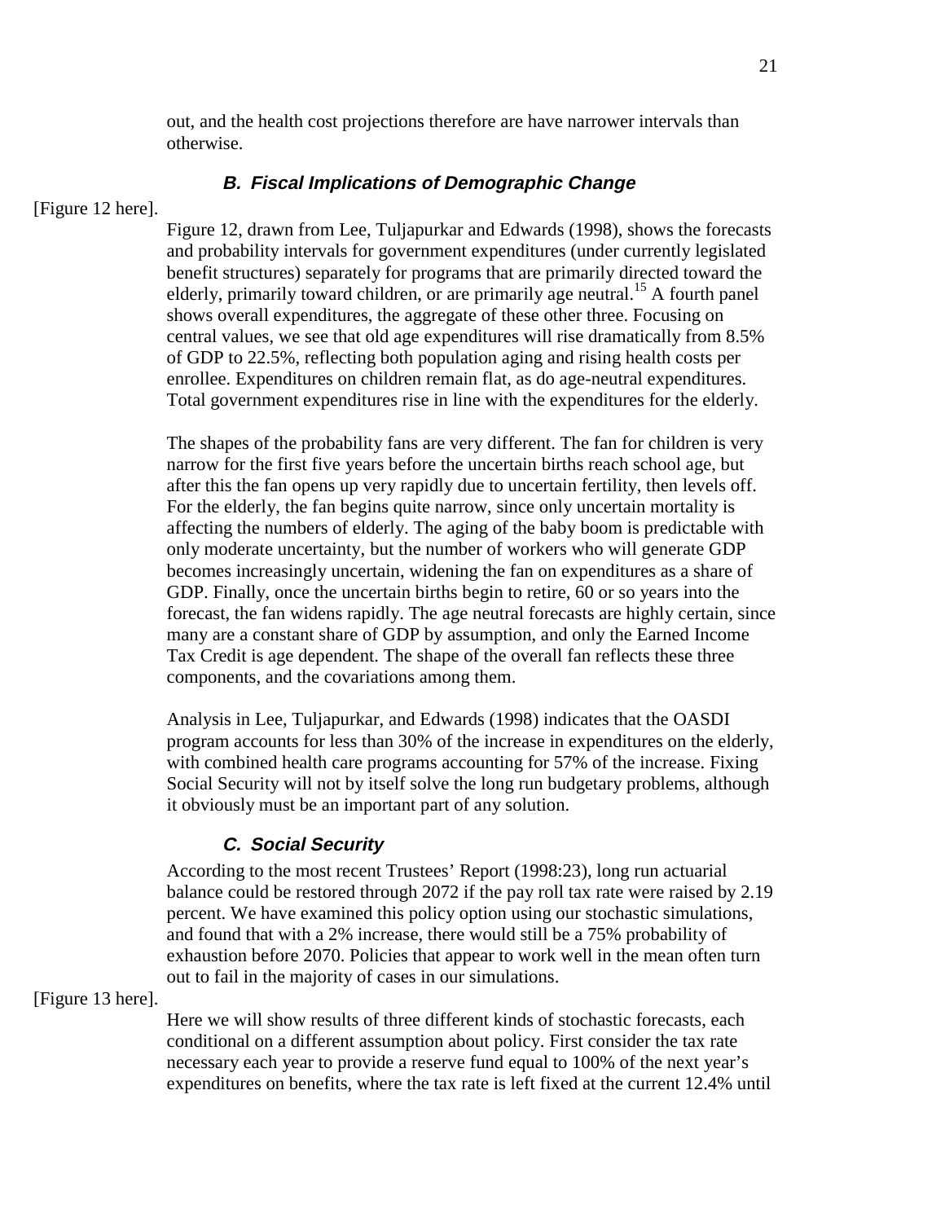out, and the health cost projections therefore are have narrower intervals than otherwise.

### *B. Fiscal Implications of Demographic Change*

[Figure 12 here].

Figure 12, drawn from Lee, Tuljapurkar and Edwards (1998), shows the forecasts and probability intervals for government expenditures (under currently legislated benefit structures) separately for programs that are primarily directed toward the elderly, primarily toward children, or are primarily age neutral.[15] A fourth panel shows overall expenditures, the aggregate of these other three. Focusing on central values, we see that old age expenditures will rise dramatically from 8.5% of GDP to 22.5%, reflecting both population aging and rising health costs per enrollee. Expenditures on children remain flat, as do age-neutral expenditures. Total government expenditures rise in line with the expenditures for the elderly.

The shapes of the probability fans are very different. The fan for children is very narrow for the first five years before the uncertain births reach school age, but after this the fan opens up very rapidly due to uncertain fertility, then levels off. For the elderly, the fan begins quite narrow, since only uncertain mortality is affecting the numbers of elderly. The aging of the baby boom is predictable with only moderate uncertainty, but the number of workers who will generate GDP becomes increasingly uncertain, widening the fan on expenditures as a share of GDP. Finally, once the uncertain births begin to retire, 60 or so years into the forecast, the fan widens rapidly. The age neutral forecasts are highly certain, since many are a constant share of GDP by assumption, and only the Earned Income Tax Credit is age dependent. The shape of the overall fan reflects these three components, and the covariations among them.

Analysis in Lee, Tuljapurkar, and Edwards (1998) indicates that the OASDI program accounts for less than 30% of the increase in expenditures on the elderly, with combined health care programs accounting for 57% of the increase. Fixing Social Security will not by itself solve the long run budgetary problems, although it obviously must be an important part of any solution.

### *C. Social Security*

According to the most recent Trustees' Report (1998:23), long run actuarial balance could be restored through 2072 if the pay roll tax rate were raised by 2.19 percent. We have examined this policy option using our stochastic simulations, and found that with a 2% increase, there would still be a 75% probability of exhaustion before 2070. Policies that appear to work well in the mean often turn out to fail in the majority of cases in our simulations.

[Figure 13 here].

Here we will show results of three different kinds of stochastic forecasts, each conditional on a different assumption about policy. First consider the tax rate necessary each year to provide a reserve fund equal to 100% of the next year's expenditures on benefits, where the tax rate is left fixed at the current 12.4% until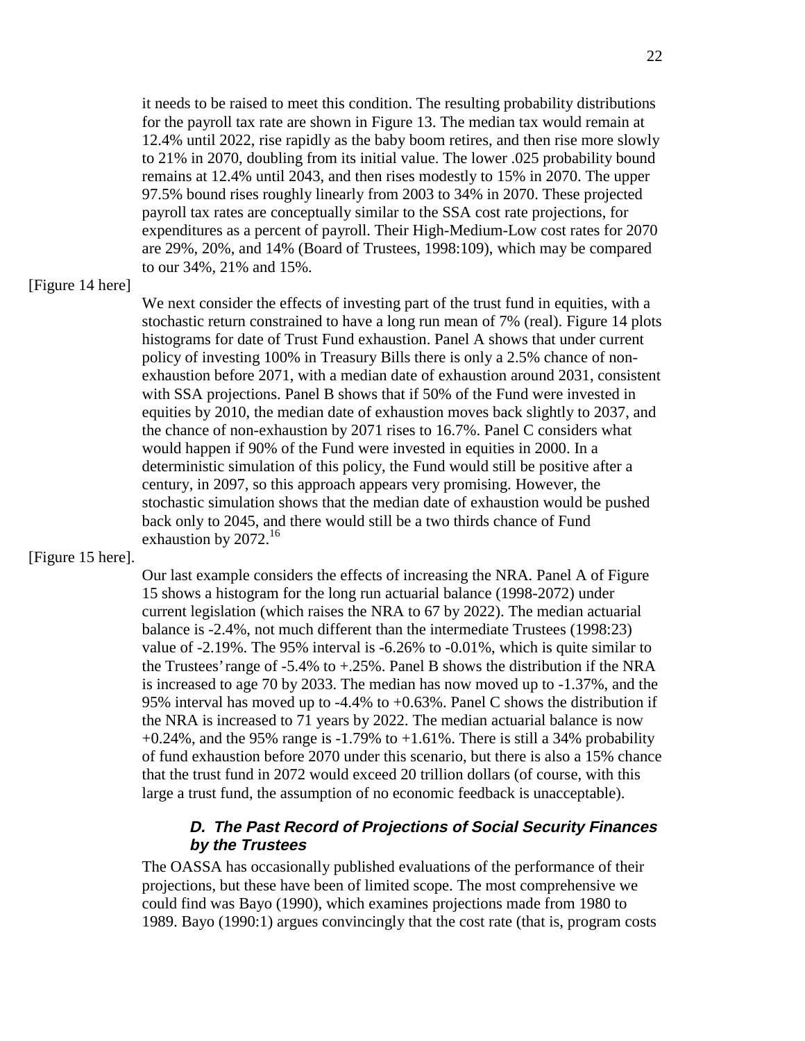it needs to be raised to meet this condition. The resulting probability distributions for the payroll tax rate are shown in Figure 13. The median tax would remain at 12.4% until 2022, rise rapidly as the baby boom retires, and then rise more slowly to 21% in 2070, doubling from its initial value. The lower .025 probability bound remains at 12.4% until 2043, and then rises modestly to 15% in 2070. The upper 97.5% bound rises roughly linearly from 2003 to 34% in 2070. These projected payroll tax rates are conceptually similar to the SSA cost rate projections, for expenditures as a percent of payroll. Their High-Medium-Low cost rates for 2070 are 29%, 20%, and 14% (Board of Trustees, 1998:109), which may be compared to our 34%, 21% and 15%.

[Figure 14 here]

We next consider the effects of investing part of the trust fund in equities, with a stochastic return constrained to have a long run mean of 7% (real). Figure 14 plots histograms for date of Trust Fund exhaustion. Panel A shows that under current policy of investing 100% in Treasury Bills there is only a 2.5% chance of non-exhaustion before 2071, with a median date of exhaustion around 2031, consistent with SSA projections. Panel B shows that if 50% of the Fund were invested in equities by 2010, the median date of exhaustion moves back slightly to 2037, and the chance of non-exhaustion by 2071 rises to 16.7%. Panel C considers what would happen if 90% of the Fund were invested in equities in 2000. In a deterministic simulation of this policy, the Fund would still be positive after a century, in 2097, so this approach appears very promising. However, the stochastic simulation shows that the median date of exhaustion would be pushed back only to 2045, and there would still be a two thirds chance of Fund exhaustion by 2072.[16]

[Figure 15 here].

Our last example considers the effects of increasing the NRA. Panel A of Figure 15 shows a histogram for the long run actuarial balance (1998-2072) under current legislation (which raises the NRA to 67 by 2022). The median actuarial balance is -2.4%, not much different than the intermediate Trustees (1998:23) value of -2.19%. The 95% interval is -6.26% to -0.01%, which is quite similar to the Trustees' range of -5.4% to +.25%. Panel B shows the distribution if the NRA is increased to age 70 by 2033. The median has now moved up to -1.37%, and the 95% interval has moved up to -4.4% to +0.63%. Panel C shows the distribution if the NRA is increased to 71 years by 2022. The median actuarial balance is now +0.24%, and the 95% range is -1.79% to +1.61%. There is still a 34% probability of fund exhaustion before 2070 under this scenario, but there is also a 15% chance that the trust fund in 2072 would exceed 20 trillion dollars (of course, with this large a trust fund, the assumption of no economic feedback is unacceptable).

### *D. The Past Record of Projections of Social Security Finances by the Trustees*

The OASSA has occasionally published evaluations of the performance of their projections, but these have been of limited scope. The most comprehensive we could find was Bayo (1990), which examines projections made from 1980 to 1989. Bayo (1990:1) argues convincingly that the cost rate (that is, program costs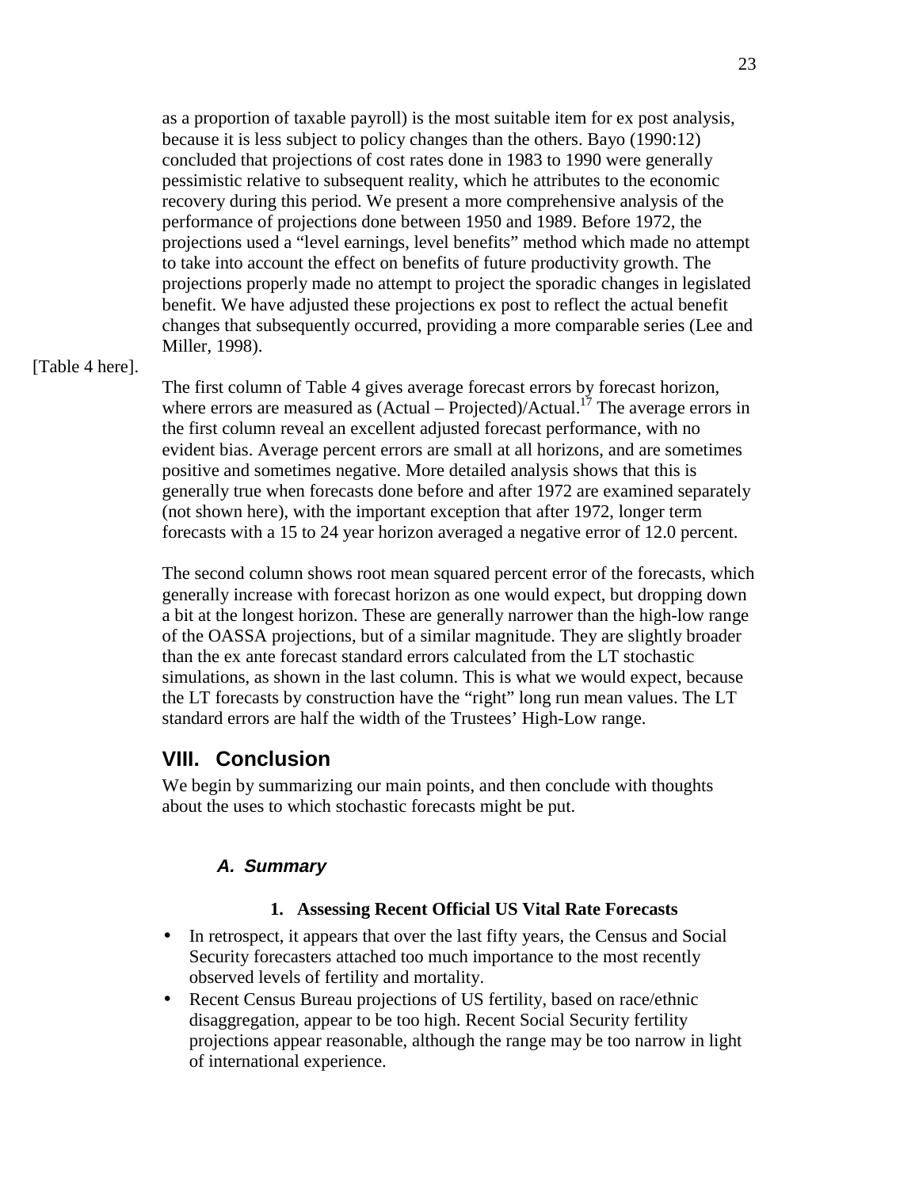as a proportion of taxable payroll) is the most suitable item for ex post analysis, because it is less subject to policy changes than the others. Bayo (1990:12) concluded that projections of cost rates done in 1983 to 1990 were generally pessimistic relative to subsequent reality, which he attributes to the economic recovery during this period. We present a more comprehensive analysis of the performance of projections done between 1950 and 1989. Before 1972, the projections used a "level earnings, level benefits" method which made no attempt to take into account the effect on benefits of future productivity growth. The projections properly made no attempt to project the sporadic changes in legislated benefit. We have adjusted these projections ex post to reflect the actual benefit changes that subsequently occurred, providing a more comparable series (Lee and Miller, 1998).

[Table 4 here].

The first column of Table 4 gives average forecast errors by forecast horizon, where errors are measured as (Actual – Projected)/Actual.[17] The average errors in the first column reveal an excellent adjusted forecast performance, with no evident bias. Average percent errors are small at all horizons, and are sometimes positive and sometimes negative. More detailed analysis shows that this is generally true when forecasts done before and after 1972 are examined separately (not shown here), with the important exception that after 1972, longer term forecasts with a 15 to 24 year horizon averaged a negative error of 12.0 percent.

The second column shows root mean squared percent error of the forecasts, which generally increase with forecast horizon as one would expect, but dropping down a bit at the longest horizon. These are generally narrower than the high-low range of the OASSA projections, but of a similar magnitude. They are slightly broader than the ex ante forecast standard errors calculated from the LT stochastic simulations, as shown in the last column. This is what we would expect, because the LT forecasts by construction have the "right" long run mean values. The LT standard errors are half the width of the Trustees' High-Low range.

## VIII. Conclusion

We begin by summarizing our main points, and then conclude with thoughts about the uses to which stochastic forecasts might be put.

### *A. Summary*

#### 1. Assessing Recent Official US Vital Rate Forecasts

- In retrospect, it appears that over the last fifty years, the Census and Social Security forecasters attached too much importance to the most recently observed levels of fertility and mortality.
- Recent Census Bureau projections of US fertility, based on race/ethnic disaggregation, appear to be too high. Recent Social Security fertility projections appear reasonable, although the range may be too narrow in light of international experience.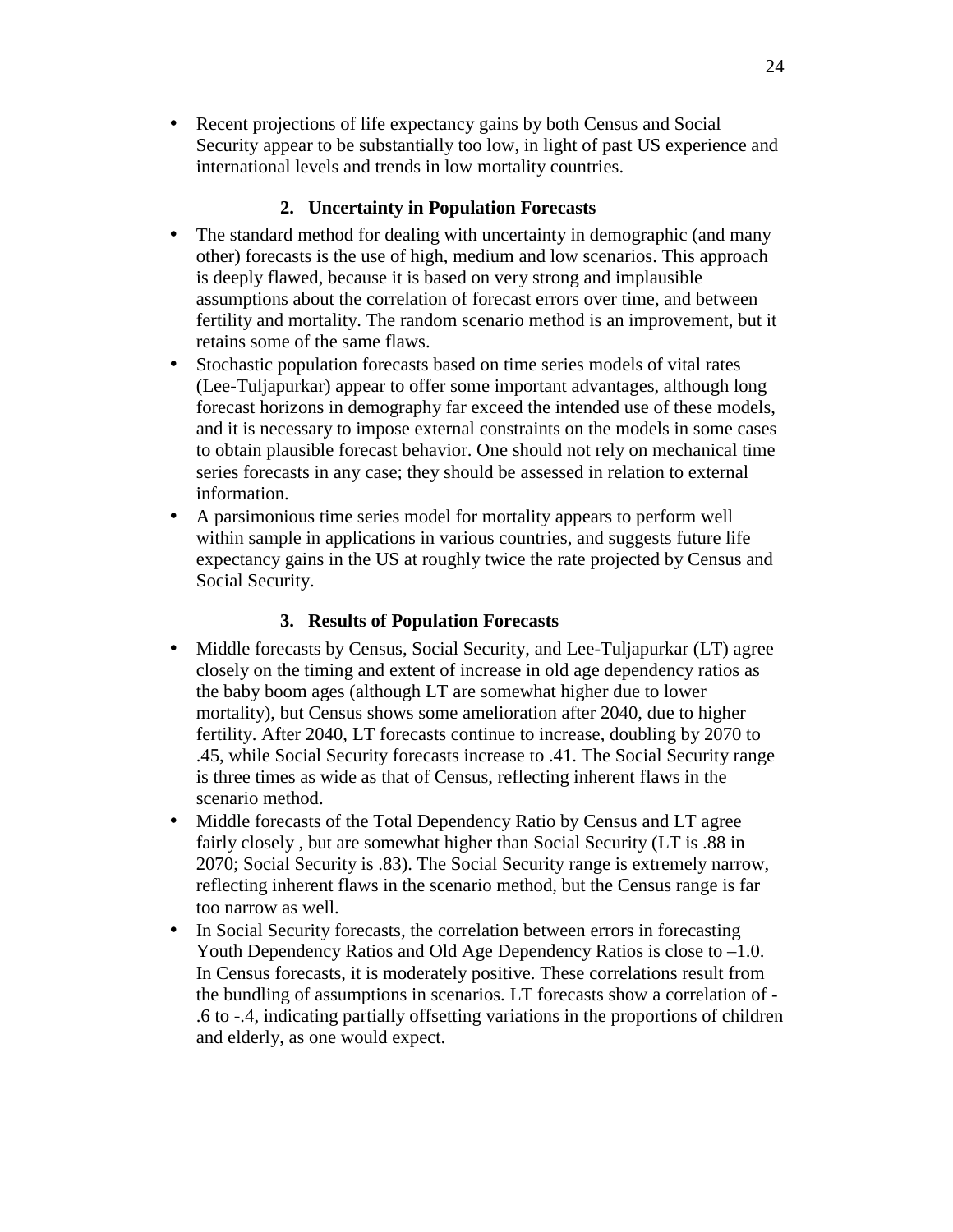- Recent projections of life expectancy gains by both Census and Social Security appear to be substantially too low, in light of past US experience and international levels and trends in low mortality countries.

### 2. Uncertainty in Population Forecasts

- The standard method for dealing with uncertainty in demographic (and many other) forecasts is the use of high, medium and low scenarios. This approach is deeply flawed, because it is based on very strong and implausible assumptions about the correlation of forecast errors over time, and between fertility and mortality. The random scenario method is an improvement, but it retains some of the same flaws.
- Stochastic population forecasts based on time series models of vital rates (Lee-Tuljapurkar) appear to offer some important advantages, although long forecast horizons in demography far exceed the intended use of these models, and it is necessary to impose external constraints on the models in some cases to obtain plausible forecast behavior. One should not rely on mechanical time series forecasts in any case; they should be assessed in relation to external information.
- A parsimonious time series model for mortality appears to perform well within sample in applications in various countries, and suggests future life expectancy gains in the US at roughly twice the rate projected by Census and Social Security.

### 3. Results of Population Forecasts

- Middle forecasts by Census, Social Security, and Lee-Tuljapurkar (LT) agree closely on the timing and extent of increase in old age dependency ratios as the baby boom ages (although LT are somewhat higher due to lower mortality), but Census shows some amelioration after 2040, due to higher fertility. After 2040, LT forecasts continue to increase, doubling by 2070 to .45, while Social Security forecasts increase to .41. The Social Security range is three times as wide as that of Census, reflecting inherent flaws in the scenario method.
- Middle forecasts of the Total Dependency Ratio by Census and LT agree fairly closely , but are somewhat higher than Social Security (LT is .88 in 2070; Social Security is .83). The Social Security range is extremely narrow, reflecting inherent flaws in the scenario method, but the Census range is far too narrow as well.
- In Social Security forecasts, the correlation between errors in forecasting Youth Dependency Ratios and Old Age Dependency Ratios is close to –1.0. In Census forecasts, it is moderately positive. These correlations result from the bundling of assumptions in scenarios. LT forecasts show a correlation of -.6 to -.4, indicating partially offsetting variations in the proportions of children and elderly, as one would expect.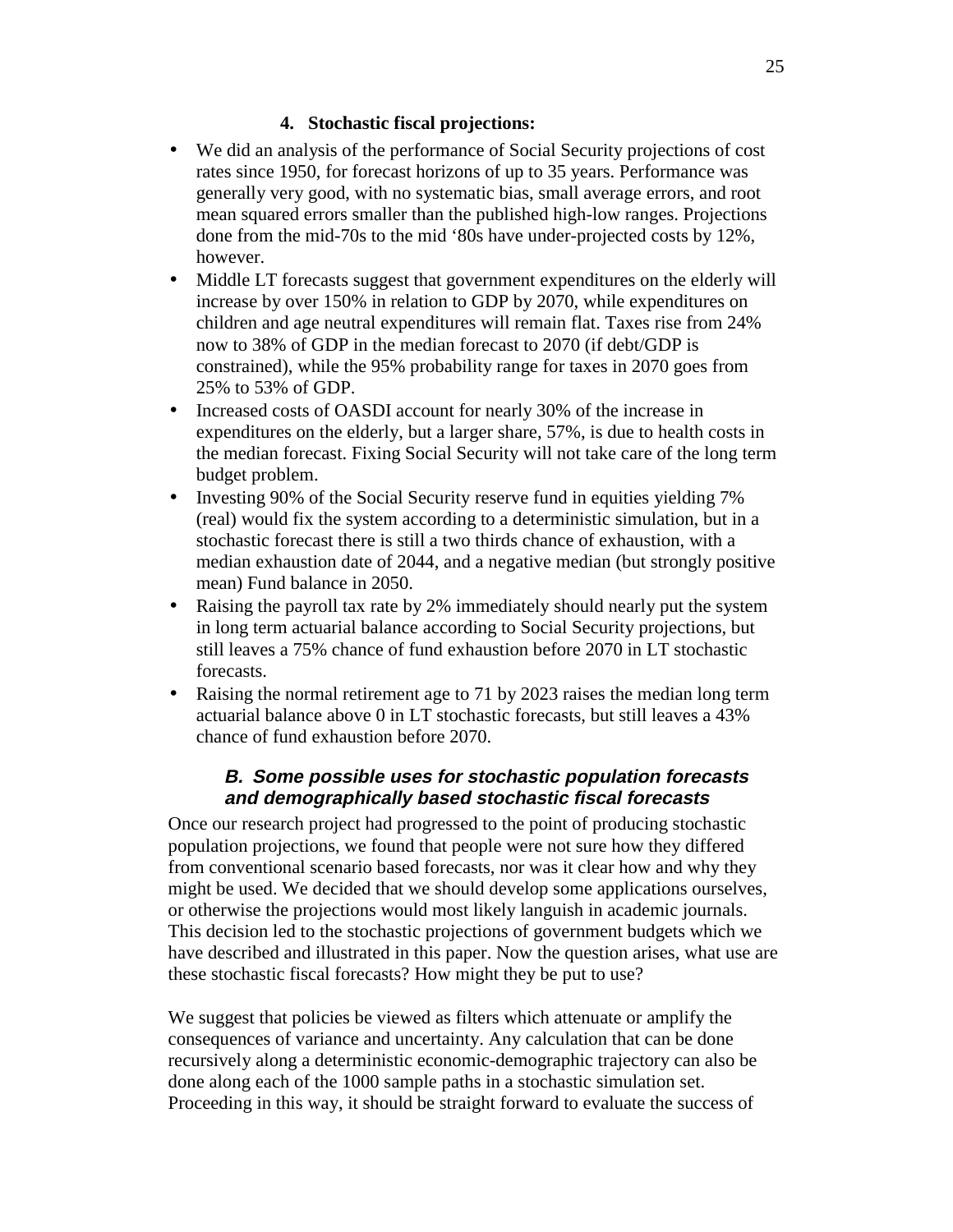#### 4. Stochastic fiscal projections:

- We did an analysis of the performance of Social Security projections of cost rates since 1950, for forecast horizons of up to 35 years. Performance was generally very good, with no systematic bias, small average errors, and root mean squared errors smaller than the published high-low ranges. Projections done from the mid-70s to the mid '80s have under-projected costs by 12%, however.
- Middle LT forecasts suggest that government expenditures on the elderly will increase by over 150% in relation to GDP by 2070, while expenditures on children and age neutral expenditures will remain flat. Taxes rise from 24% now to 38% of GDP in the median forecast to 2070 (if debt/GDP is constrained), while the 95% probability range for taxes in 2070 goes from 25% to 53% of GDP.
- Increased costs of OASDI account for nearly 30% of the increase in expenditures on the elderly, but a larger share, 57%, is due to health costs in the median forecast. Fixing Social Security will not take care of the long term budget problem.
- Investing 90% of the Social Security reserve fund in equities yielding 7% (real) would fix the system according to a deterministic simulation, but in a stochastic forecast there is still a two thirds chance of exhaustion, with a median exhaustion date of 2044, and a negative median (but strongly positive mean) Fund balance in 2050.
- Raising the payroll tax rate by 2% immediately should nearly put the system in long term actuarial balance according to Social Security projections, but still leaves a 75% chance of fund exhaustion before 2070 in LT stochastic forecasts.
- Raising the normal retirement age to 71 by 2023 raises the median long term actuarial balance above 0 in LT stochastic forecasts, but still leaves a 43% chance of fund exhaustion before 2070.

### *B. Some possible uses for stochastic population forecasts and demographically based stochastic fiscal forecasts*

Once our research project had progressed to the point of producing stochastic population projections, we found that people were not sure how they differed from conventional scenario based forecasts, nor was it clear how and why they might be used. We decided that we should develop some applications ourselves, or otherwise the projections would most likely languish in academic journals. This decision led to the stochastic projections of government budgets which we have described and illustrated in this paper. Now the question arises, what use are these stochastic fiscal forecasts? How might they be put to use?

We suggest that policies be viewed as filters which attenuate or amplify the consequences of variance and uncertainty. Any calculation that can be done recursively along a deterministic economic-demographic trajectory can also be done along each of the 1000 sample paths in a stochastic simulation set. Proceeding in this way, it should be straight forward to evaluate the success of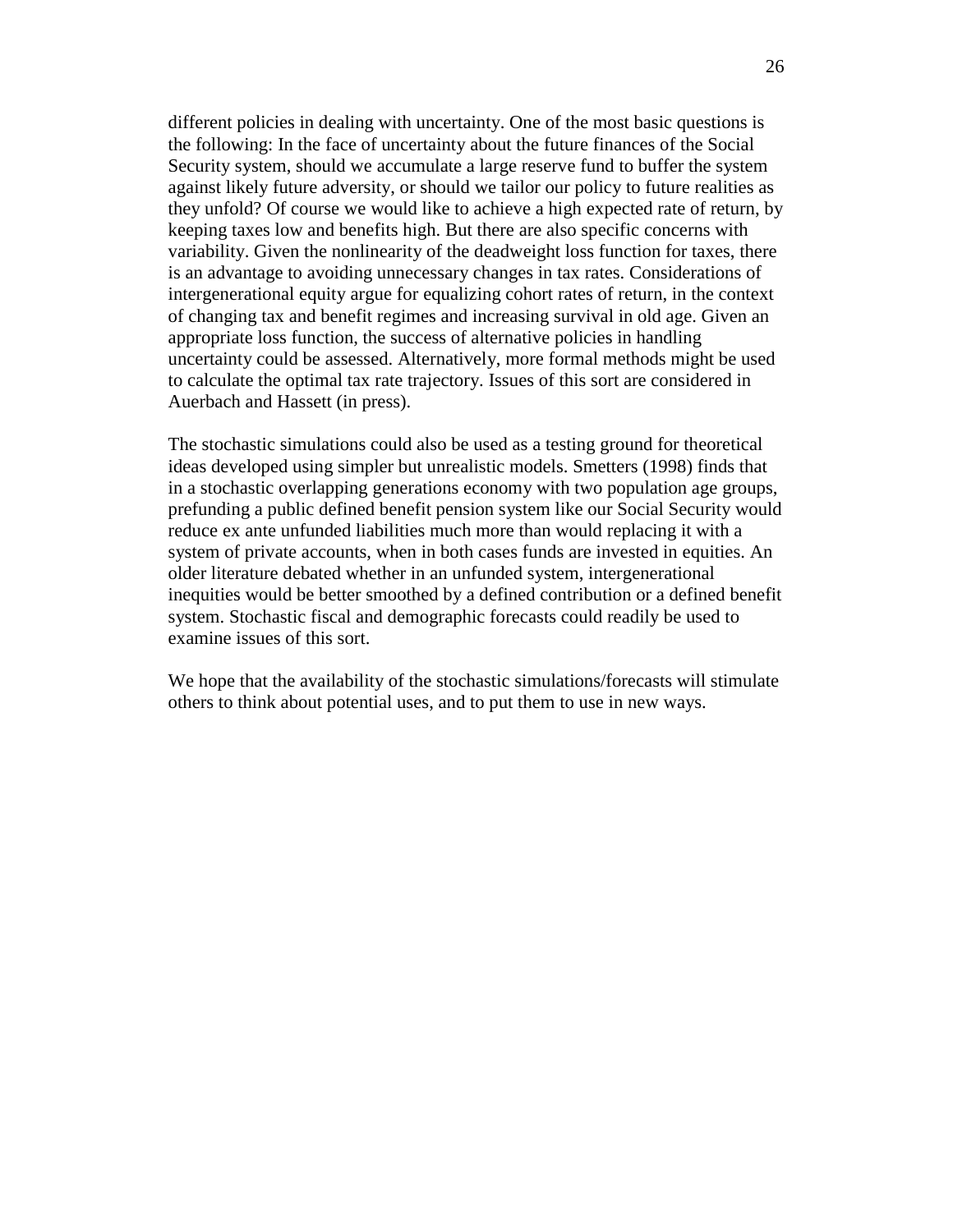different policies in dealing with uncertainty. One of the most basic questions is the following: In the face of uncertainty about the future finances of the Social Security system, should we accumulate a large reserve fund to buffer the system against likely future adversity, or should we tailor our policy to future realities as they unfold? Of course we would like to achieve a high expected rate of return, by keeping taxes low and benefits high. But there are also specific concerns with variability. Given the nonlinearity of the deadweight loss function for taxes, there is an advantage to avoiding unnecessary changes in tax rates. Considerations of intergenerational equity argue for equalizing cohort rates of return, in the context of changing tax and benefit regimes and increasing survival in old age. Given an appropriate loss function, the success of alternative policies in handling uncertainty could be assessed. Alternatively, more formal methods might be used to calculate the optimal tax rate trajectory. Issues of this sort are considered in Auerbach and Hassett (in press).

The stochastic simulations could also be used as a testing ground for theoretical ideas developed using simpler but unrealistic models. Smetters (1998) finds that in a stochastic overlapping generations economy with two population age groups, prefunding a public defined benefit pension system like our Social Security would reduce ex ante unfunded liabilities much more than would replacing it with a system of private accounts, when in both cases funds are invested in equities. An older literature debated whether in an unfunded system, intergenerational inequities would be better smoothed by a defined contribution or a defined benefit system. Stochastic fiscal and demographic forecasts could readily be used to examine issues of this sort.

We hope that the availability of the stochastic simulations/forecasts will stimulate others to think about potential uses, and to put them to use in new ways.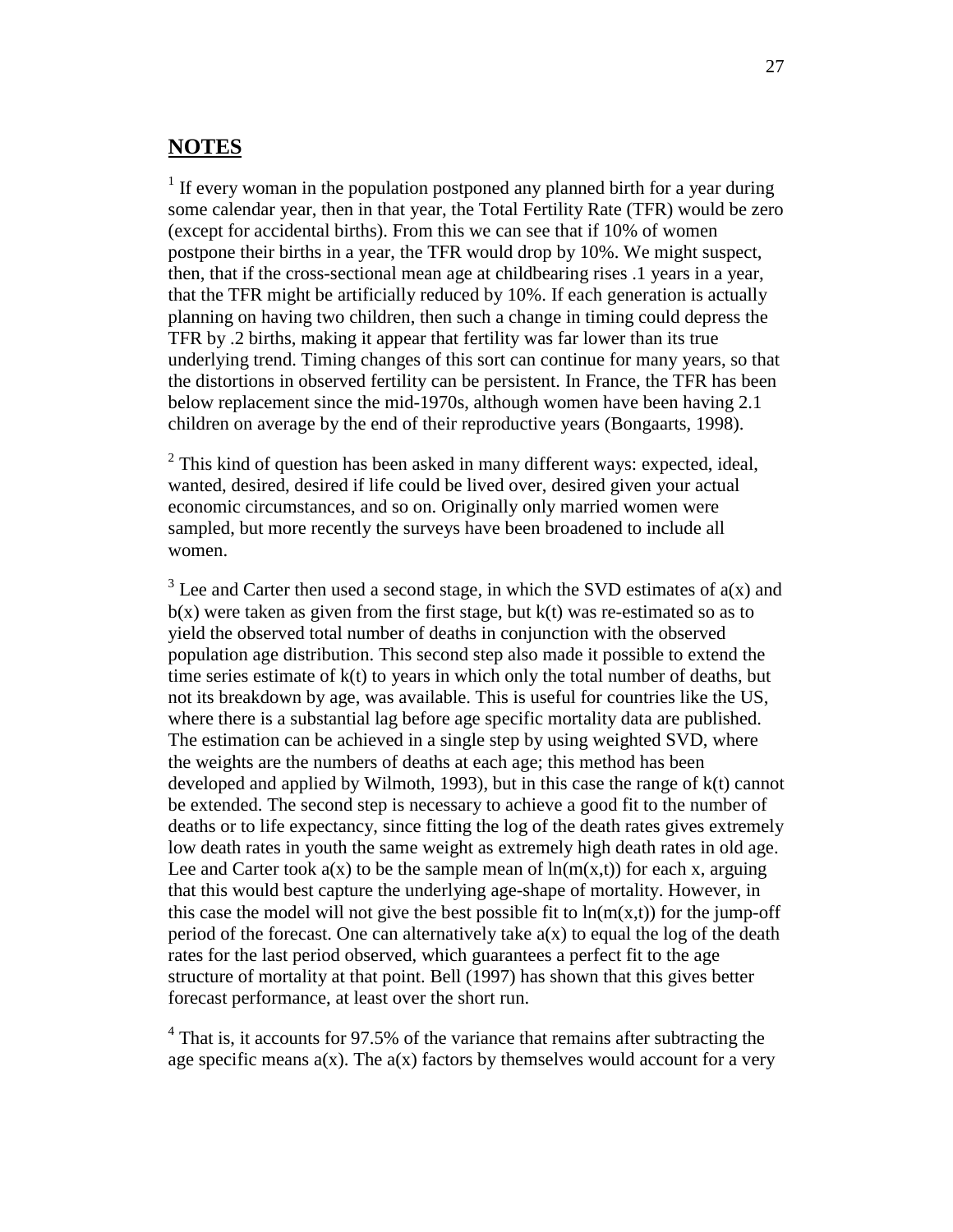## NOTES

[1] If every woman in the population postponed any planned birth for a year during some calendar year, then in that year, the Total Fertility Rate (TFR) would be zero (except for accidental births). From this we can see that if 10% of women postpone their births in a year, the TFR would drop by 10%. We might suspect, then, that if the cross-sectional mean age at childbearing rises .1 years in a year, that the TFR might be artificially reduced by 10%. If each generation is actually planning on having two children, then such a change in timing could depress the TFR by .2 births, making it appear that fertility was far lower than its true underlying trend. Timing changes of this sort can continue for many years, so that the distortions in observed fertility can be persistent. In France, the TFR has been below replacement since the mid-1970s, although women have been having 2.1 children on average by the end of their reproductive years (Bongaarts, 1998).

[2] This kind of question has been asked in many different ways: expected, ideal, wanted, desired, desired if life could be lived over, desired given your actual economic circumstances, and so on. Originally only married women were sampled, but more recently the surveys have been broadened to include all women.

[3] Lee and Carter then used a second stage, in which the SVD estimates of $a(x)$ and $b(x)$ were taken as given from the first stage, but $k(t)$ was re-estimated so as to yield the observed total number of deaths in conjunction with the observed population age distribution. This second step also made it possible to extend the time series estimate of $k(t)$ to years in which only the total number of deaths, but not its breakdown by age, was available. This is useful for countries like the US, where there is a substantial lag before age specific mortality data are published. The estimation can be achieved in a single step by using weighted SVD, where the weights are the numbers of deaths at each age; this method has been developed and applied by Wilmoth, 1993), but in this case the range of $k(t)$ cannot be extended. The second step is necessary to achieve a good fit to the number of deaths or to life expectancy, since fitting the log of the death rates gives extremely low death rates in youth the same weight as extremely high death rates in old age. Lee and Carter took $a(x)$ to be the sample mean of $\ln(m(x,t))$ for each x, arguing that this would best capture the underlying age-shape of mortality. However, in this case the model will not give the best possible fit to $\ln(m(x,t))$ for the jump-off period of the forecast. One can alternatively take $a(x)$ to equal the log of the death rates for the last period observed, which guarantees a perfect fit to the age structure of mortality at that point. Bell (1997) has shown that this gives better forecast performance, at least over the short run.

[4] That is, it accounts for 97.5% of the variance that remains after subtracting the age specific means $a(x)$. The $a(x)$ factors by themselves would account for a very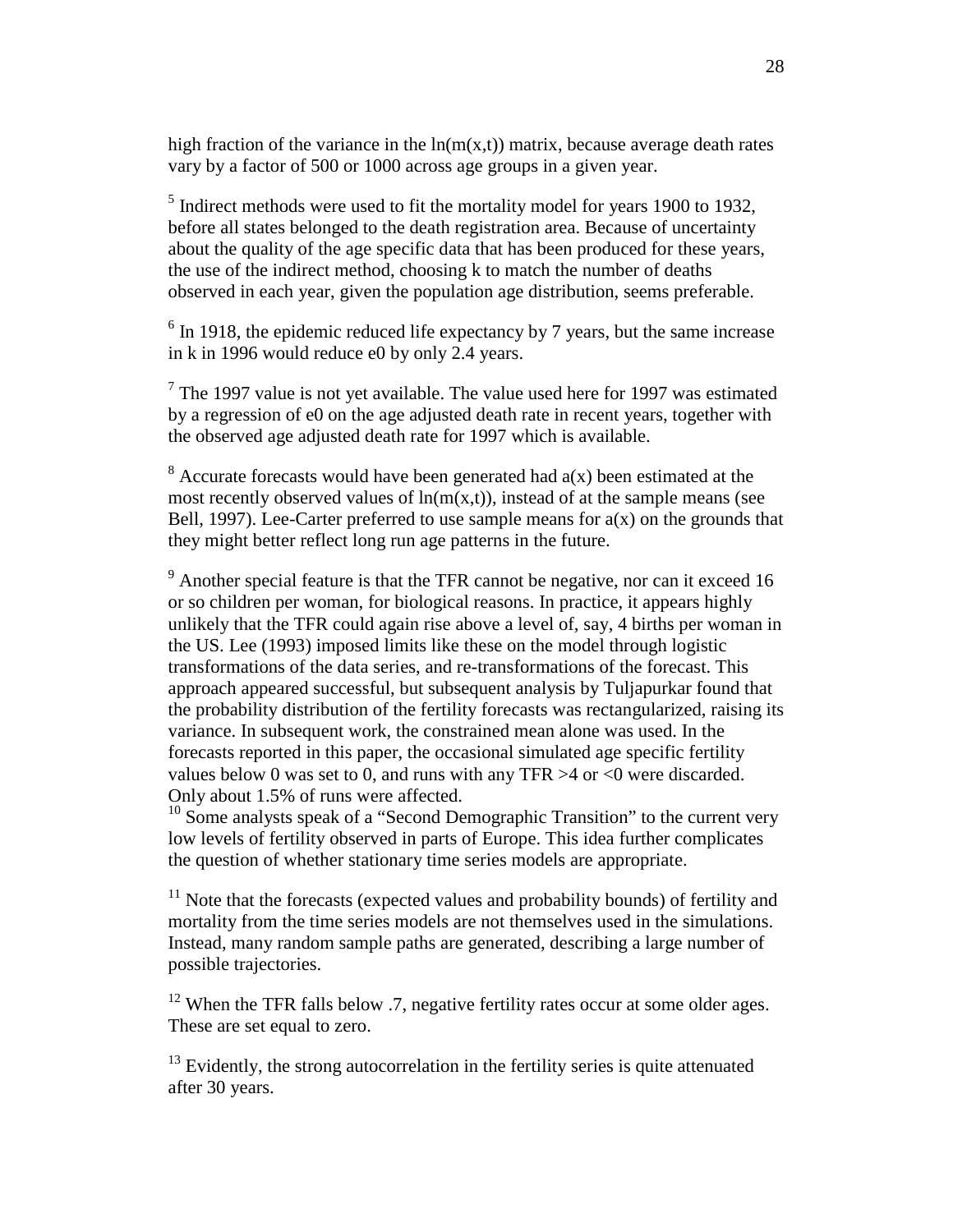high fraction of the variance in the $\ln(m(x,t))$ matrix, because average death rates vary by a factor of 500 or 1000 across age groups in a given year.

[5] Indirect methods were used to fit the mortality model for years 1900 to 1932, before all states belonged to the death registration area. Because of uncertainty about the quality of the age specific data that has been produced for these years, the use of the indirect method, choosing k to match the number of deaths observed in each year, given the population age distribution, seems preferable.

[6] In 1918, the epidemic reduced life expectancy by 7 years, but the same increase in k in 1996 would reduce e0 by only 2.4 years.

[7] The 1997 value is not yet available. The value used here for 1997 was estimated by a regression of e0 on the age adjusted death rate in recent years, together with the observed age adjusted death rate for 1997 which is available.

[8] Accurate forecasts would have been generated had $a(x)$ been estimated at the most recently observed values of $\ln(m(x,t))$, instead of at the sample means (see Bell, 1997). Lee-Carter preferred to use sample means for $a(x)$ on the grounds that they might better reflect long run age patterns in the future.

[9] Another special feature is that the TFR cannot be negative, nor can it exceed 16 or so children per woman, for biological reasons. In practice, it appears highly unlikely that the TFR could again rise above a level of, say, 4 births per woman in the US. Lee (1993) imposed limits like these on the model through logistic transformations of the data series, and re-transformations of the forecast. This approach appeared successful, but subsequent analysis by Tuljapurkar found that the probability distribution of the fertility forecasts was rectangularized, raising its variance. In subsequent work, the constrained mean alone was used. In the forecasts reported in this paper, the occasional simulated age specific fertility values below 0 was set to 0, and runs with any TFR >4 or <0 were discarded. Only about 1.5% of runs were affected.

[10] Some analysts speak of a "Second Demographic Transition" to the current very low levels of fertility observed in parts of Europe. This idea further complicates the question of whether stationary time series models are appropriate.

[11] Note that the forecasts (expected values and probability bounds) of fertility and mortality from the time series models are not themselves used in the simulations. Instead, many random sample paths are generated, describing a large number of possible trajectories.

[12] When the TFR falls below .7, negative fertility rates occur at some older ages. These are set equal to zero.

[13] Evidently, the strong autocorrelation in the fertility series is quite attenuated after 30 years.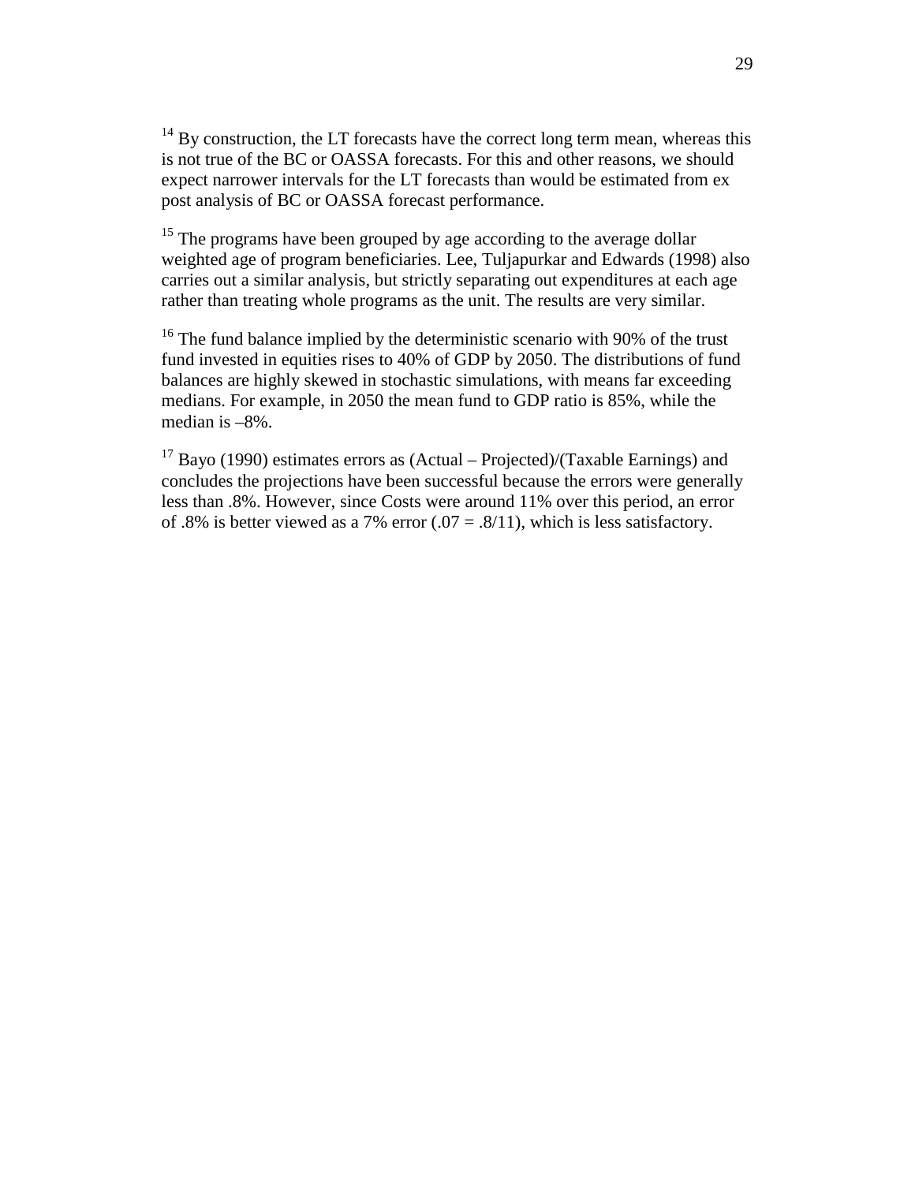[14] By construction, the LT forecasts have the correct long term mean, whereas this is not true of the BC or OASSA forecasts. For this and other reasons, we should expect narrower intervals for the LT forecasts than would be estimated from ex post analysis of BC or OASSA forecast performance.

[15] The programs have been grouped by age according to the average dollar weighted age of program beneficiaries. Lee, Tuljapurkar and Edwards (1998) also carries out a similar analysis, but strictly separating out expenditures at each age rather than treating whole programs as the unit. The results are very similar.

[16] The fund balance implied by the deterministic scenario with 90% of the trust fund invested in equities rises to 40% of GDP by 2050. The distributions of fund balances are highly skewed in stochastic simulations, with means far exceeding medians. For example, in 2050 the mean fund to GDP ratio is 85%, while the median is –8%.

[17] Bayo (1990) estimates errors as (Actual – Projected)/(Taxable Earnings) and concludes the projections have been successful because the errors were generally less than .8%. However, since Costs were around 11% over this period, an error of .8% is better viewed as a 7% error (.07 = .8/11), which is less satisfactory.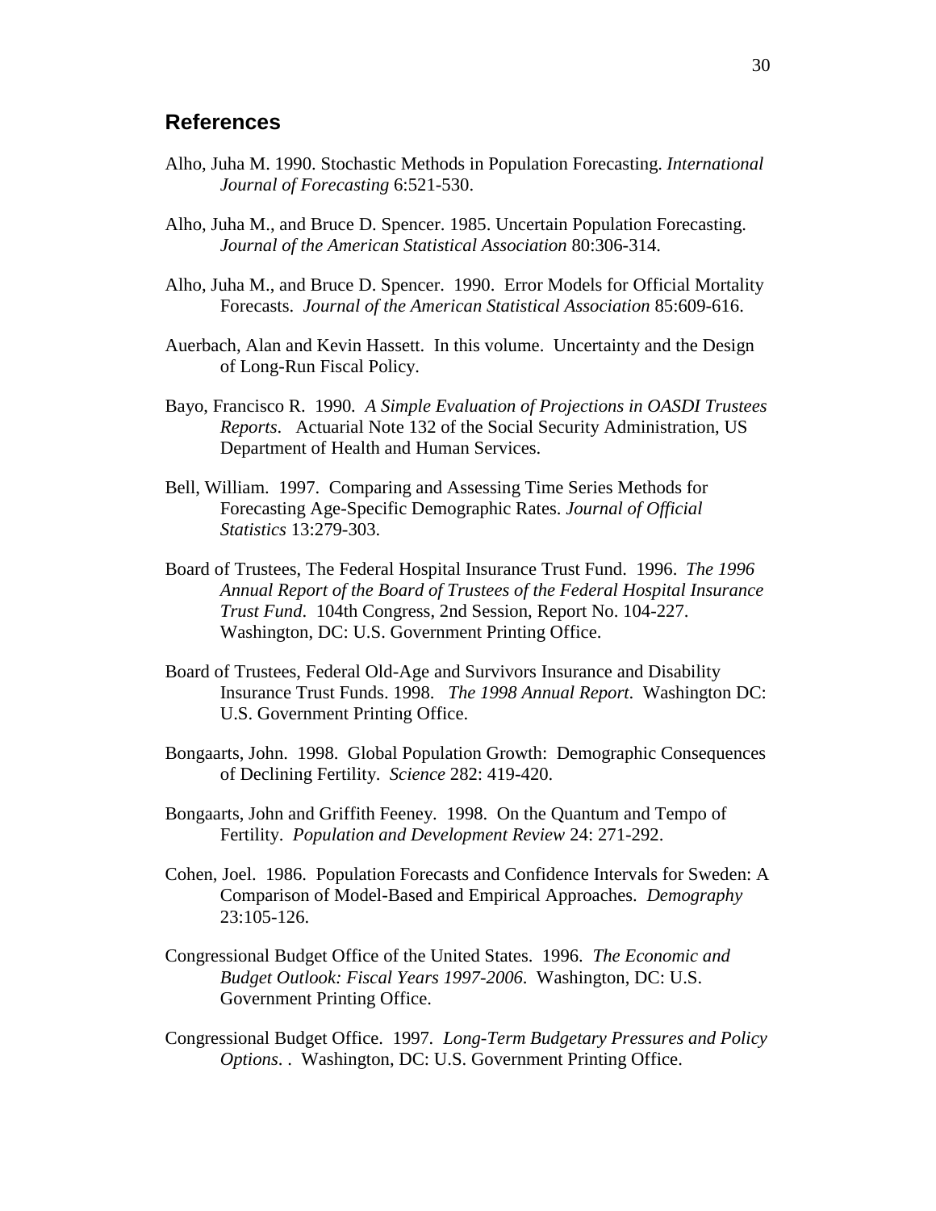## References

Alho, Juha M. 1990. Stochastic Methods in Population Forecasting. *International Journal of Forecasting* 6:521-530.

Alho, Juha M., and Bruce D. Spencer. 1985. Uncertain Population Forecasting. *Journal of the American Statistical Association* 80:306-314.

Alho, Juha M., and Bruce D. Spencer. 1990. Error Models for Official Mortality Forecasts. *Journal of the American Statistical Association* 85:609-616.

Auerbach, Alan and Kevin Hassett. In this volume. Uncertainty and the Design of Long-Run Fiscal Policy.

Bayo, Francisco R. 1990. *A Simple Evaluation of Projections in OASDI Trustees Reports*. Actuarial Note 132 of the Social Security Administration, US Department of Health and Human Services.

Bell, William. 1997. Comparing and Assessing Time Series Methods for Forecasting Age-Specific Demographic Rates. *Journal of Official Statistics* 13:279-303.

Board of Trustees, The Federal Hospital Insurance Trust Fund. 1996. *The 1996 Annual Report of the Board of Trustees of the Federal Hospital Insurance Trust Fund*. 104th Congress, 2nd Session, Report No. 104-227. Washington, DC: U.S. Government Printing Office.

Board of Trustees, Federal Old-Age and Survivors Insurance and Disability Insurance Trust Funds. 1998. *The 1998 Annual Report*. Washington DC: U.S. Government Printing Office.

Bongaarts, John. 1998. Global Population Growth: Demographic Consequences of Declining Fertility. *Science* 282: 419-420.

Bongaarts, John and Griffith Feeney. 1998. On the Quantum and Tempo of Fertility. *Population and Development Review* 24: 271-292.

Cohen, Joel. 1986. Population Forecasts and Confidence Intervals for Sweden: A Comparison of Model-Based and Empirical Approaches. *Demography* 23:105-126.

Congressional Budget Office of the United States. 1996. *The Economic and Budget Outlook: Fiscal Years 1997-2006*. Washington, DC: U.S. Government Printing Office.

Congressional Budget Office. 1997. *Long-Term Budgetary Pressures and Policy Options*. . Washington, DC: U.S. Government Printing Office.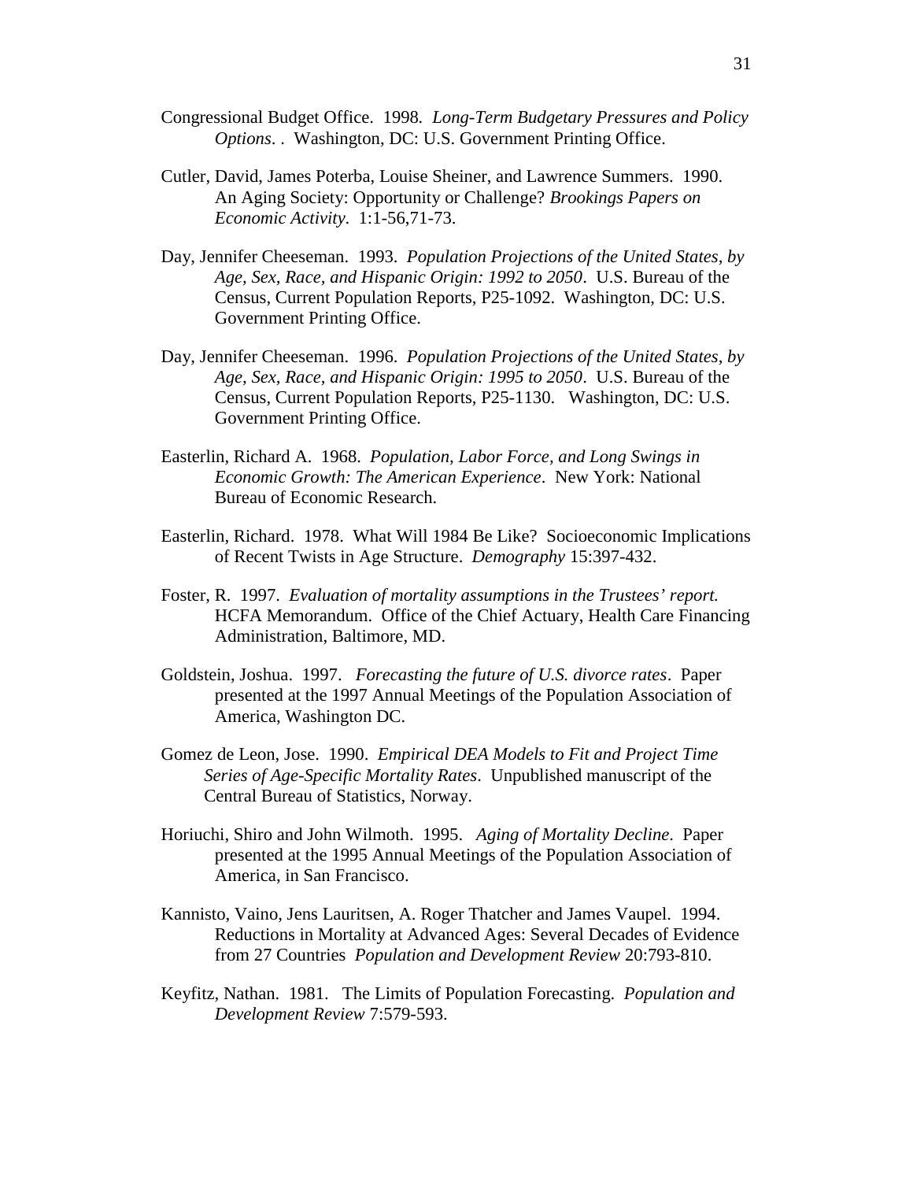Congressional Budget Office. 1998. *Long-Term Budgetary Pressures and Policy Options*. . Washington, DC: U.S. Government Printing Office.

Cutler, David, James Poterba, Louise Sheiner, and Lawrence Summers. 1990. An Aging Society: Opportunity or Challenge? *Brookings Papers on Economic Activity*. 1:1-56,71-73.

Day, Jennifer Cheeseman. 1993. *Population Projections of the United States, by Age, Sex, Race, and Hispanic Origin: 1992 to 2050*. U.S. Bureau of the Census, Current Population Reports, P25-1092. Washington, DC: U.S. Government Printing Office.

Day, Jennifer Cheeseman. 1996. *Population Projections of the United States, by Age, Sex, Race, and Hispanic Origin: 1995 to 2050*. U.S. Bureau of the Census, Current Population Reports, P25-1130. Washington, DC: U.S. Government Printing Office.

Easterlin, Richard A. 1968. *Population, Labor Force, and Long Swings in Economic Growth: The American Experience*. New York: National Bureau of Economic Research.

Easterlin, Richard. 1978. What Will 1984 Be Like? Socioeconomic Implications of Recent Twists in Age Structure. *Demography* 15:397-432.

Foster, R. 1997. *Evaluation of mortality assumptions in the Trustees' report.* HCFA Memorandum. Office of the Chief Actuary, Health Care Financing Administration, Baltimore, MD.

Goldstein, Joshua. 1997. *Forecasting the future of U.S. divorce rates*. Paper presented at the 1997 Annual Meetings of the Population Association of America, Washington DC.

Gomez de Leon, Jose. 1990. *Empirical DEA Models to Fit and Project Time Series of Age-Specific Mortality Rates*. Unpublished manuscript of the Central Bureau of Statistics, Norway.

Horiuchi, Shiro and John Wilmoth. 1995. *Aging of Mortality Decline*. Paper presented at the 1995 Annual Meetings of the Population Association of America, in San Francisco.

Kannisto, Vaino, Jens Lauritsen, A. Roger Thatcher and James Vaupel. 1994. Reductions in Mortality at Advanced Ages: Several Decades of Evidence from 27 Countries *Population and Development Review* 20:793-810.

Keyfitz, Nathan. 1981. The Limits of Population Forecasting. *Population and Development Review* 7:579-593.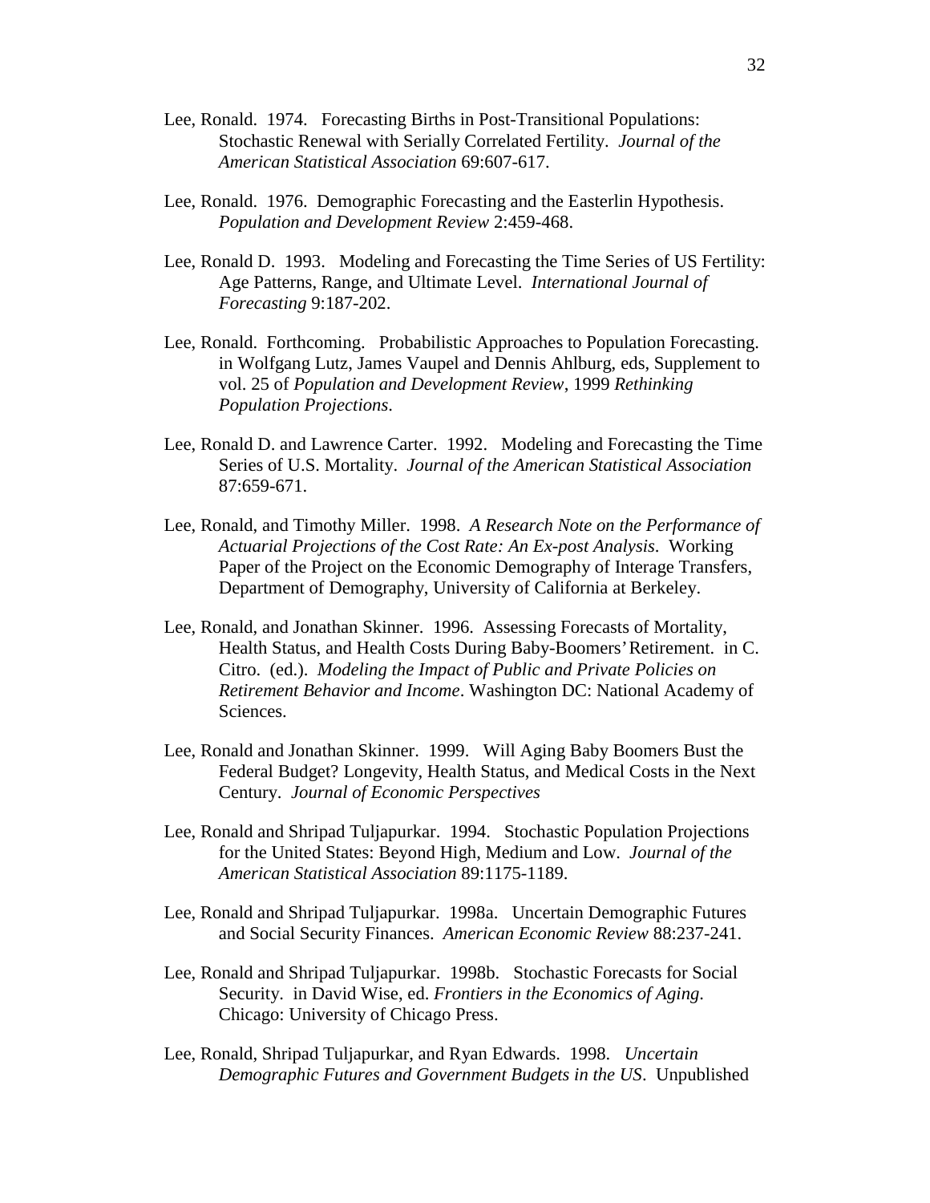Lee, Ronald. 1974. Forecasting Births in Post-Transitional Populations: Stochastic Renewal with Serially Correlated Fertility. *Journal of the American Statistical Association* 69:607-617.

Lee, Ronald. 1976. Demographic Forecasting and the Easterlin Hypothesis. *Population and Development Review* 2:459-468.

Lee, Ronald D. 1993. Modeling and Forecasting the Time Series of US Fertility: Age Patterns, Range, and Ultimate Level. *International Journal of Forecasting* 9:187-202.

Lee, Ronald. Forthcoming. Probabilistic Approaches to Population Forecasting. in Wolfgang Lutz, James Vaupel and Dennis Ahlburg, eds, Supplement to vol. 25 of *Population and Development Review*, 1999 *Rethinking Population Projections*.

Lee, Ronald D. and Lawrence Carter. 1992. Modeling and Forecasting the Time Series of U.S. Mortality. *Journal of the American Statistical Association* 87:659-671.

Lee, Ronald, and Timothy Miller. 1998. *A Research Note on the Performance of Actuarial Projections of the Cost Rate: An Ex-post Analysis*. Working Paper of the Project on the Economic Demography of Interage Transfers, Department of Demography, University of California at Berkeley.

Lee, Ronald, and Jonathan Skinner. 1996. Assessing Forecasts of Mortality, Health Status, and Health Costs During Baby-Boomers' Retirement. in C. Citro. (ed.). *Modeling the Impact of Public and Private Policies on Retirement Behavior and Income*. Washington DC: National Academy of Sciences.

Lee, Ronald and Jonathan Skinner. 1999. Will Aging Baby Boomers Bust the Federal Budget? Longevity, Health Status, and Medical Costs in the Next Century. *Journal of Economic Perspectives*

Lee, Ronald and Shripad Tuljapurkar. 1994. Stochastic Population Projections for the United States: Beyond High, Medium and Low. *Journal of the American Statistical Association* 89:1175-1189.

Lee, Ronald and Shripad Tuljapurkar. 1998a. Uncertain Demographic Futures and Social Security Finances. *American Economic Review* 88:237-241.

Lee, Ronald and Shripad Tuljapurkar. 1998b. Stochastic Forecasts for Social Security. in David Wise, ed. *Frontiers in the Economics of Aging*. Chicago: University of Chicago Press.

Lee, Ronald, Shripad Tuljapurkar, and Ryan Edwards. 1998. *Uncertain Demographic Futures and Government Budgets in the US*. Unpublished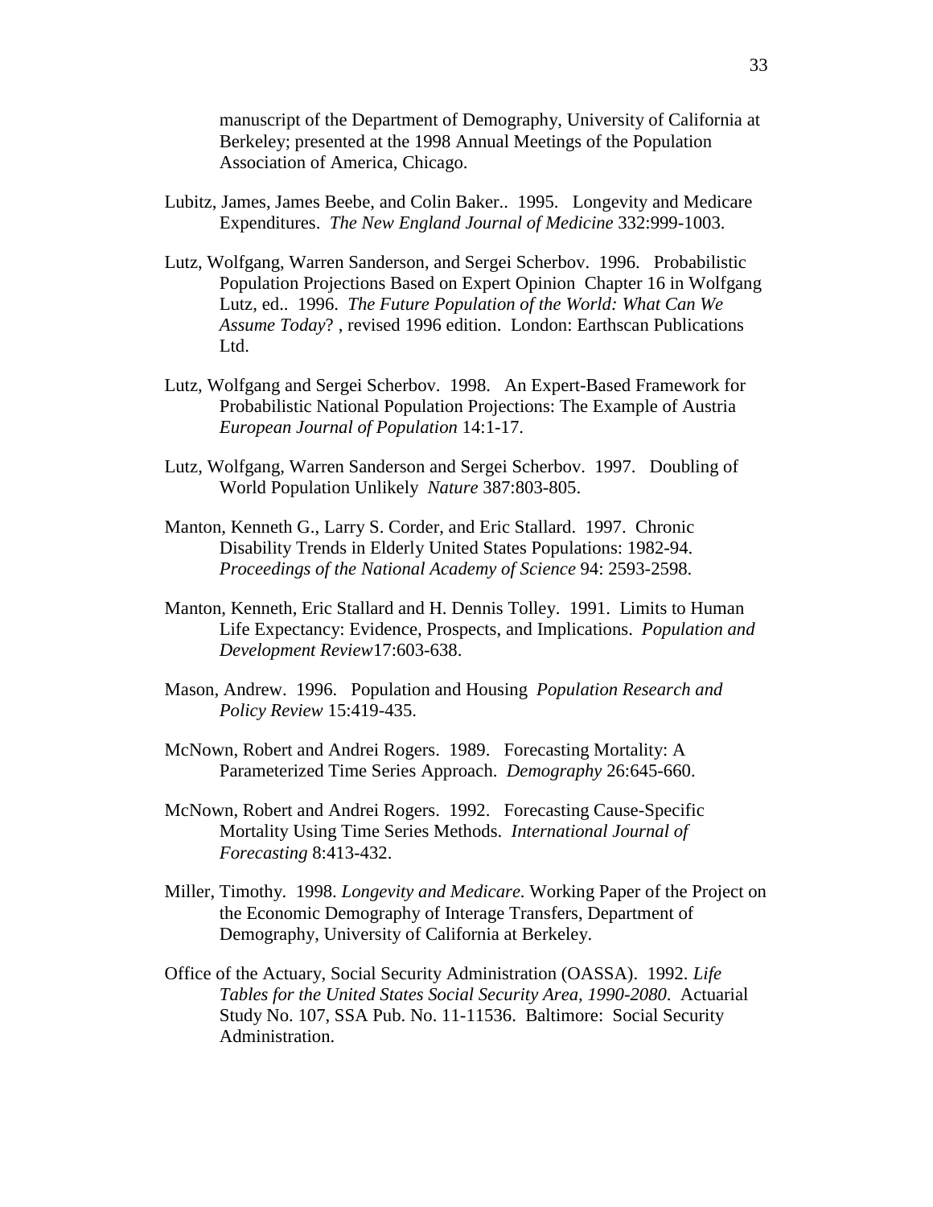manuscript of the Department of Demography, University of California at Berkeley; presented at the 1998 Annual Meetings of the Population Association of America, Chicago.

Lubitz, James, James Beebe, and Colin Baker.. 1995. Longevity and Medicare Expenditures. *The New England Journal of Medicine* 332:999-1003.

Lutz, Wolfgang, Warren Sanderson, and Sergei Scherbov. 1996. Probabilistic Population Projections Based on Expert Opinion Chapter 16 in Wolfgang Lutz, ed.. 1996. *The Future Population of the World: What Can We Assume Today*? , revised 1996 edition. London: Earthscan Publications Ltd.

Lutz, Wolfgang and Sergei Scherbov. 1998. An Expert-Based Framework for Probabilistic National Population Projections: The Example of Austria *European Journal of Population* 14:1-17.

Lutz, Wolfgang, Warren Sanderson and Sergei Scherbov. 1997. Doubling of World Population Unlikely *Nature* 387:803-805.

Manton, Kenneth G., Larry S. Corder, and Eric Stallard. 1997. Chronic Disability Trends in Elderly United States Populations: 1982-94. *Proceedings of the National Academy of Science* 94: 2593-2598.

Manton, Kenneth, Eric Stallard and H. Dennis Tolley. 1991. Limits to Human Life Expectancy: Evidence, Prospects, and Implications. *Population and Development Review*17:603-638.

Mason, Andrew. 1996. Population and Housing *Population Research and Policy Review* 15:419-435.

McNown, Robert and Andrei Rogers. 1989. Forecasting Mortality: A Parameterized Time Series Approach. *Demography* 26:645-660.

McNown, Robert and Andrei Rogers. 1992. Forecasting Cause-Specific Mortality Using Time Series Methods. *International Journal of Forecasting* 8:413-432.

Miller, Timothy. 1998. *Longevity and Medicare*. Working Paper of the Project on the Economic Demography of Interage Transfers, Department of Demography, University of California at Berkeley.

Office of the Actuary, Social Security Administration (OASSA). 1992. *Life Tables for the United States Social Security Area, 1990-2080*. Actuarial Study No. 107, SSA Pub. No. 11-11536. Baltimore: Social Security Administration.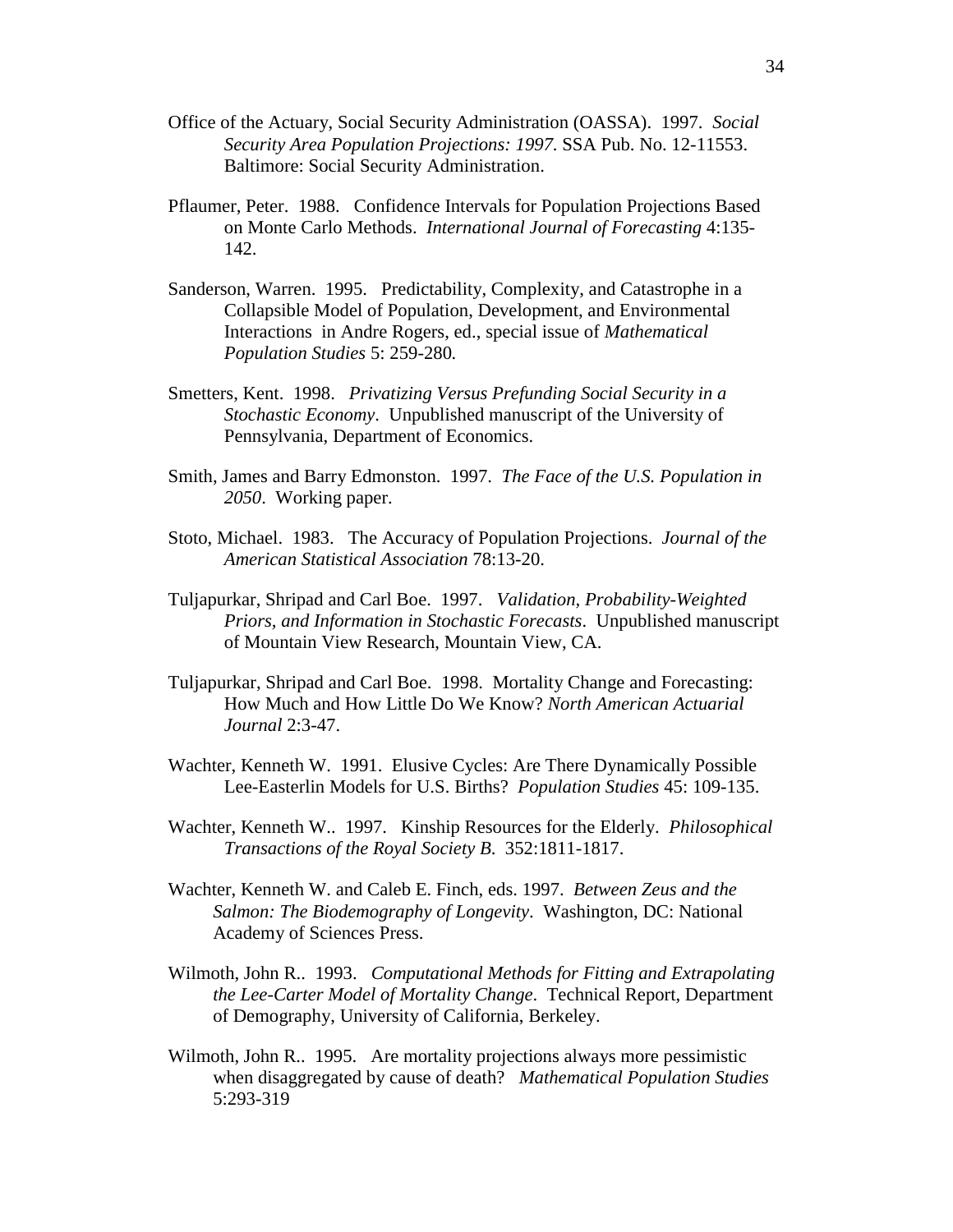Office of the Actuary, Social Security Administration (OASSA). 1997. *Social Security Area Population Projections: 1997*. SSA Pub. No. 12-11553. Baltimore: Social Security Administration.

Pflaumer, Peter. 1988. Confidence Intervals for Population Projections Based on Monte Carlo Methods. *International Journal of Forecasting* 4:135-142.

Sanderson, Warren. 1995. Predictability, Complexity, and Catastrophe in a Collapsible Model of Population, Development, and Environmental Interactions in Andre Rogers, ed., special issue of *Mathematical Population Studies* 5: 259-280.

Smetters, Kent. 1998. *Privatizing Versus Prefunding Social Security in a Stochastic Economy*. Unpublished manuscript of the University of Pennsylvania, Department of Economics.

Smith, James and Barry Edmonston. 1997. *The Face of the U.S. Population in 2050*. Working paper.

Stoto, Michael. 1983. The Accuracy of Population Projections. *Journal of the American Statistical Association* 78:13-20.

Tuljapurkar, Shripad and Carl Boe. 1997. *Validation, Probability-Weighted Priors, and Information in Stochastic Forecasts*. Unpublished manuscript of Mountain View Research, Mountain View, CA.

Tuljapurkar, Shripad and Carl Boe. 1998. Mortality Change and Forecasting: How Much and How Little Do We Know? *North American Actuarial Journal* 2:3-47.

Wachter, Kenneth W. 1991. Elusive Cycles: Are There Dynamically Possible Lee-Easterlin Models for U.S. Births? *Population Studies* 45: 109-135.

Wachter, Kenneth W.. 1997. Kinship Resources for the Elderly. *Philosophical Transactions of the Royal Society B.* 352:1811-1817.

Wachter, Kenneth W. and Caleb E. Finch, eds. 1997. *Between Zeus and the Salmon: The Biodemography of Longevity*. Washington, DC: National Academy of Sciences Press.

Wilmoth, John R.. 1993. *Computational Methods for Fitting and Extrapolating the Lee-Carter Model of Mortality Change*. Technical Report, Department of Demography, University of California, Berkeley.

Wilmoth, John R.. 1995. Are mortality projections always more pessimistic when disaggregated by cause of death? *Mathematical Population Studies* 5:293-319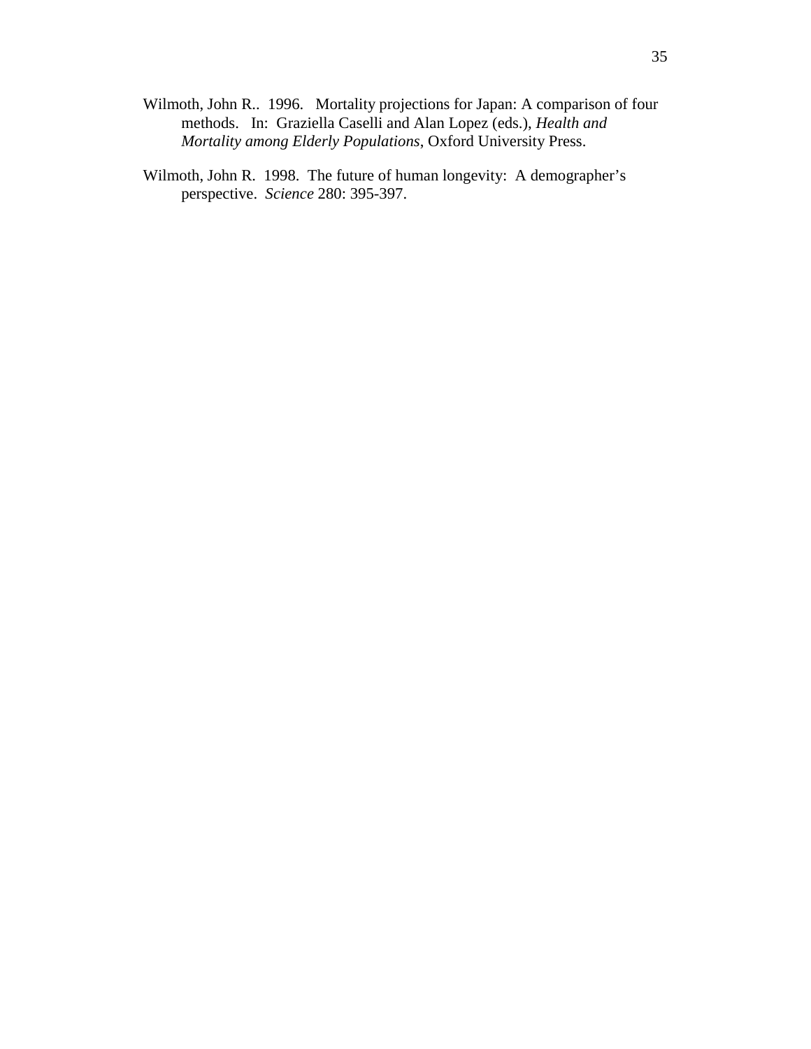Wilmoth, John R.. 1996. Mortality projections for Japan: A comparison of four methods. In: Graziella Caselli and Alan Lopez (eds.), *Health and Mortality among Elderly Populations*, Oxford University Press.

Wilmoth, John R. 1998. The future of human longevity: A demographer's perspective. *Science* 280: 395-397.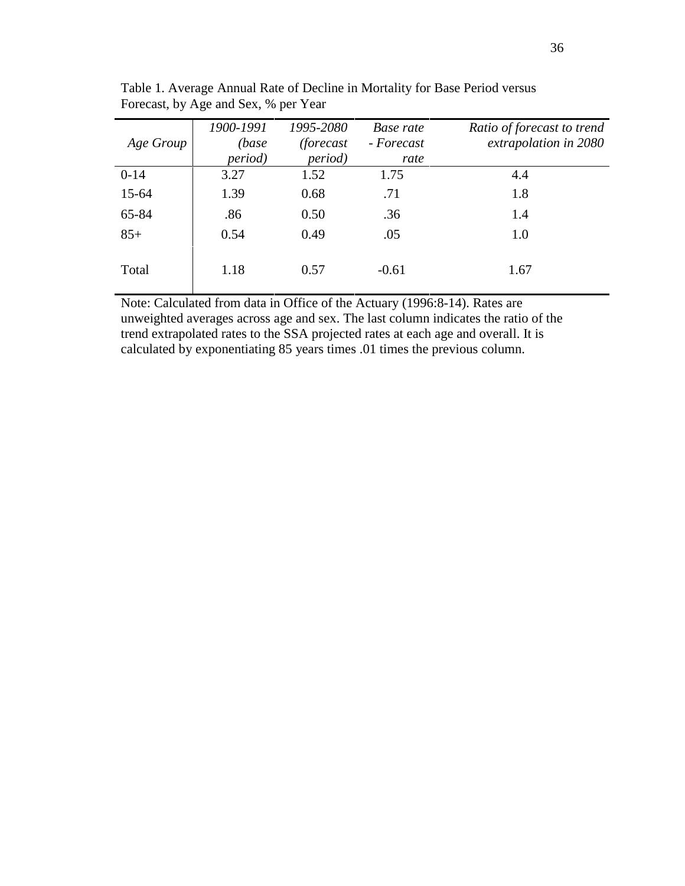Table 1. Average Annual Rate of Decline in Mortality for Base Period versus Forecast, by Age and Sex, % per Year

| *Age Group* | *1900-1991 (base period)* | *1995-2080 (forecast period)* | *Base rate - Forecast rate* | *Ratio of forecast to trend extrapolation in 2080* |
|---|---|---|---|---|
| 0-14 | 3.27 | 1.52 | 1.75 | 4.4 |
| 15-64 | 1.39 | 0.68 | .71 | 1.8 |
| 65-84 | .86 | 0.50 | .36 | 1.4 |
| 85+ | 0.54 | 0.49 | .05 | 1.0 |
| Total | 1.18 | 0.57 | -0.61 | 1.67 |

Note: Calculated from data in Office of the Actuary (1996:8-14). Rates are unweighted averages across age and sex. The last column indicates the ratio of the trend extrapolated rates to the SSA projected rates at each age and overall. It is calculated by exponentiating 85 years times .01 times the previous column.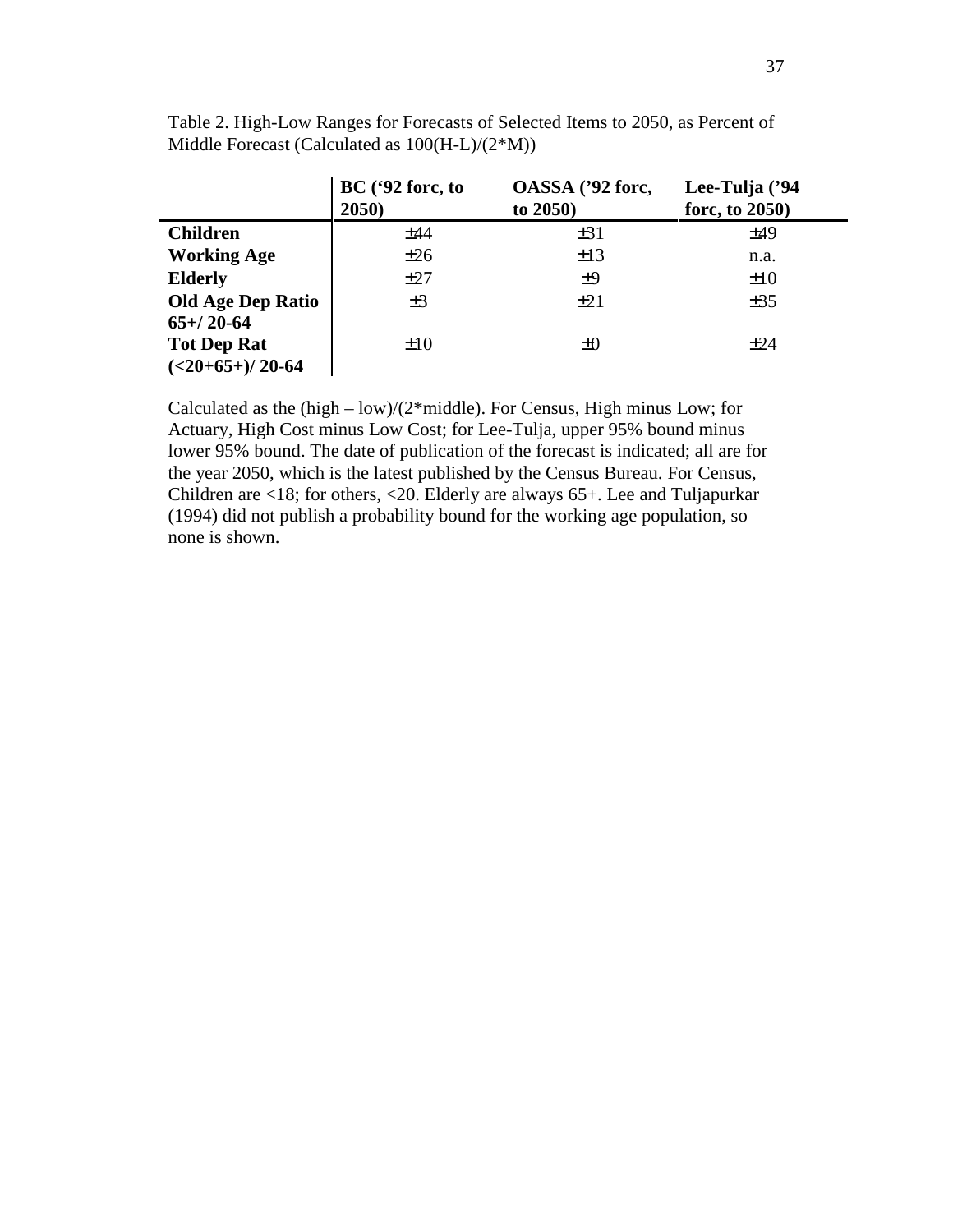Table 2. High-Low Ranges for Forecasts of Selected Items to 2050, as Percent of Middle Forecast (Calculated as 100(H-L)/(2*M))

| | BC ('92 forc, to 2050) | OASSA ('92 forc, to 2050) | Lee-Tulja ('94 forc, to 2050) |
|---|---|---|---|
| **Children** | ±44 | ±31 | ±49 |
| **Working Age** | ±26 | ±13 | n.a. |
| **Elderly** | ±27 | ±9 | ±10 |
| **Old Age Dep Ratio 65+/ 20-64** | ±3 | ±21 | ±35 |
| **Tot Dep Rat (<20+65+)/ 20-64** | ±10 | ±0 | ±24 |

Calculated as the (high – low)/(2*middle). For Census, High minus Low; for Actuary, High Cost minus Low Cost; for Lee-Tulja, upper 95% bound minus lower 95% bound. The date of publication of the forecast is indicated; all are for the year 2050, which is the latest published by the Census Bureau. For Census, Children are <18; for others, <20. Elderly are always 65+. Lee and Tuljapurkar (1994) did not publish a probability bound for the working age population, so none is shown.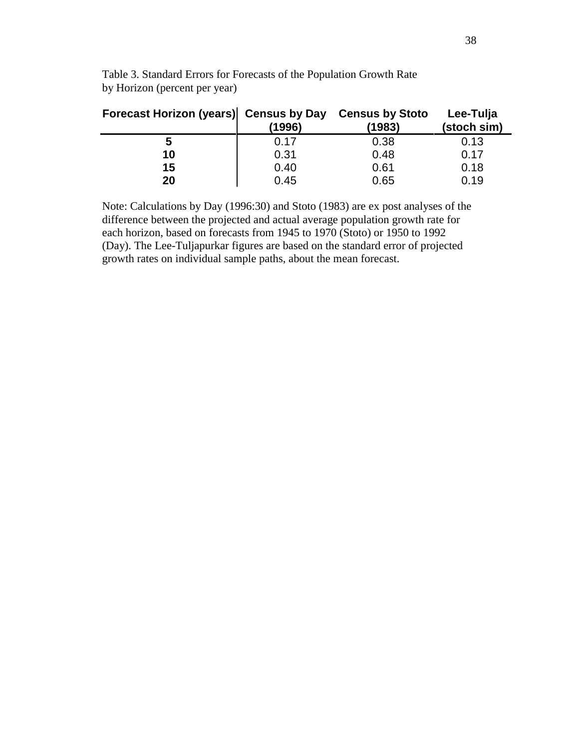Table 3. Standard Errors for Forecasts of the Population Growth Rate by Horizon (percent per year)

| Forecast Horizon (years) | Census by Day (1996) | Census by Stoto (1983) | Lee-Tulja (stoch sim) |
|---|---|---|---|
| **5** | 0.17 | 0.38 | 0.13 |
| **10** | 0.31 | 0.48 | 0.17 |
| **15** | 0.40 | 0.61 | 0.18 |
| **20** | 0.45 | 0.65 | 0.19 |

Note: Calculations by Day (1996:30) and Stoto (1983) are ex post analyses of the difference between the projected and actual average population growth rate for each horizon, based on forecasts from 1945 to 1970 (Stoto) or 1950 to 1992 (Day). The Lee-Tuljapurkar figures are based on the standard error of projected growth rates on individual sample paths, about the mean forecast.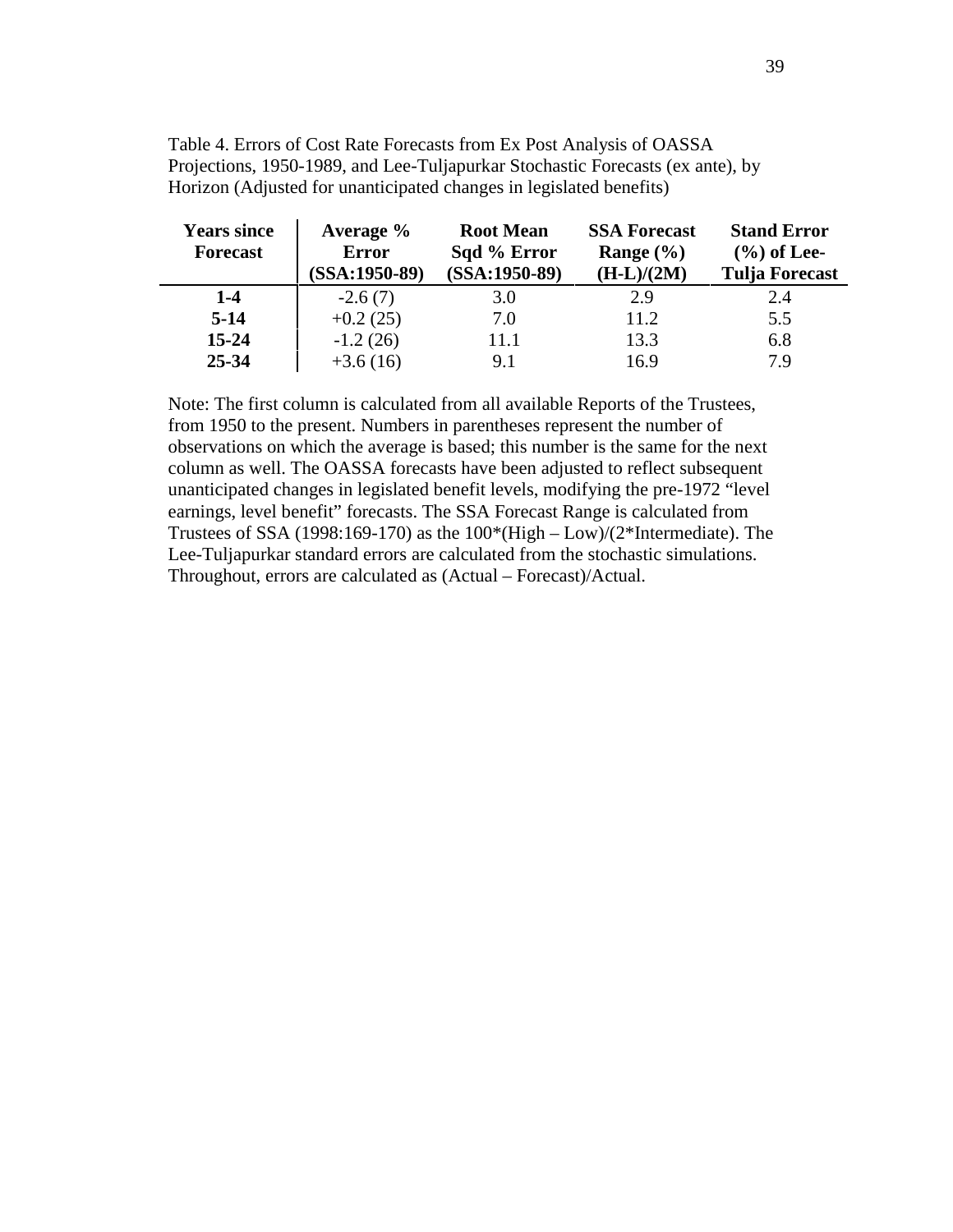Table 4. Errors of Cost Rate Forecasts from Ex Post Analysis of OASSA Projections, 1950-1989, and Lee-Tuljapurkar Stochastic Forecasts (ex ante), by Horizon (Adjusted for unanticipated changes in legislated benefits)

| Years since Forecast | Average % Error (SSA:1950-89) | Root Mean Sqd % Error (SSA:1950-89) | SSA Forecast Range (%) (H-L)/(2M) | Stand Error (%) of Lee-Tulja Forecast |
|---|---|---|---|---|
| **1-4** | -2.6 (7) | 3.0 | 2.9 | 2.4 |
| **5-14** | +0.2 (25) | 7.0 | 11.2 | 5.5 |
| **15-24** | -1.2 (26) | 11.1 | 13.3 | 6.8 |
| **25-34** | +3.6 (16) | 9.1 | 16.9 | 7.9 |

Note: The first column is calculated from all available Reports of the Trustees, from 1950 to the present. Numbers in parentheses represent the number of observations on which the average is based; this number is the same for the next column as well. The OASSA forecasts have been adjusted to reflect subsequent unanticipated changes in legislated benefit levels, modifying the pre-1972 "level earnings, level benefit" forecasts. The SSA Forecast Range is calculated from Trustees of SSA (1998:169-170) as the 100*(High – Low)/(2*Intermediate). The Lee-Tuljapurkar standard errors are calculated from the stochastic simulations. Throughout, errors are calculated as (Actual – Forecast)/Actual.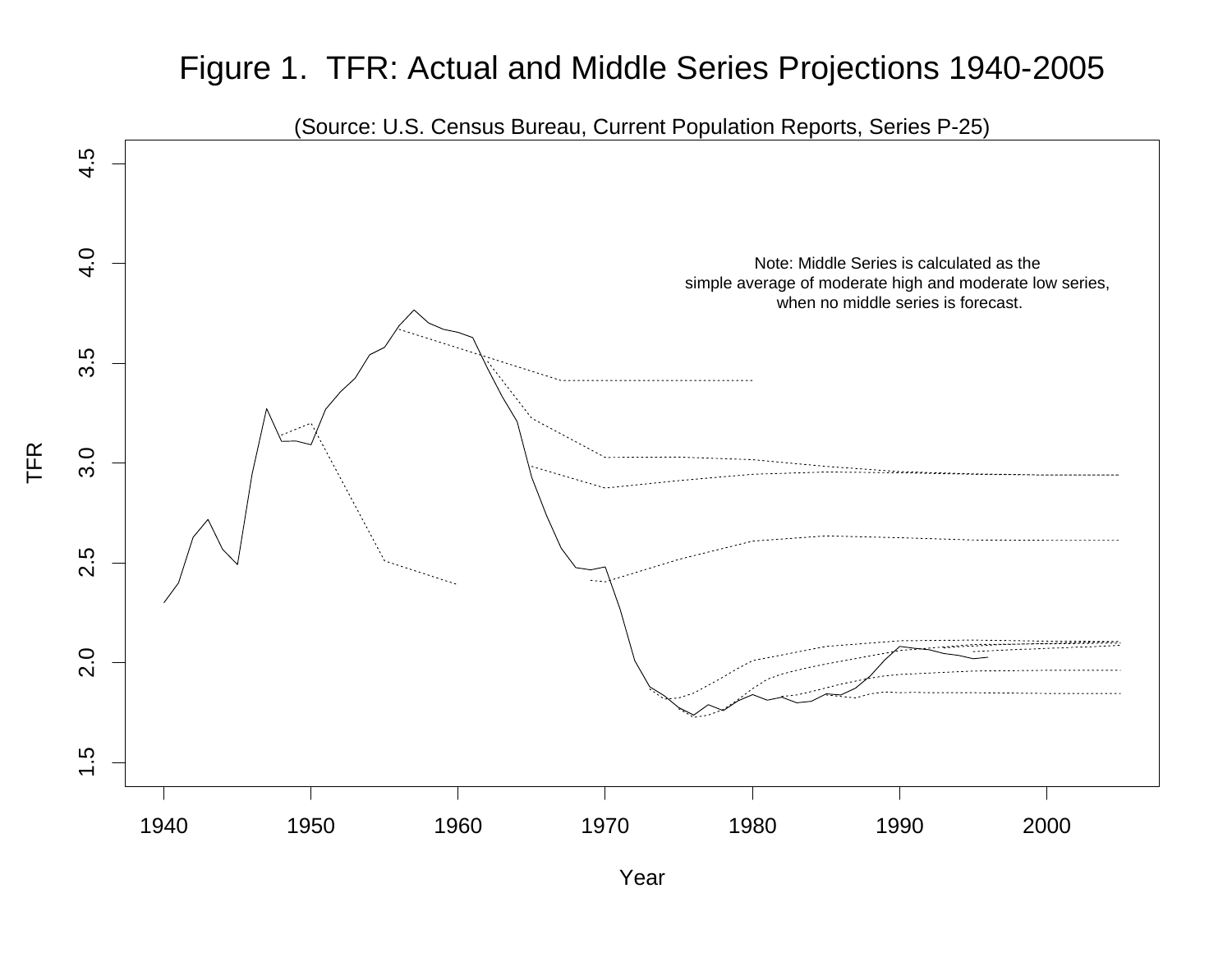# Figure 1. TFR: Actual and Middle Series Projections 1940-2005

(Source: U.S. Census Bureau, Current Population Reports, Series P-25)

Note: Middle Series is calculated as the simple average of moderate high and moderate low series, when no middle series is forecast.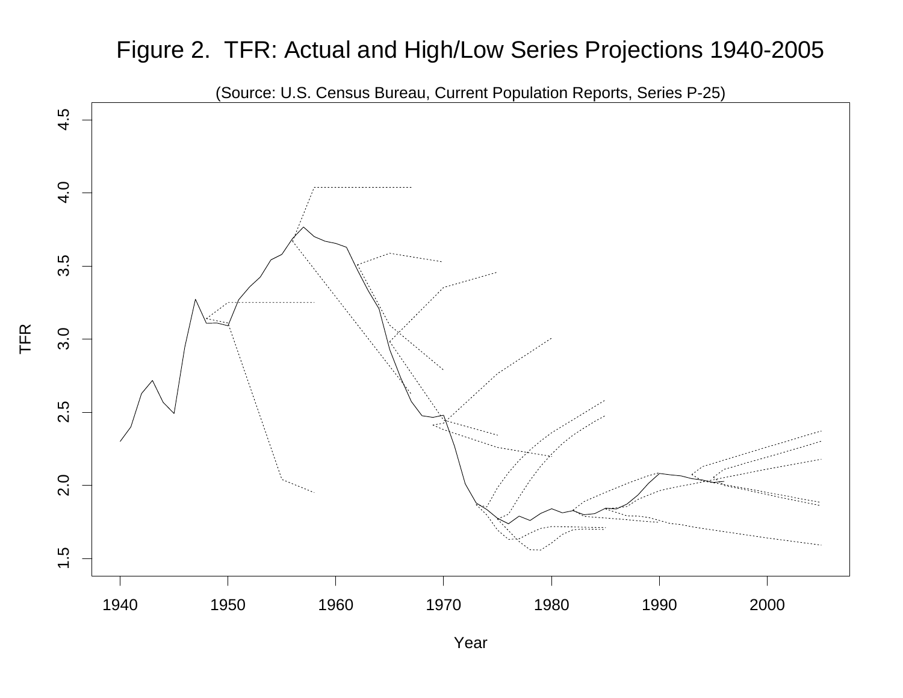# Figure 2. TFR: Actual and High/Low Series Projections 1940-2005

(Source: U.S. Census Bureau, Current Population Reports, Series P-25)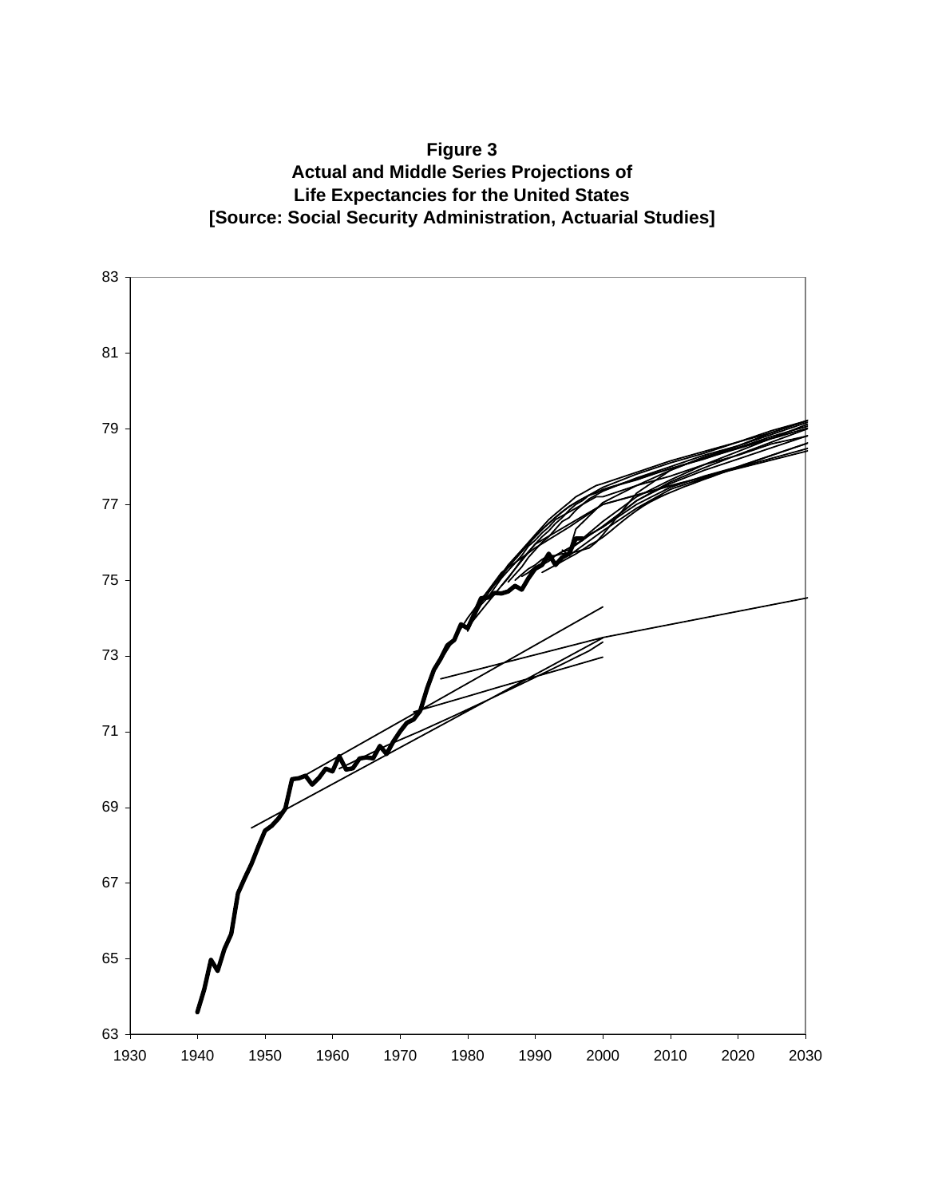**Figure 3**
**Actual and Middle Series Projections of**
**Life Expectancies for the United States**
**[Source: Social Security Administration, Actuarial Studies]**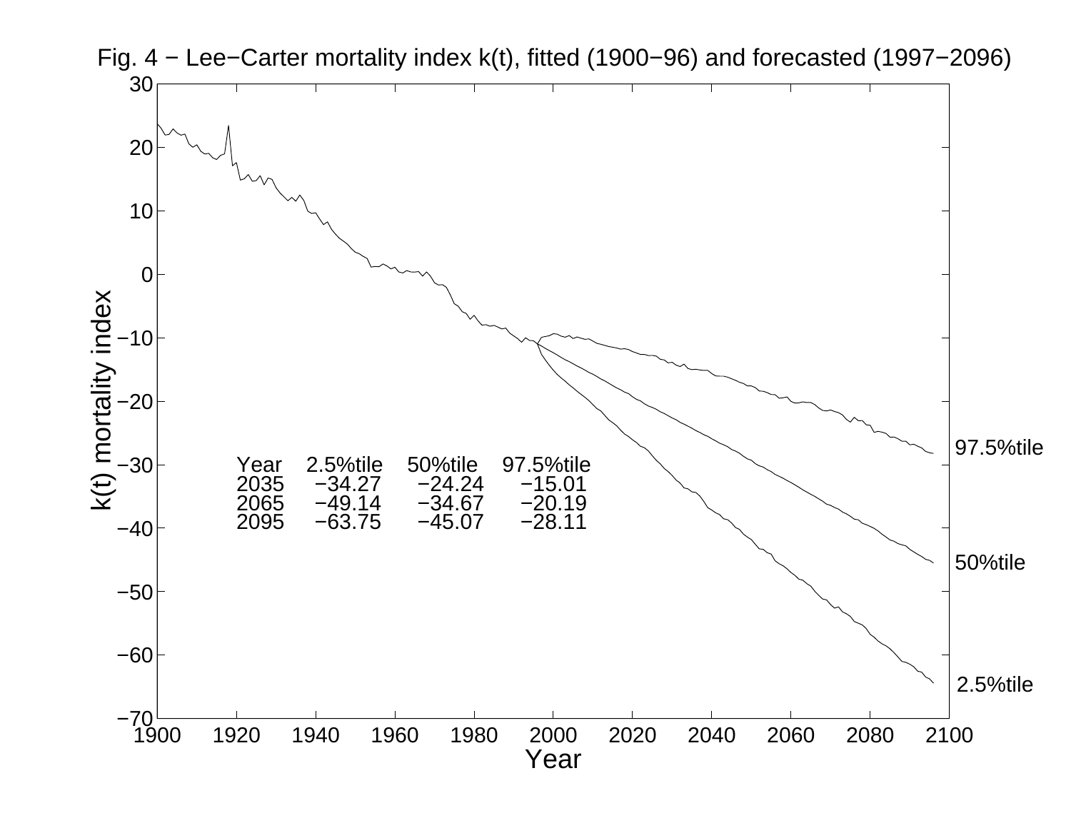Fig. 4 − Lee−Carter mortality index k(t), fitted (1900−96) and forecasted (1997−2096)

| Year | 2.5%tile | 50%tile | 97.5%tile |
|---|---|---|---|
| 2035 | −34.27 | −24.24 | −15.01 |
| 2065 | −49.14 | −34.67 | −20.19 |
| 2095 | −63.75 | −45.07 | −28.11 |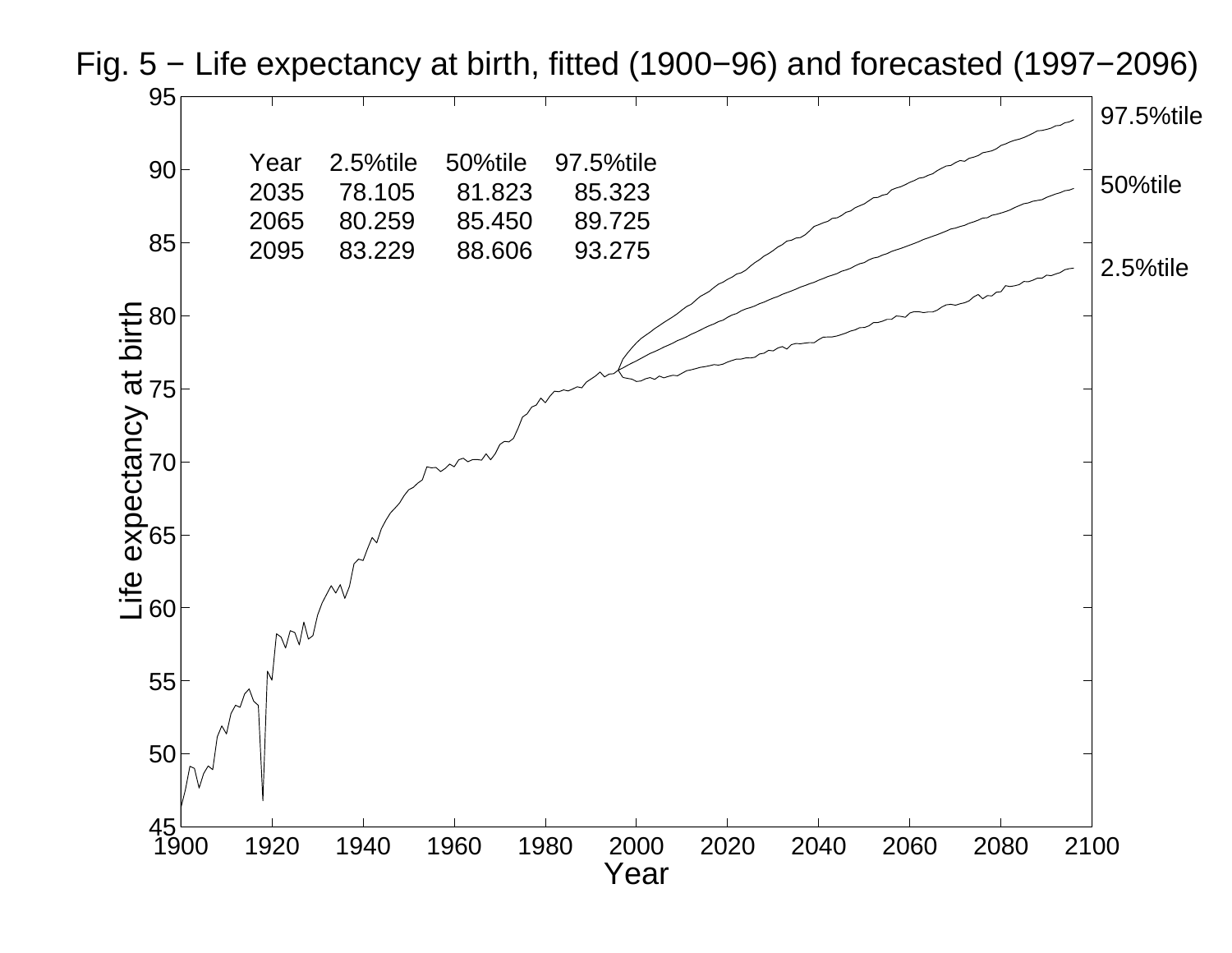Fig. 5 − Life expectancy at birth, fitted (1900−96) and forecasted (1997−2096)

| Year | 2.5%tile | 50%tile | 97.5%tile |
| --- | --- | --- | --- |
| 2035 | 78.105 | 81.823 | 85.323 |
| 2065 | 80.259 | 85.450 | 89.725 |
| 2095 | 83.229 | 88.606 | 93.275 |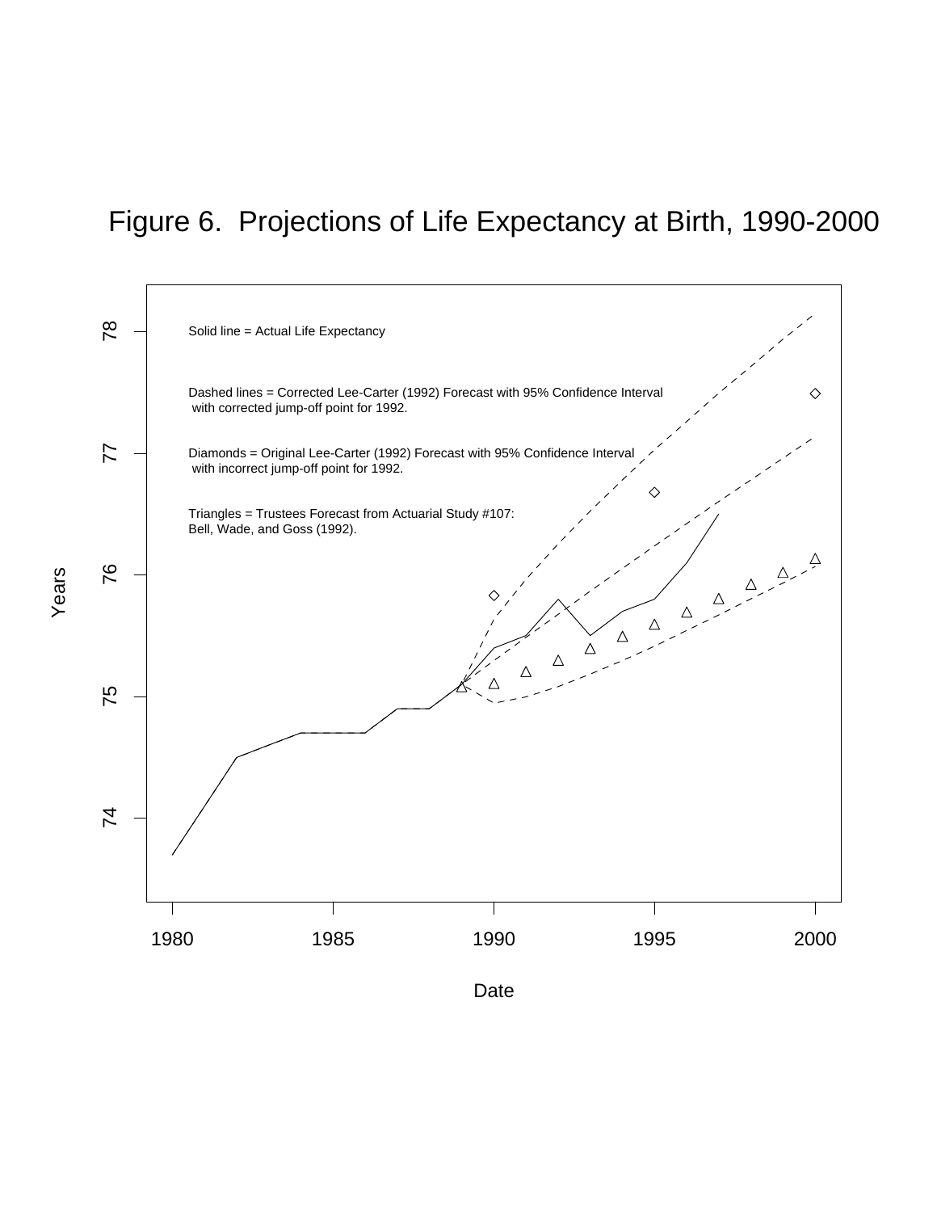# Figure 6. Projections of Life Expectancy at Birth, 1990-2000

Solid line = Actual Life Expectancy

Dashed lines = Corrected Lee-Carter (1992) Forecast with 95% Confidence Interval with corrected jump-off point for 1992.

Diamonds = Original Lee-Carter (1992) Forecast with 95% Confidence Interval with incorrect jump-off point for 1992.

Triangles = Trustees Forecast from Actuarial Study #107: Bell, Wade, and Goss (1992).

Years

Date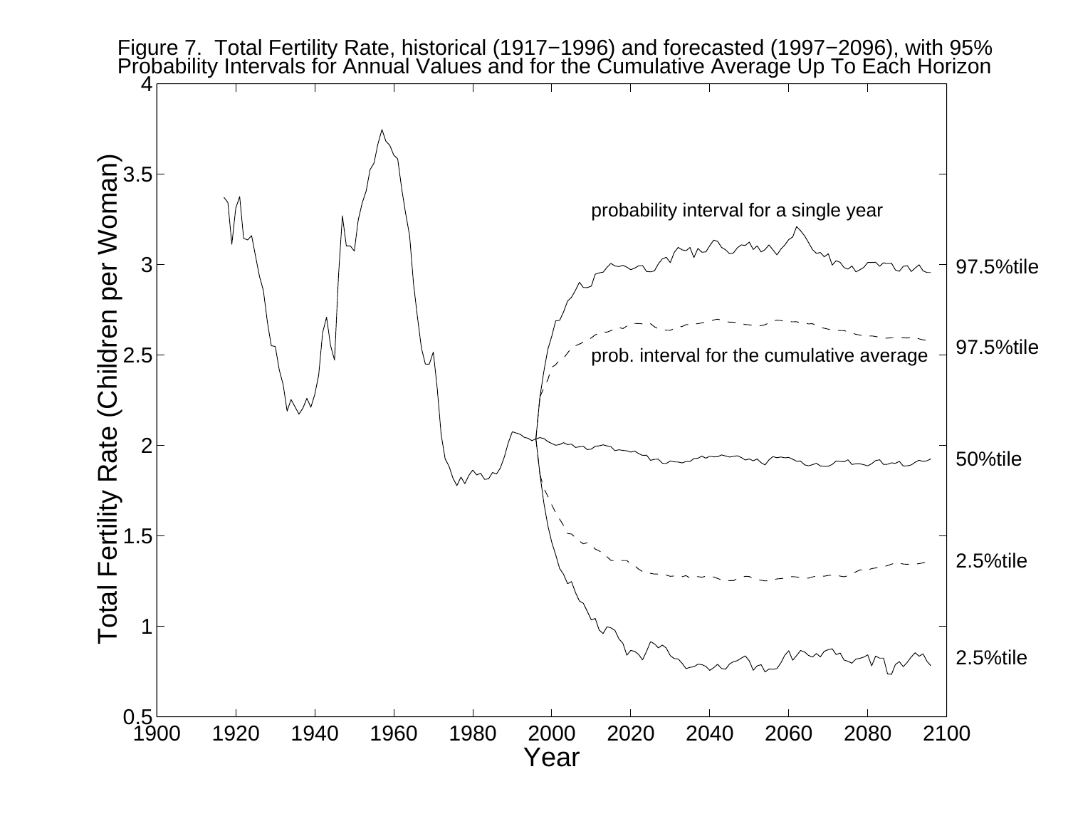Figure 7. Total Fertility Rate, historical (1917−1996) and forecasted (1997−2096), with 95% Probability Intervals for Annual Values and for the Cumulative Average Up To Each Horizon

probability interval for a single year

prob. interval for the cumulative average

97.5%tile

97.5%tile

50%tile

2.5%tile

2.5%tile

Total Fertility Rate (Children per Woman)

Year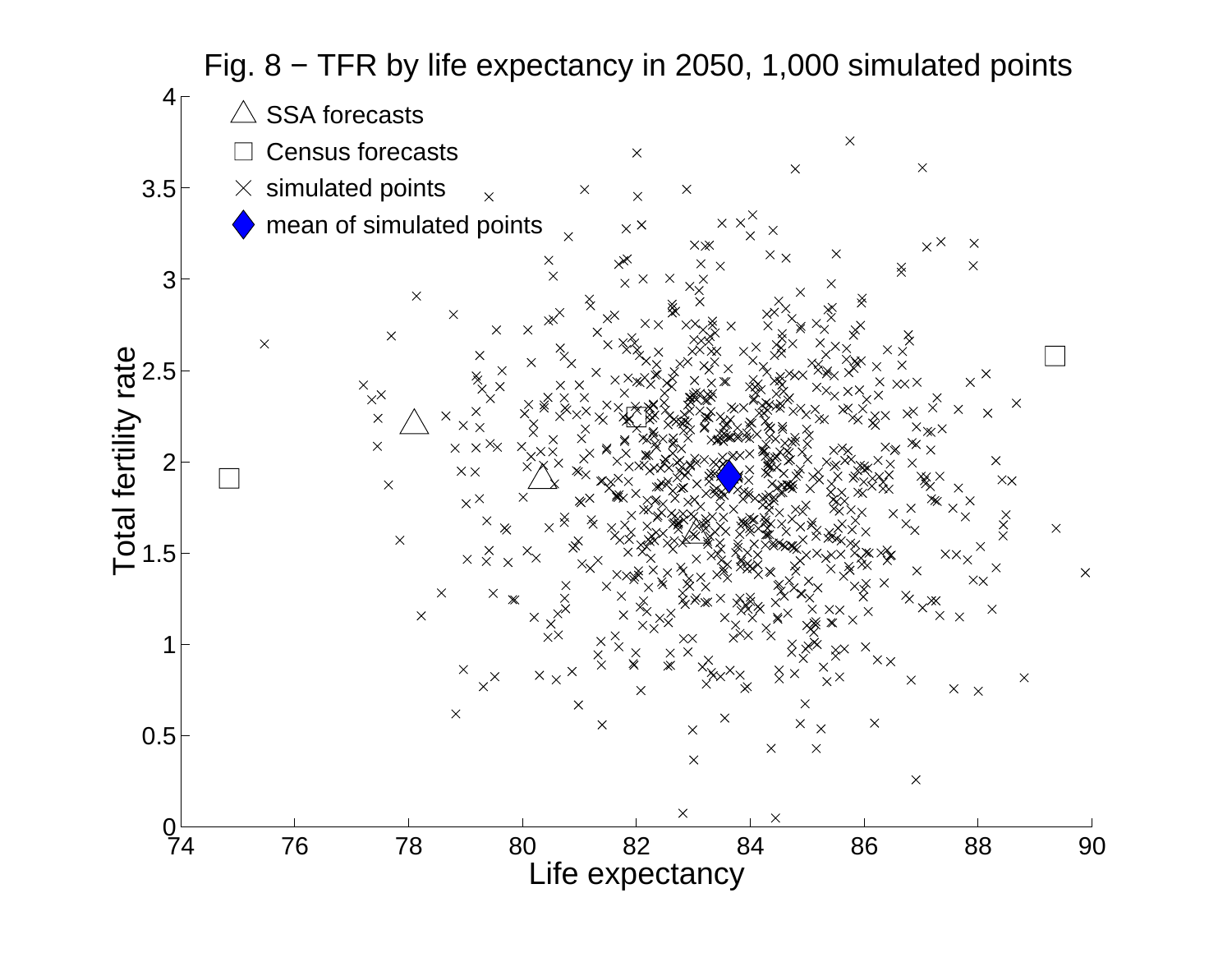Fig. 8 − TFR by life expectancy in 2050, 1,000 simulated points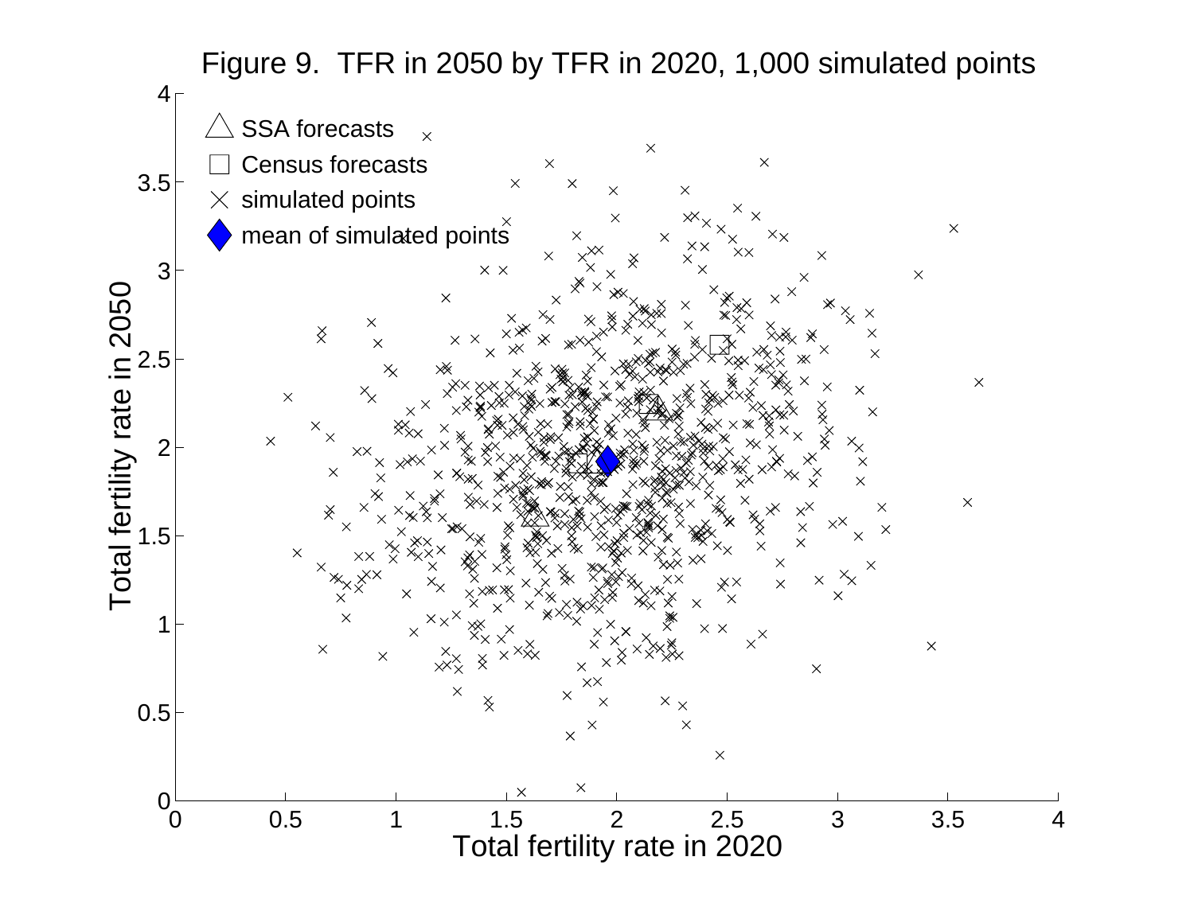Figure 9. TFR in 2050 by TFR in 2020, 1,000 simulated points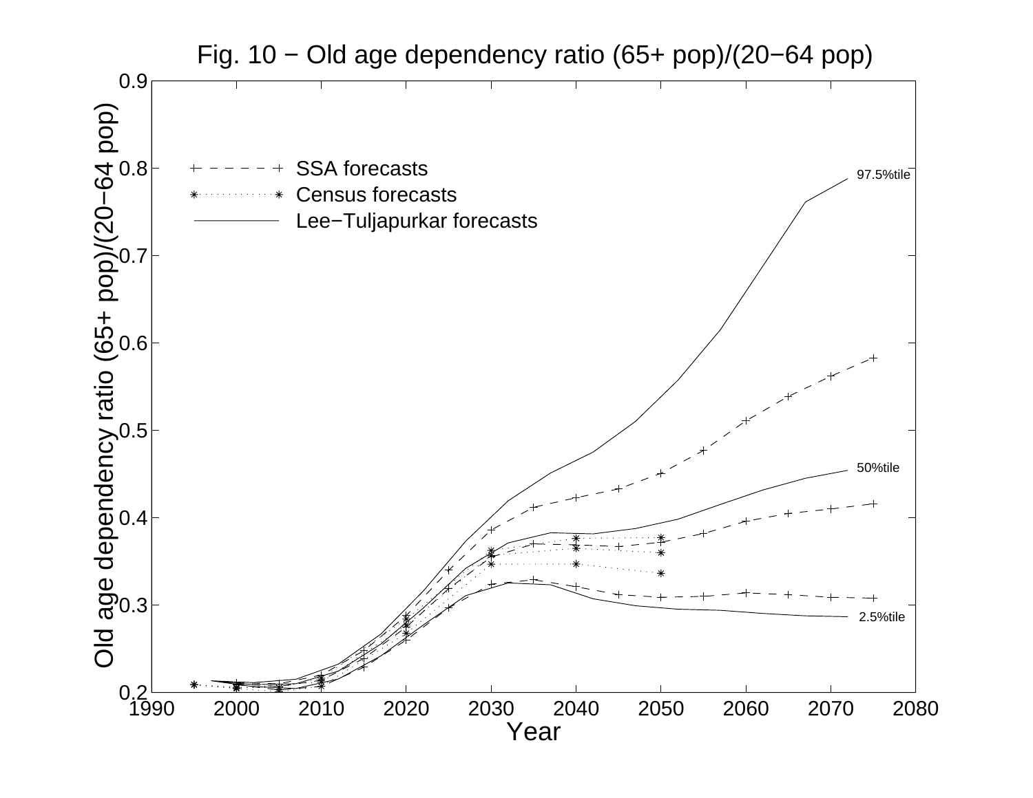Fig. 10 − Old age dependency ratio (65+ pop)/(20−64 pop)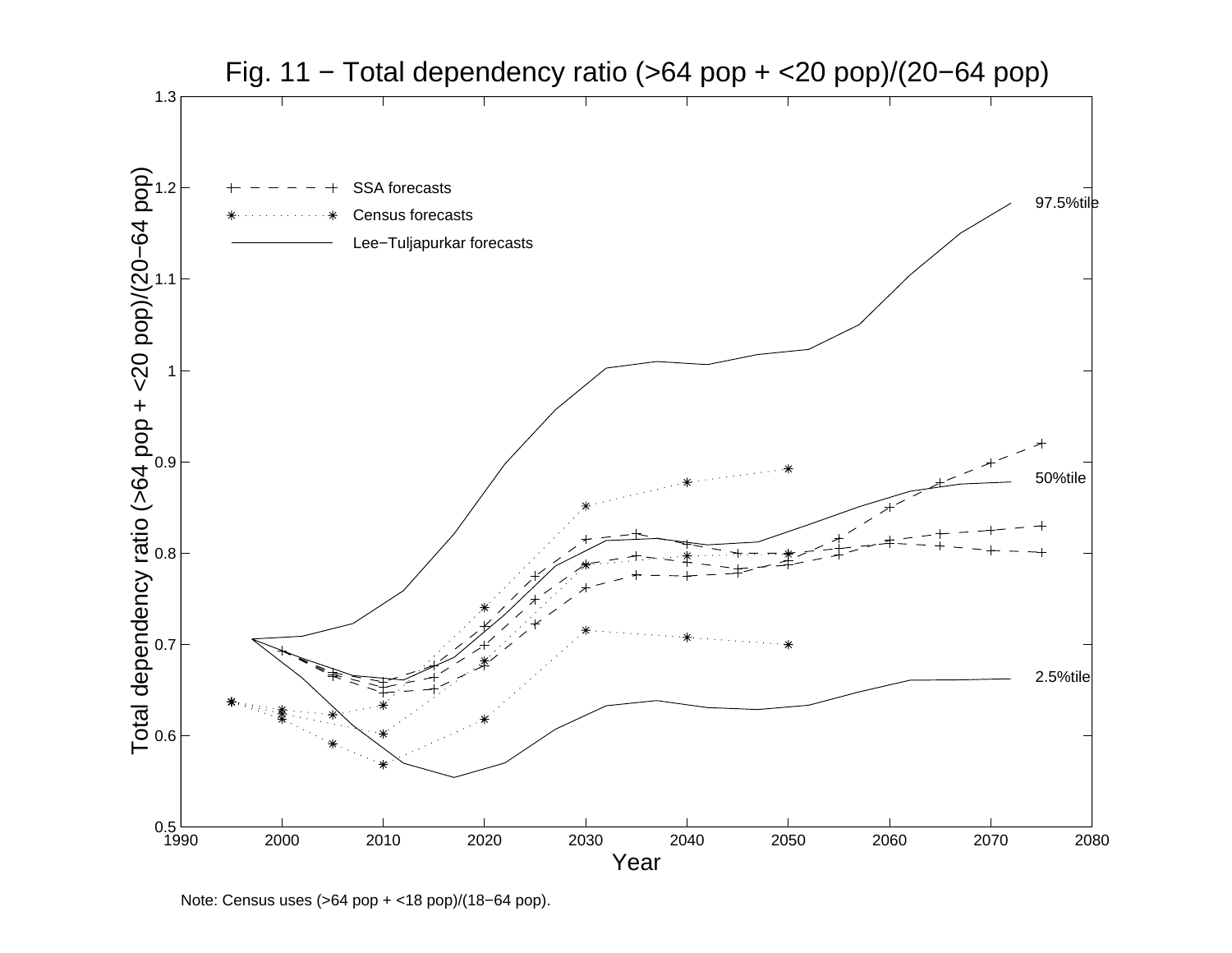Fig. 11 − Total dependency ratio (>64 pop + <20 pop)/(20−64 pop)

Note: Census uses (>64 pop + <18 pop)/(18−64 pop).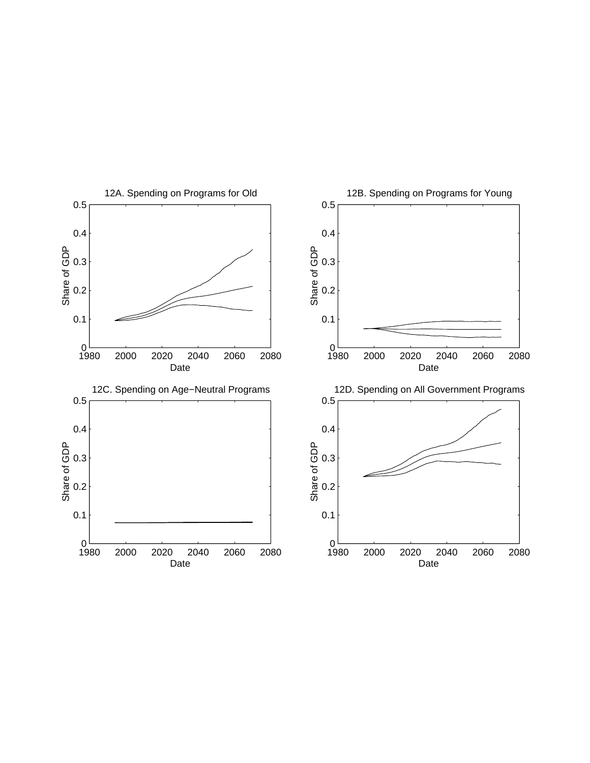12A. Spending on Programs for Old

12B. Spending on Programs for Young

12C. Spending on Age−Neutral Programs

12D. Spending on All Government Programs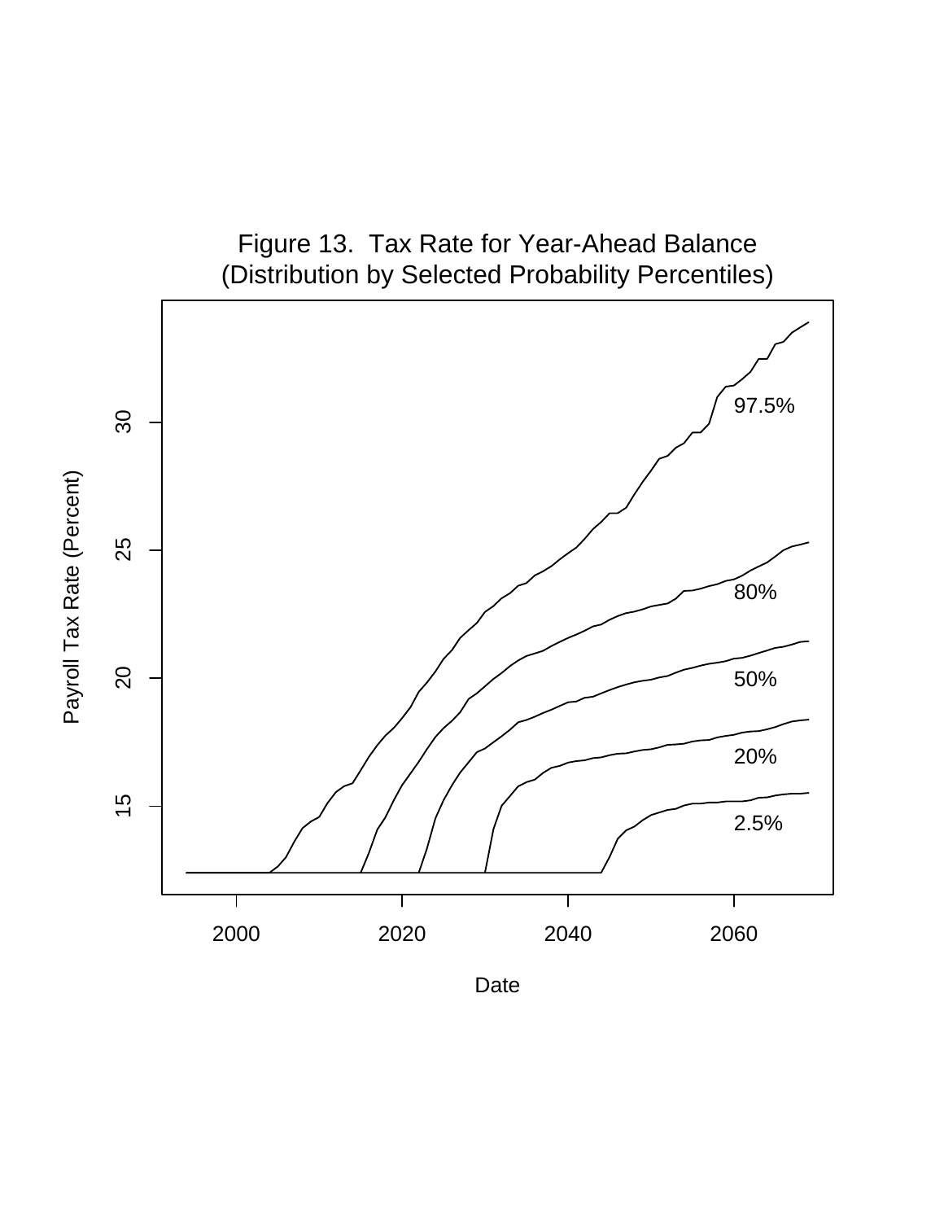Figure 13. Tax Rate for Year-Ahead Balance
(Distribution by Selected Probability Percentiles)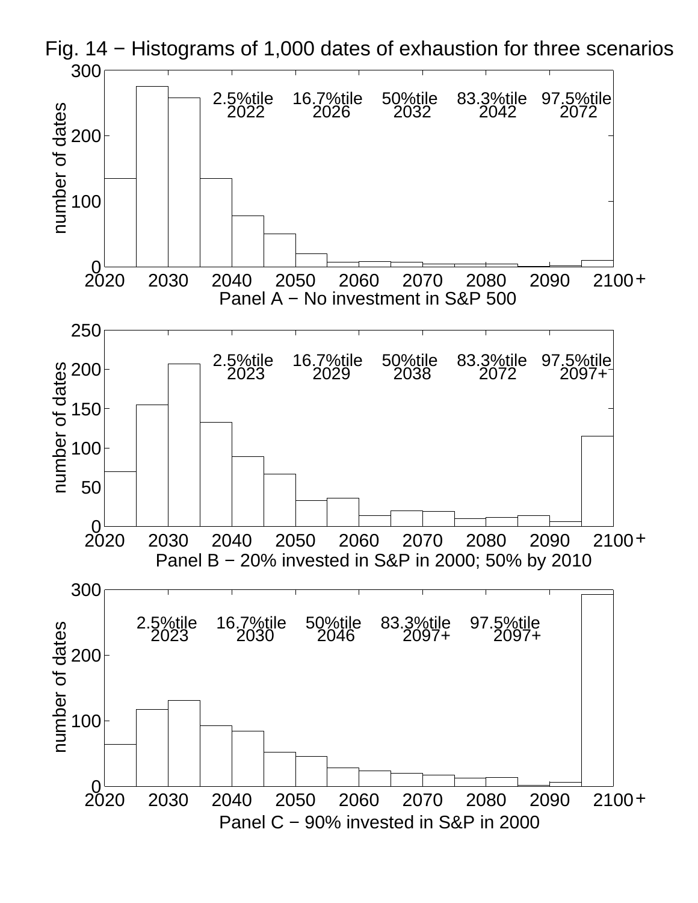Fig. 14 − Histograms of 1,000 dates of exhaustion for three scenarios

Panel A − No investment in S&P 500

| 2.5%tile | 16.7%tile | 50%tile | 83.3%tile | 97.5%tile |
| --- | --- | --- | --- | --- |
| 2022 | 2026 | 2032 | 2042 | 2072 |

Panel B − 20% invested in S&P in 2000; 50% by 2010

| 2.5%tile | 16.7%tile | 50%tile | 83.3%tile | 97.5%tile |
| --- | --- | --- | --- | --- |
| 2023 | 2029 | 2038 | 2072 | 2097+ |

Panel C − 90% invested in S&P in 2000

| 2.5%tile | 16.7%tile | 50%tile | 83.3%tile | 97.5%tile |
| --- | --- | --- | --- | --- |
| 2023 | 2030 | 2046 | 2097+ | 2097+ |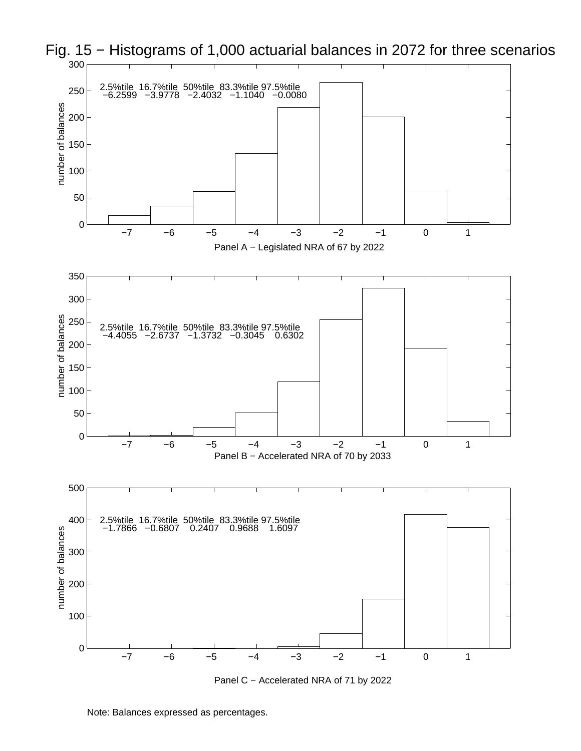# Fig. 15 − Histograms of 1,000 actuarial balances in 2072 for three scenarios

number of balances

2.5%tile 16.7%tile 50%tile 83.3%tile 97.5%tile
−6.2599 −3.9778 −2.4032 −1.1040 −0.0080

300
250
200
150
100
50
0

−7 −6 −5 −4 −3 −2 −1 0 1

Panel A − Legislated NRA of 67 by 2022

number of balances

2.5%tile 16.7%tile 50%tile 83.3%tile 97.5%tile
−4.4055 −2.6737 −1.3732 −0.3045 0.6302

350
300
250
200
150
100
50
0

−7 −6 −5 −4 −3 −2 −1 0 1

Panel B − Accelerated NRA of 70 by 2033

number of balances

2.5%tile 16.7%tile 50%tile 83.3%tile 97.5%tile
−1.7866 −0.6807 0.2407 0.9688 1.6097

500
400
300
200
100
0

−7 −6 −5 −4 −3 −2 −1 0 1

Panel C − Accelerated NRA of 71 by 2022

Note: Balances expressed as percentages.